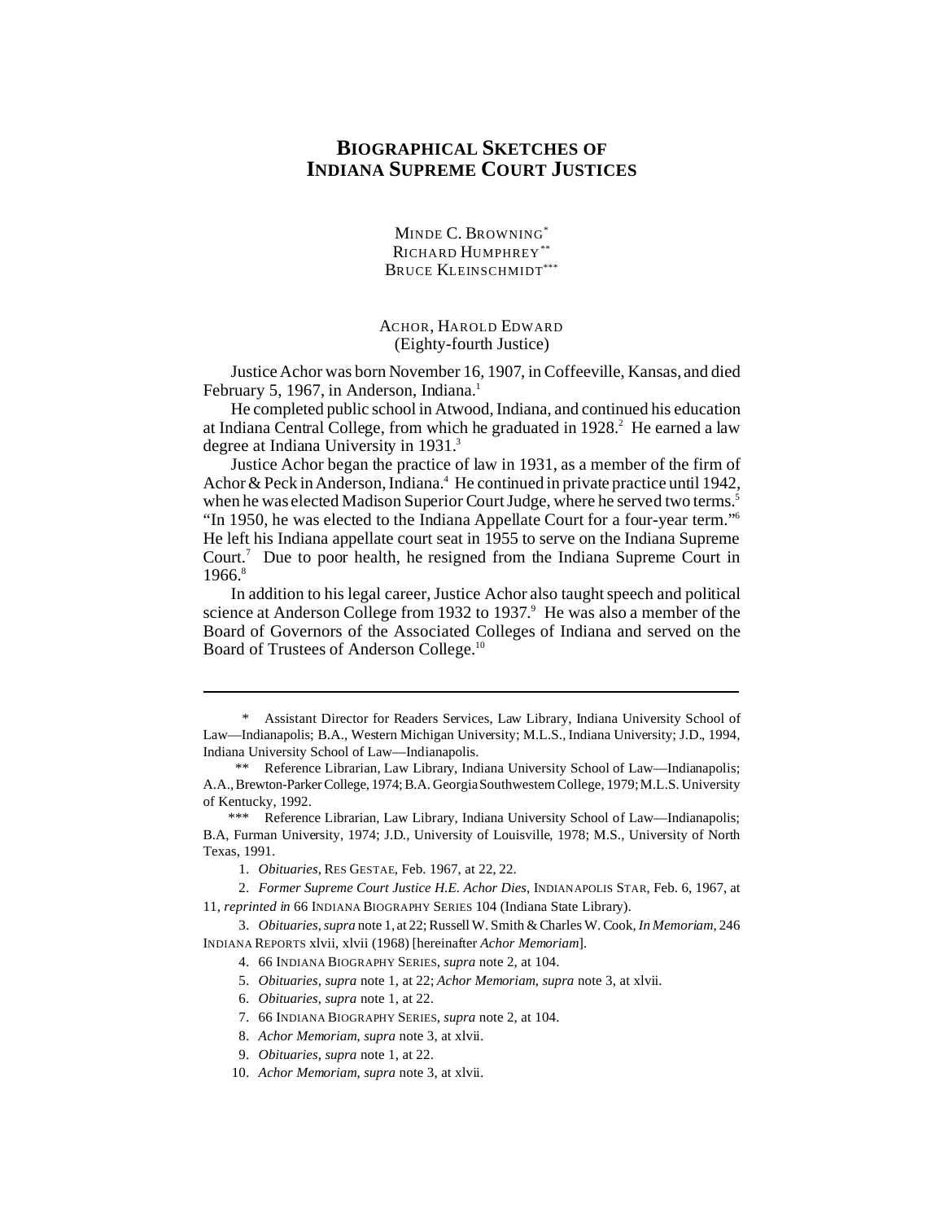# BIOGRAPHICAL SKETCHES OF INDIANA SUPREME COURT JUSTICES

MINDE C. BROWNING*
RICHARD HUMPHREY**
BRUCE KLEINSCHMIDT***

## ACHOR, HAROLD EDWARD
(Eighty-fourth Justice)

Justice Achor was born November 16, 1907, in Coffeeville, Kansas, and died February 5, 1967, in Anderson, Indiana.[1]

He completed public school in Atwood, Indiana, and continued his education at Indiana Central College, from which he graduated in 1928.[2] He earned a law degree at Indiana University in 1931.[3]

Justice Achor began the practice of law in 1931, as a member of the firm of Achor & Peck in Anderson, Indiana.[4] He continued in private practice until 1942, when he was elected Madison Superior Court Judge, where he served two terms.[5] "In 1950, he was elected to the Indiana Appellate Court for a four-year term."[6] He left his Indiana appellate court seat in 1955 to serve on the Indiana Supreme Court.[7] Due to poor health, he resigned from the Indiana Supreme Court in 1966.[8]

In addition to his legal career, Justice Achor also taught speech and political science at Anderson College from 1932 to 1937.[9] He was also a member of the Board of Governors of the Associated Colleges of Indiana and served on the Board of Trustees of Anderson College.[10]

---

\* Assistant Director for Readers Services, Law Library, Indiana University School of Law—Indianapolis; B.A., Western Michigan University; M.L.S., Indiana University; J.D., 1994, Indiana University School of Law—Indianapolis.

\*\* Reference Librarian, Law Library, Indiana University School of Law—Indianapolis; A.A., Brewton-Parker College, 1974; B.A. Georgia Southwestern College, 1979; M.L.S. University of Kentucky, 1992.

\*\*\* Reference Librarian, Law Library, Indiana University School of Law—Indianapolis; B.A, Furman University, 1974; J.D., University of Louisville, 1978; M.S., University of North Texas, 1991.

1. *Obituaries*, RES GESTAE, Feb. 1967, at 22, 22.
2. *Former Supreme Court Justice H.E. Achor Dies*, INDIANAPOLIS STAR, Feb. 6, 1967, at 11, *reprinted in* 66 INDIANA BIOGRAPHY SERIES 104 (Indiana State Library).
3. *Obituaries*, *supra* note 1, at 22; Russell W. Smith & Charles W. Cook, *In Memoriam*, 246 INDIANA REPORTS xlvii, xlvii (1968) [hereinafter *Achor Memoriam*].
4. 66 INDIANA BIOGRAPHY SERIES, *supra* note 2, at 104.
5. *Obituaries*, *supra* note 1, at 22; *Achor Memoriam*, *supra* note 3, at xlvii.
6. *Obituaries*, *supra* note 1, at 22.
7. 66 INDIANA BIOGRAPHY SERIES, *supra* note 2, at 104.
8. *Achor Memoriam*, *supra* note 3, at xlvii.
9. *Obituaries*, *supra* note 1, at 22.
10. *Achor Memoriam*, *supra* note 3, at xlvii.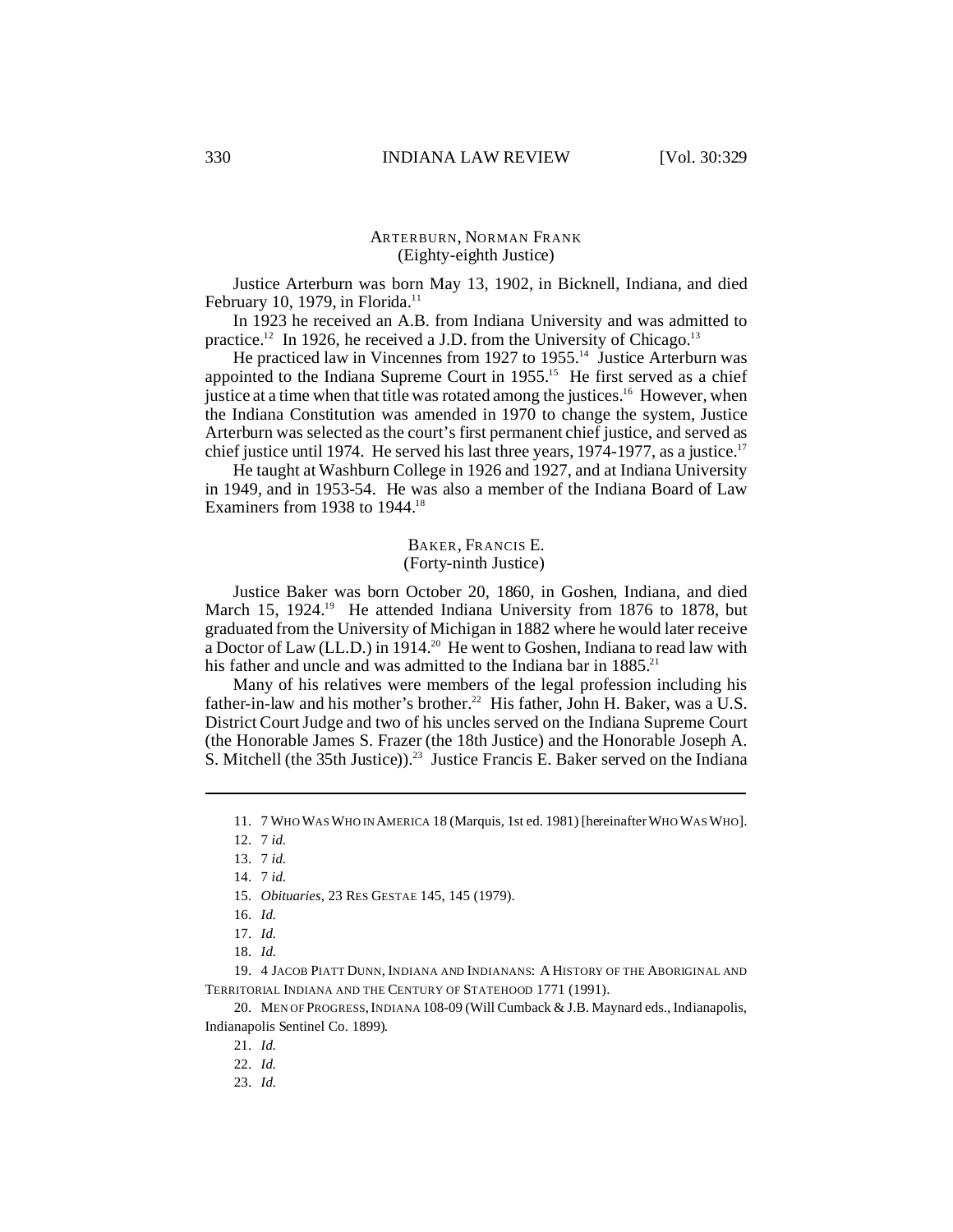## ARTERBURN, NORMAN FRANK
(Eighty-eighth Justice)

Justice Arterburn was born May 13, 1902, in Bicknell, Indiana, and died February 10, 1979, in Florida.[11]

In 1923 he received an A.B. from Indiana University and was admitted to practice.[12] In 1926, he received a J.D. from the University of Chicago.[13]

He practiced law in Vincennes from 1927 to 1955.[14] Justice Arterburn was appointed to the Indiana Supreme Court in 1955.[15] He first served as a chief justice at a time when that title was rotated among the justices.[16] However, when the Indiana Constitution was amended in 1970 to change the system, Justice Arterburn was selected as the court's first permanent chief justice, and served as chief justice until 1974. He served his last three years, 1974-1977, as a justice.[17]

He taught at Washburn College in 1926 and 1927, and at Indiana University in 1949, and in 1953-54. He was also a member of the Indiana Board of Law Examiners from 1938 to 1944.[18]

## BAKER, FRANCIS E.
(Forty-ninth Justice)

Justice Baker was born October 20, 1860, in Goshen, Indiana, and died March 15, 1924.[19] He attended Indiana University from 1876 to 1878, but graduated from the University of Michigan in 1882 where he would later receive a Doctor of Law (LL.D.) in 1914.[20] He went to Goshen, Indiana to read law with his father and uncle and was admitted to the Indiana bar in 1885.[21]

Many of his relatives were members of the legal profession including his father-in-law and his mother's brother.[22] His father, John H. Baker, was a U.S. District Court Judge and two of his uncles served on the Indiana Supreme Court (the Honorable James S. Frazer (the 18th Justice) and the Honorable Joseph A. S. Mitchell (the 35th Justice)).[23] Justice Francis E. Baker served on the Indiana

---

11. 7 WHO WAS WHO IN AMERICA 18 (Marquis, 1st ed. 1981) [hereinafter WHO WAS WHO].

12. 7 *id.*

13. 7 *id.*

14. 7 *id.*

15. *Obituaries*, 23 RES GESTAE 145, 145 (1979).

16. *Id.*

17. *Id.*

18. *Id.*

19. 4 JACOB PIATT DUNN, INDIANA AND INDIANANS: A HISTORY OF THE ABORIGINAL AND TERRITORIAL INDIANA AND THE CENTURY OF STATEHOOD 1771 (1991).

20. MEN OF PROGRESS, INDIANA 108-09 (Will Cumback & J.B. Maynard eds., Indianapolis, Indianapolis Sentinel Co. 1899).

21. *Id.*

22. *Id.*

23. *Id.*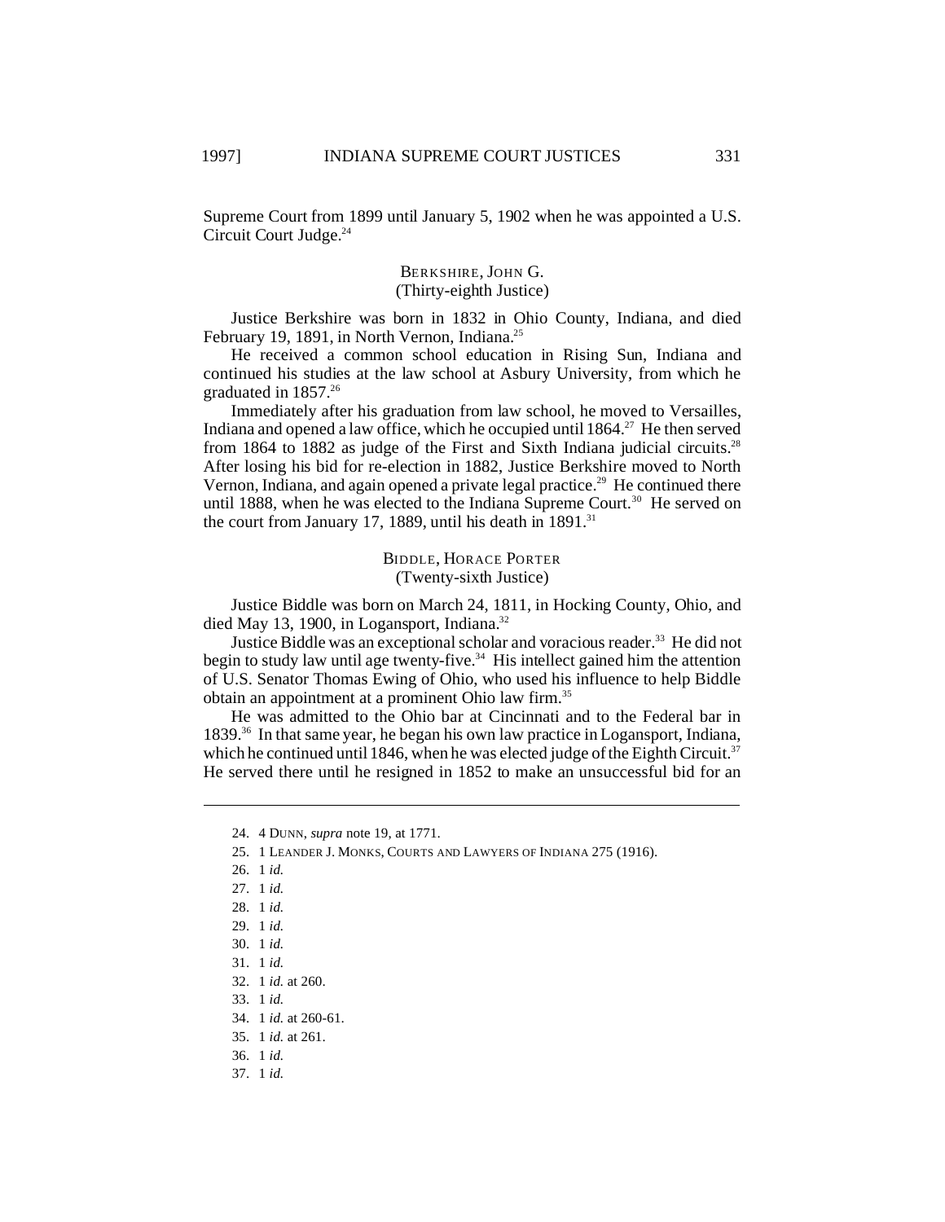Supreme Court from 1899 until January 5, 1902 when he was appointed a U.S. Circuit Court Judge.[24]

### BERKSHIRE, JOHN G.
(Thirty-eighth Justice)

Justice Berkshire was born in 1832 in Ohio County, Indiana, and died February 19, 1891, in North Vernon, Indiana.[25]

He received a common school education in Rising Sun, Indiana and continued his studies at the law school at Asbury University, from which he graduated in 1857.[26]

Immediately after his graduation from law school, he moved to Versailles, Indiana and opened a law office, which he occupied until 1864.[27] He then served from 1864 to 1882 as judge of the First and Sixth Indiana judicial circuits.[28] After losing his bid for re-election in 1882, Justice Berkshire moved to North Vernon, Indiana, and again opened a private legal practice.[29] He continued there until 1888, when he was elected to the Indiana Supreme Court.[30] He served on the court from January 17, 1889, until his death in 1891.[31]

### BIDDLE, HORACE PORTER
(Twenty-sixth Justice)

Justice Biddle was born on March 24, 1811, in Hocking County, Ohio, and died May 13, 1900, in Logansport, Indiana.[32]

Justice Biddle was an exceptional scholar and voracious reader.[33] He did not begin to study law until age twenty-five.[34] His intellect gained him the attention of U.S. Senator Thomas Ewing of Ohio, who used his influence to help Biddle obtain an appointment at a prominent Ohio law firm.[35]

He was admitted to the Ohio bar at Cincinnati and to the Federal bar in 1839.[36] In that same year, he began his own law practice in Logansport, Indiana, which he continued until 1846, when he was elected judge of the Eighth Circuit.[37] He served there until he resigned in 1852 to make an unsuccessful bid for an

---

24. 4 DUNN, *supra* note 19, at 1771.
25. 1 LEANDER J. MONKS, COURTS AND LAWYERS OF INDIANA 275 (1916).
26. 1 *id.*
27. 1 *id.*
28. 1 *id.*
29. 1 *id.*
30. 1 *id.*
31. 1 *id.*
32. 1 *id.* at 260.
33. 1 *id.*
34. 1 *id.* at 260-61.
35. 1 *id.* at 261.
36. 1 *id.*
37. 1 *id.*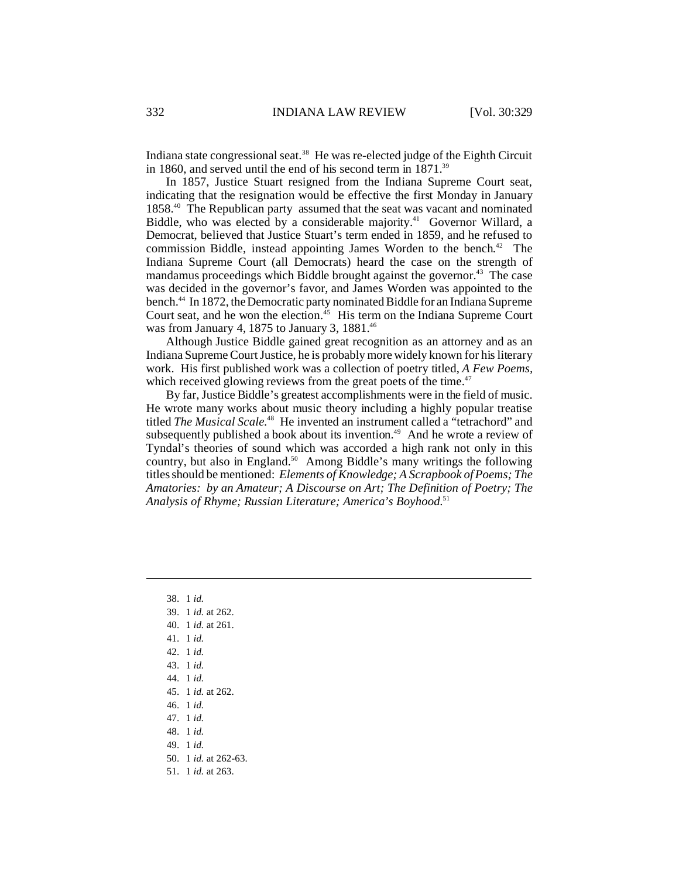Indiana state congressional seat.[38] He was re-elected judge of the Eighth Circuit in 1860, and served until the end of his second term in 1871.[39]

In 1857, Justice Stuart resigned from the Indiana Supreme Court seat, indicating that the resignation would be effective the first Monday in January 1858.[40] The Republican party assumed that the seat was vacant and nominated Biddle, who was elected by a considerable majority.[41] Governor Willard, a Democrat, believed that Justice Stuart's term ended in 1859, and he refused to commission Biddle, instead appointing James Worden to the bench.[42] The Indiana Supreme Court (all Democrats) heard the case on the strength of mandamus proceedings which Biddle brought against the governor.[43] The case was decided in the governor's favor, and James Worden was appointed to the bench.[44] In 1872, the Democratic party nominated Biddle for an Indiana Supreme Court seat, and he won the election.[45] His term on the Indiana Supreme Court was from January 4, 1875 to January 3, 1881.[46]

Although Justice Biddle gained great recognition as an attorney and as an Indiana Supreme Court Justice, he is probably more widely known for his literary work. His first published work was a collection of poetry titled, *A Few Poems,* which received glowing reviews from the great poets of the time.[47]

By far, Justice Biddle's greatest accomplishments were in the field of music. He wrote many works about music theory including a highly popular treatise titled *The Musical Scale*.[48] He invented an instrument called a "tetrachord" and subsequently published a book about its invention.[49] And he wrote a review of Tyndal's theories of sound which was accorded a high rank not only in this country, but also in England.[50] Among Biddle's many writings the following titles should be mentioned: *Elements of Knowledge; A Scrapbook of Poems; The Amatories: by an Amateur; A Discourse on Art; The Definition of Poetry; The Analysis of Rhyme; Russian Literature; America's Boyhood*.[51]

---

38. 1 *id.*
39. 1 *id.* at 262.
40. 1 *id.* at 261.
41. 1 *id.*
42. 1 *id.*
43. 1 *id.*
44. 1 *id.*
45. 1 *id.* at 262.
46. 1 *id.*
47. 1 *id.*
48. 1 *id.*
49. 1 *id.*
50. 1 *id.* at 262-63.
51. 1 *id.* at 263.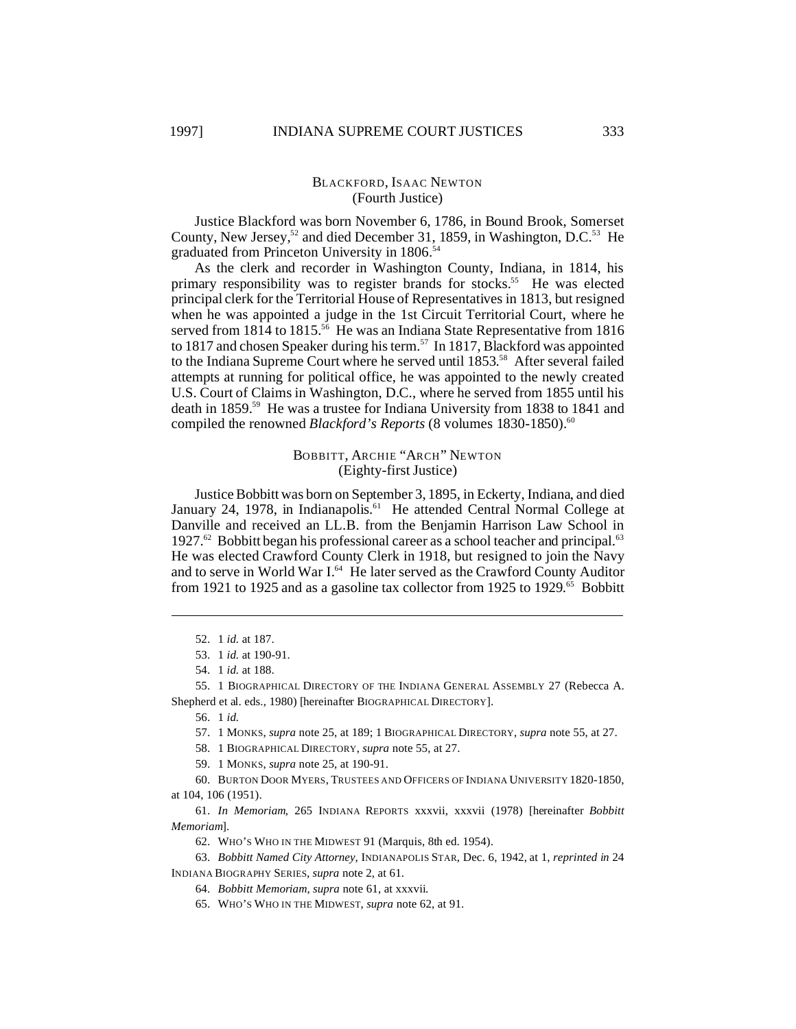### BLACKFORD, ISAAC NEWTON
(Fourth Justice)

Justice Blackford was born November 6, 1786, in Bound Brook, Somerset County, New Jersey,[52] and died December 31, 1859, in Washington, D.C.[53] He graduated from Princeton University in 1806.[54]

As the clerk and recorder in Washington County, Indiana, in 1814, his primary responsibility was to register brands for stocks.[55] He was elected principal clerk for the Territorial House of Representatives in 1813, but resigned when he was appointed a judge in the 1st Circuit Territorial Court, where he served from 1814 to 1815.[56] He was an Indiana State Representative from 1816 to 1817 and chosen Speaker during his term.[57] In 1817, Blackford was appointed to the Indiana Supreme Court where he served until 1853.[58] After several failed attempts at running for political office, he was appointed to the newly created U.S. Court of Claims in Washington, D.C., where he served from 1855 until his death in 1859.[59] He was a trustee for Indiana University from 1838 to 1841 and compiled the renowned *Blackford's Reports* (8 volumes 1830-1850).[60]

### BOBBITT, ARCHIE "ARCH" NEWTON
(Eighty-first Justice)

Justice Bobbitt was born on September 3, 1895, in Eckerty, Indiana, and died January 24, 1978, in Indianapolis.[61] He attended Central Normal College at Danville and received an LL.B. from the Benjamin Harrison Law School in 1927.[62] Bobbitt began his professional career as a school teacher and principal.[63] He was elected Crawford County Clerk in 1918, but resigned to join the Navy and to serve in World War I.[64] He later served as the Crawford County Auditor from 1921 to 1925 and as a gasoline tax collector from 1925 to 1929.[65] Bobbitt

---

52. 1 *id.* at 187.

53. 1 *id.* at 190-91.

54. 1 *id.* at 188.

55. 1 BIOGRAPHICAL DIRECTORY OF THE INDIANA GENERAL ASSEMBLY 27 (Rebecca A. Shepherd et al. eds., 1980) [hereinafter BIOGRAPHICAL DIRECTORY].

56. 1 *id.*

57. 1 MONKS, *supra* note 25, at 189; 1 BIOGRAPHICAL DIRECTORY, *supra* note 55, at 27.

58. 1 BIOGRAPHICAL DIRECTORY, *supra* note 55, at 27.

59. 1 MONKS, *supra* note 25, at 190-91.

60. BURTON DOOR MYERS, TRUSTEES AND OFFICERS OF INDIANA UNIVERSITY 1820-1850, at 104, 106 (1951).

61. *In Memoriam*, 265 INDIANA REPORTS xxxvii, xxxvii (1978) [hereinafter *Bobbitt Memoriam*].

62. WHO'S WHO IN THE MIDWEST 91 (Marquis, 8th ed. 1954).

63. *Bobbitt Named City Attorney*, INDIANAPOLIS STAR, Dec. 6, 1942, at 1, *reprinted in* 24 INDIANA BIOGRAPHY SERIES, *supra* note 2, at 61.

64. *Bobbitt Memoriam*, *supra* note 61, at xxxvii.

65. WHO'S WHO IN THE MIDWEST, *supra* note 62, at 91.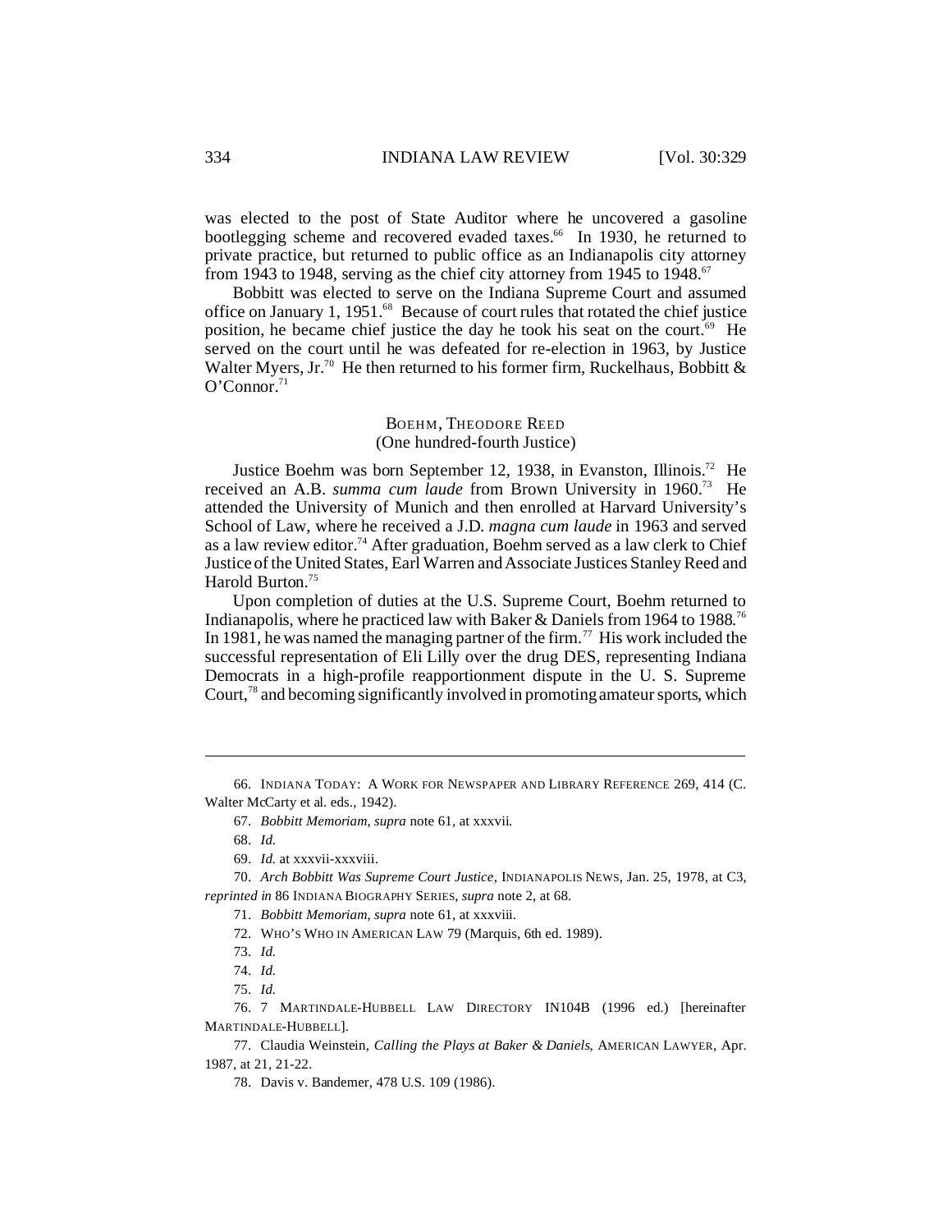was elected to the post of State Auditor where he uncovered a gasoline bootlegging scheme and recovered evaded taxes.[66] In 1930, he returned to private practice, but returned to public office as an Indianapolis city attorney from 1943 to 1948, serving as the chief city attorney from 1945 to 1948.[67]

Bobbitt was elected to serve on the Indiana Supreme Court and assumed office on January 1, 1951.[68] Because of court rules that rotated the chief justice position, he became chief justice the day he took his seat on the court.[69] He served on the court until he was defeated for re-election in 1963, by Justice Walter Myers, Jr.[70] He then returned to his former firm, Ruckelhaus, Bobbitt & O'Connor.[71]

### BOEHM, THEODORE REED
(One hundred-fourth Justice)

Justice Boehm was born September 12, 1938, in Evanston, Illinois.[72] He received an A.B. *summa cum laude* from Brown University in 1960.[73] He attended the University of Munich and then enrolled at Harvard University's School of Law, where he received a J.D. *magna cum laude* in 1963 and served as a law review editor.[74] After graduation, Boehm served as a law clerk to Chief Justice of the United States, Earl Warren and Associate Justices Stanley Reed and Harold Burton.[75]

Upon completion of duties at the U.S. Supreme Court, Boehm returned to Indianapolis, where he practiced law with Baker & Daniels from 1964 to 1988.[76] In 1981, he was named the managing partner of the firm.[77] His work included the successful representation of Eli Lilly over the drug DES, representing Indiana Democrats in a high-profile reapportionment dispute in the U. S. Supreme Court,[78] and becoming significantly involved in promoting amateur sports, which

---

66. INDIANA TODAY: A WORK FOR NEWSPAPER AND LIBRARY REFERENCE 269, 414 (C. Walter McCarty et al. eds., 1942).

67. *Bobbitt Memoriam*, *supra* note 61, at xxxvii.

68. *Id.*

69. *Id.* at xxxvii-xxxviii.

70. *Arch Bobbitt Was Supreme Court Justice*, INDIANAPOLIS NEWS, Jan. 25, 1978, at C3, *reprinted in* 86 INDIANA BIOGRAPHY SERIES, *supra* note 2, at 68.

71. *Bobbitt Memoriam*, *supra* note 61, at xxxviii.

72. WHO'S WHO IN AMERICAN LAW 79 (Marquis, 6th ed. 1989).

73. *Id.*

74. *Id.*

75. *Id.*

76. 7 MARTINDALE-HUBBELL LAW DIRECTORY IN104B (1996 ed.) [hereinafter MARTINDALE-HUBBELL].

77. Claudia Weinstein, *Calling the Plays at Baker & Daniels*, AMERICAN LAWYER, Apr. 1987, at 21, 21-22.

78. Davis v. Bandemer, 478 U.S. 109 (1986).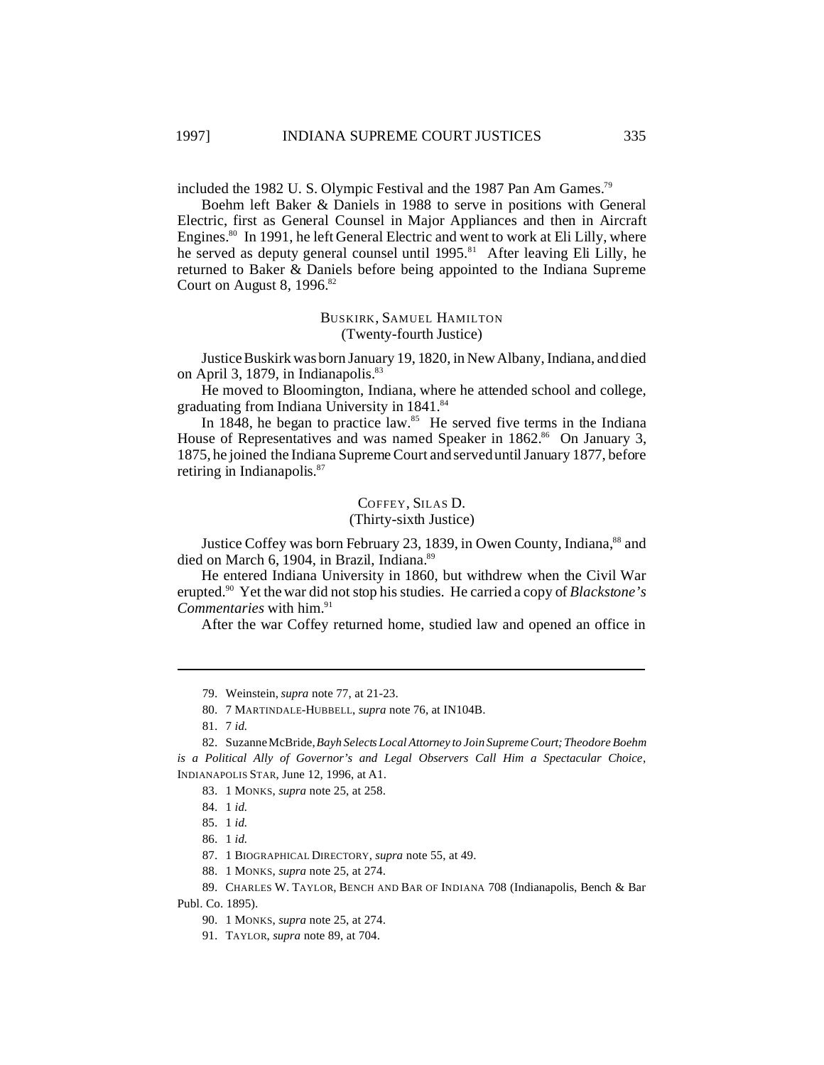included the 1982 U. S. Olympic Festival and the 1987 Pan Am Games.[79]

Boehm left Baker & Daniels in 1988 to serve in positions with General Electric, first as General Counsel in Major Appliances and then in Aircraft Engines.[80] In 1991, he left General Electric and went to work at Eli Lilly, where he served as deputy general counsel until 1995.[81] After leaving Eli Lilly, he returned to Baker & Daniels before being appointed to the Indiana Supreme Court on August 8, 1996.[82]

### BUSKIRK, SAMUEL HAMILTON
(Twenty-fourth Justice)

Justice Buskirk was born January 19, 1820, in New Albany, Indiana, and died on April 3, 1879, in Indianapolis.[83]

He moved to Bloomington, Indiana, where he attended school and college, graduating from Indiana University in 1841.[84]

In 1848, he began to practice law.[85] He served five terms in the Indiana House of Representatives and was named Speaker in 1862.[86] On January 3, 1875, he joined the Indiana Supreme Court and served until January 1877, before retiring in Indianapolis.[87]

### COFFEY, SILAS D.
(Thirty-sixth Justice)

Justice Coffey was born February 23, 1839, in Owen County, Indiana,[88] and died on March 6, 1904, in Brazil, Indiana.[89]

He entered Indiana University in 1860, but withdrew when the Civil War erupted.[90] Yet the war did not stop his studies. He carried a copy of *Blackstone's Commentaries* with him.[91]

After the war Coffey returned home, studied law and opened an office in

---

79. Weinstein, *supra* note 77, at 21-23.

80. 7 MARTINDALE-HUBBELL, *supra* note 76, at IN104B.

81. 7 *id.*

82. Suzanne McBride, *Bayh Selects Local Attorney to Join Supreme Court; Theodore Boehm is a Political Ally of Governor's and Legal Observers Call Him a Spectacular Choice*, INDIANAPOLIS STAR, June 12, 1996, at A1.

83. 1 MONKS, *supra* note 25, at 258.

84. 1 *id.*

85. 1 *id.*

86. 1 *id.*

87. 1 BIOGRAPHICAL DIRECTORY, *supra* note 55, at 49.

88. 1 MONKS, *supra* note 25, at 274.

89. CHARLES W. TAYLOR, BENCH AND BAR OF INDIANA 708 (Indianapolis, Bench & Bar Publ. Co. 1895).

90. 1 MONKS, *supra* note 25, at 274.

91. TAYLOR, *supra* note 89, at 704.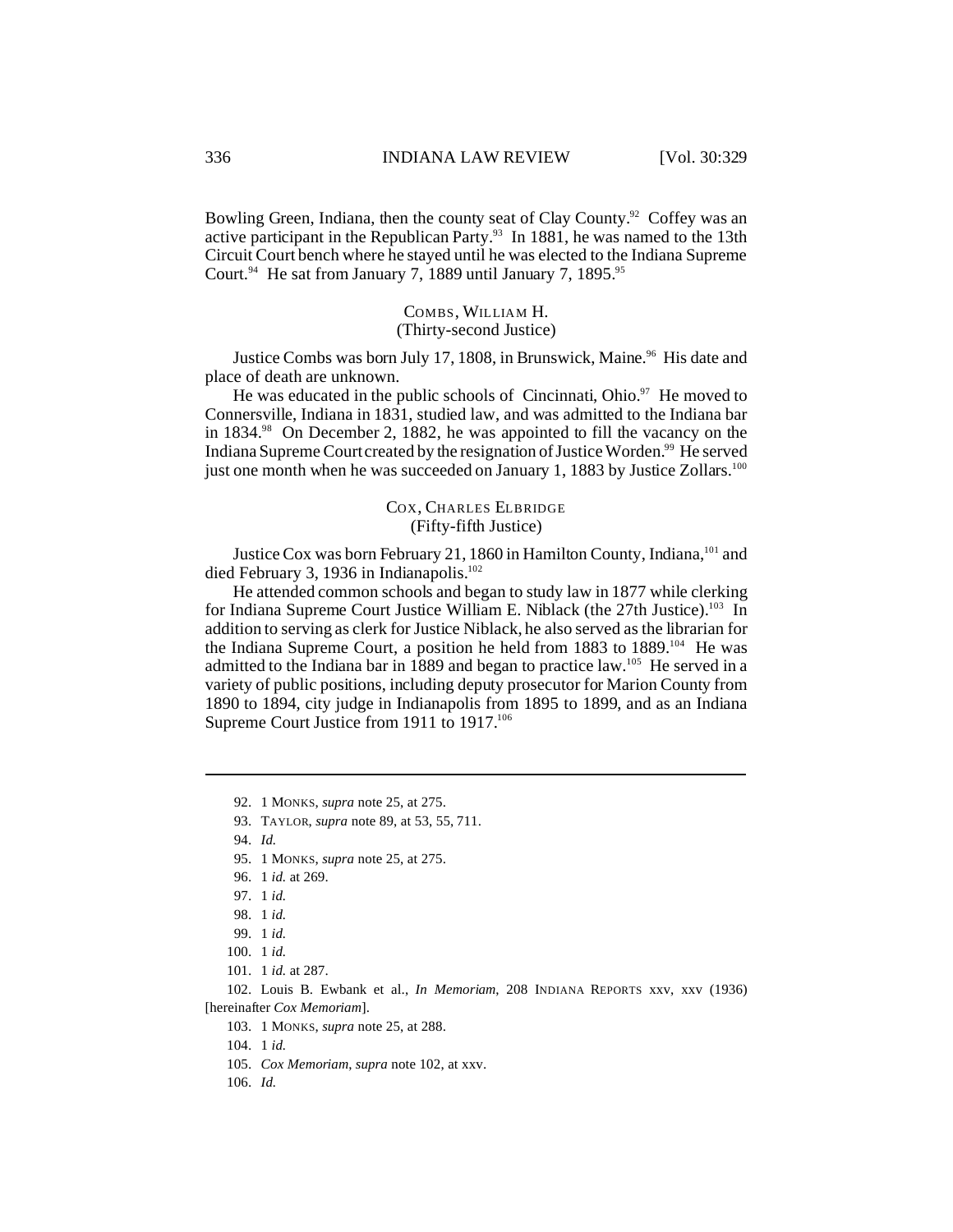Bowling Green, Indiana, then the county seat of Clay County.[92] Coffey was an active participant in the Republican Party.[93] In 1881, he was named to the 13th Circuit Court bench where he stayed until he was elected to the Indiana Supreme Court.[94] He sat from January 7, 1889 until January 7, 1895.[95]

### COMBS, WILLIAM H.
(Thirty-second Justice)

Justice Combs was born July 17, 1808, in Brunswick, Maine.[96] His date and place of death are unknown.

He was educated in the public schools of Cincinnati, Ohio.[97] He moved to Connersville, Indiana in 1831, studied law, and was admitted to the Indiana bar in 1834.[98] On December 2, 1882, he was appointed to fill the vacancy on the Indiana Supreme Court created by the resignation of Justice Worden.[99] He served just one month when he was succeeded on January 1, 1883 by Justice Zollars.[100]

### COX, CHARLES ELBRIDGE
(Fifty-fifth Justice)

Justice Cox was born February 21, 1860 in Hamilton County, Indiana,[101] and died February 3, 1936 in Indianapolis.[102]

He attended common schools and began to study law in 1877 while clerking for Indiana Supreme Court Justice William E. Niblack (the 27th Justice).[103] In addition to serving as clerk for Justice Niblack, he also served as the librarian for the Indiana Supreme Court, a position he held from 1883 to 1889.[104] He was admitted to the Indiana bar in 1889 and began to practice law.[105] He served in a variety of public positions, including deputy prosecutor for Marion County from 1890 to 1894, city judge in Indianapolis from 1895 to 1899, and as an Indiana Supreme Court Justice from 1911 to 1917.[106]

---

92. 1 MONKS, *supra* note 25, at 275.
93. TAYLOR, *supra* note 89, at 53, 55, 711.
94. *Id.*
95. 1 MONKS, *supra* note 25, at 275.
96. 1 *id.* at 269.
97. 1 *id.*
98. 1 *id.*
99. 1 *id.*
100. 1 *id.*
101. 1 *id.* at 287.
102. Louis B. Ewbank et al., *In Memoriam*, 208 INDIANA REPORTS xxv, xxv (1936) [hereinafter *Cox Memoriam*].
103. 1 MONKS, *supra* note 25, at 288.
104. 1 *id.*
105. *Cox Memoriam*, *supra* note 102, at xxv.
106. *Id.*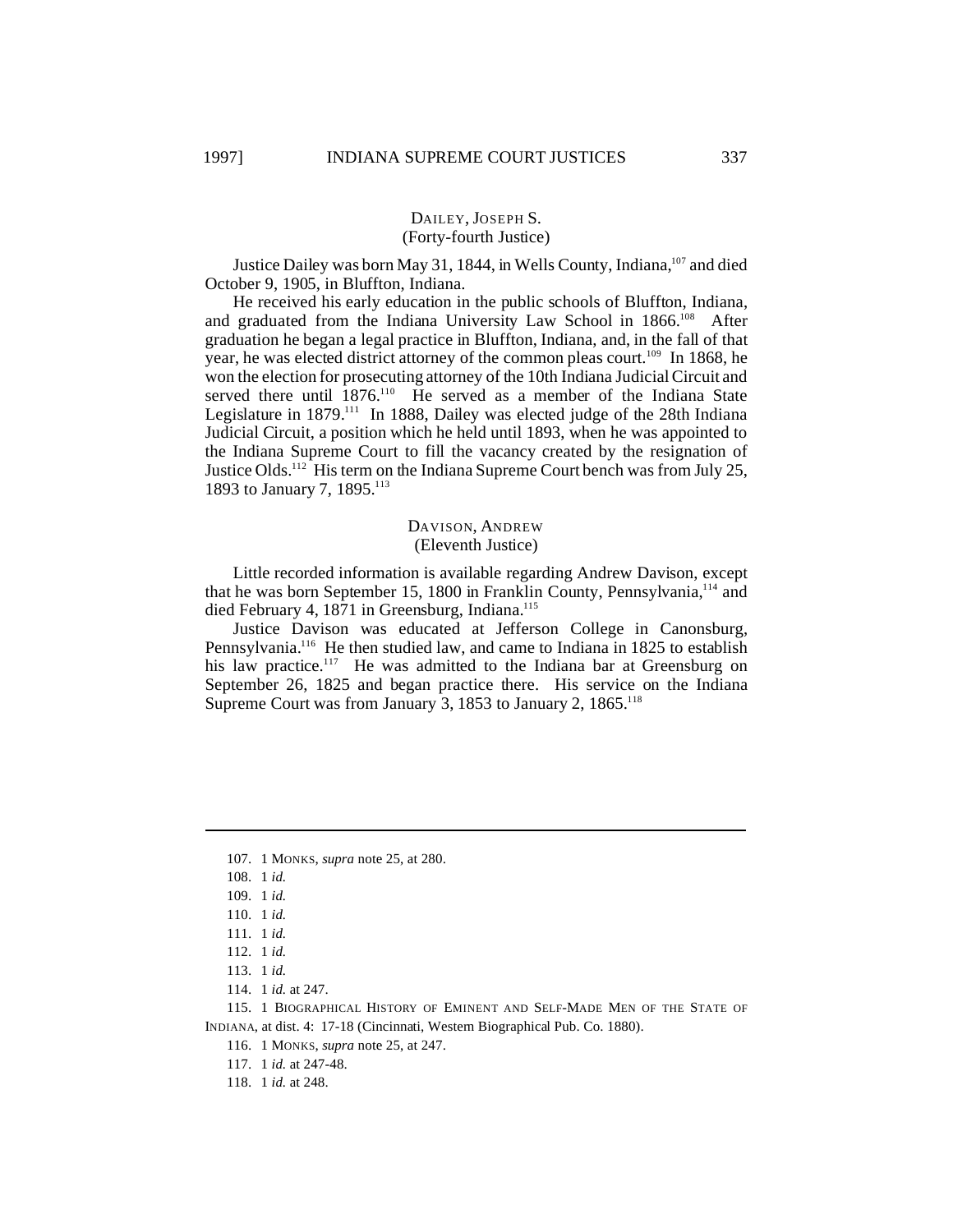### DAILEY, JOSEPH S.
(Forty-fourth Justice)

Justice Dailey was born May 31, 1844, in Wells County, Indiana,[107] and died October 9, 1905, in Bluffton, Indiana.

He received his early education in the public schools of Bluffton, Indiana, and graduated from the Indiana University Law School in 1866.[108] After graduation he began a legal practice in Bluffton, Indiana, and, in the fall of that year, he was elected district attorney of the common pleas court.[109] In 1868, he won the election for prosecuting attorney of the 10th Indiana Judicial Circuit and served there until 1876.[110] He served as a member of the Indiana State Legislature in 1879.[111] In 1888, Dailey was elected judge of the 28th Indiana Judicial Circuit, a position which he held until 1893, when he was appointed to the Indiana Supreme Court to fill the vacancy created by the resignation of Justice Olds.[112] His term on the Indiana Supreme Court bench was from July 25, 1893 to January 7, 1895.[113]

### DAVISON, ANDREW
(Eleventh Justice)

Little recorded information is available regarding Andrew Davison, except that he was born September 15, 1800 in Franklin County, Pennsylvania,[114] and died February 4, 1871 in Greensburg, Indiana.[115]

Justice Davison was educated at Jefferson College in Canonsburg, Pennsylvania.[116] He then studied law, and came to Indiana in 1825 to establish his law practice.[117] He was admitted to the Indiana bar at Greensburg on September 26, 1825 and began practice there. His service on the Indiana Supreme Court was from January 3, 1853 to January 2, 1865.[118]

---

107. 1 MONKS, *supra* note 25, at 280.

108. 1 *id.*

109. 1 *id.*

110. 1 *id.*

111. 1 *id.*

112. 1 *id.*

113. 1 *id.*

114. 1 *id.* at 247.

115. 1 BIOGRAPHICAL HISTORY OF EMINENT AND SELF-MADE MEN OF THE STATE OF INDIANA, at dist. 4: 17-18 (Cincinnati, Western Biographical Pub. Co. 1880).

116. 1 MONKS, *supra* note 25, at 247.

117. 1 *id.* at 247-48.

118. 1 *id.* at 248.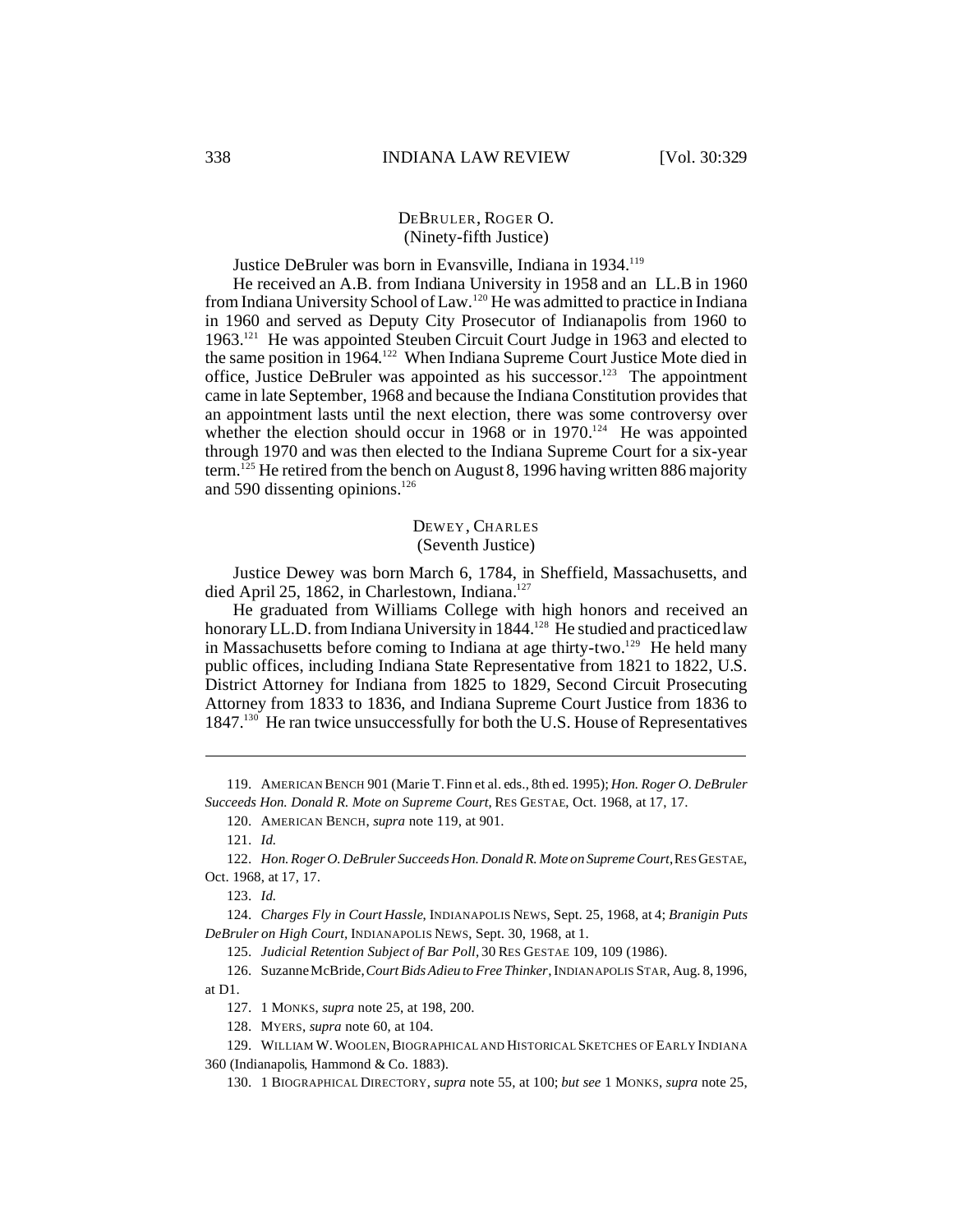### DEBRULER, ROGER O.
(Ninety-fifth Justice)

Justice DeBruler was born in Evansville, Indiana in 1934.[119]

He received an A.B. from Indiana University in 1958 and an LL.B in 1960 from Indiana University School of Law.[120] He was admitted to practice in Indiana in 1960 and served as Deputy City Prosecutor of Indianapolis from 1960 to 1963.[121] He was appointed Steuben Circuit Court Judge in 1963 and elected to the same position in 1964.[122] When Indiana Supreme Court Justice Mote died in office, Justice DeBruler was appointed as his successor.[123] The appointment came in late September, 1968 and because the Indiana Constitution provides that an appointment lasts until the next election, there was some controversy over whether the election should occur in 1968 or in 1970.[124] He was appointed through 1970 and was then elected to the Indiana Supreme Court for a six-year term.[125] He retired from the bench on August 8, 1996 having written 886 majority and 590 dissenting opinions.[126]

### DEWEY, CHARLES
(Seventh Justice)

Justice Dewey was born March 6, 1784, in Sheffield, Massachusetts, and died April 25, 1862, in Charlestown, Indiana.[127]

He graduated from Williams College with high honors and received an honorary LL.D. from Indiana University in 1844.[128] He studied and practiced law in Massachusetts before coming to Indiana at age thirty-two.[129] He held many public offices, including Indiana State Representative from 1821 to 1822, U.S. District Attorney for Indiana from 1825 to 1829, Second Circuit Prosecuting Attorney from 1833 to 1836, and Indiana Supreme Court Justice from 1836 to 1847.[130] He ran twice unsuccessfully for both the U.S. House of Representatives

---

119. AMERICAN BENCH 901 (Marie T. Finn et al. eds., 8th ed. 1995); *Hon. Roger O. DeBruler Succeeds Hon. Donald R. Mote on Supreme Court*, RES GESTAE, Oct. 1968, at 17, 17.

120. AMERICAN BENCH, *supra* note 119, at 901.

121. *Id.*

122. *Hon. Roger O. DeBruler Succeeds Hon. Donald R. Mote on Supreme Court*, RES GESTAE, Oct. 1968, at 17, 17.

123. *Id.*

124. *Charges Fly in Court Hassle*, INDIANAPOLIS NEWS, Sept. 25, 1968, at 4; *Branigin Puts DeBruler on High Court*, INDIANAPOLIS NEWS, Sept. 30, 1968, at 1.

125. *Judicial Retention Subject of Bar Poll*, 30 RES GESTAE 109, 109 (1986).

126. Suzanne McBride, *Court Bids Adieu to Free Thinker*, INDIANAPOLIS STAR, Aug. 8, 1996, at D1.

127. 1 MONKS, *supra* note 25, at 198, 200.

128. MYERS, *supra* note 60, at 104.

129. WILLIAM W. WOOLEN, BIOGRAPHICAL AND HISTORICAL SKETCHES OF EARLY INDIANA 360 (Indianapolis, Hammond & Co. 1883).

130. 1 BIOGRAPHICAL DIRECTORY, *supra* note 55, at 100; *but see* 1 MONKS, *supra* note 25,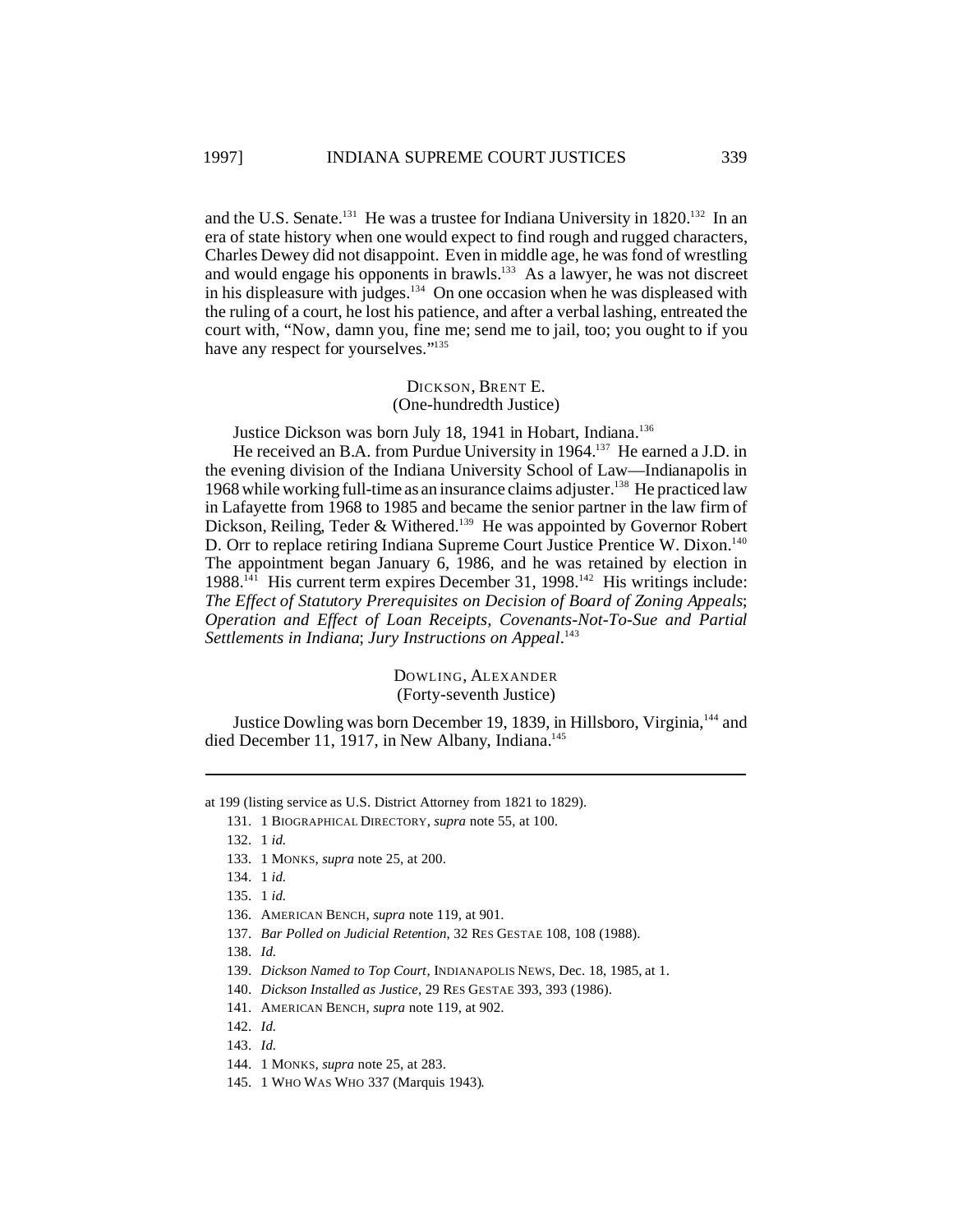and the U.S. Senate.[131] He was a trustee for Indiana University in 1820.[132] In an era of state history when one would expect to find rough and rugged characters, Charles Dewey did not disappoint. Even in middle age, he was fond of wrestling and would engage his opponents in brawls.[133] As a lawyer, he was not discreet in his displeasure with judges.[134] On one occasion when he was displeased with the ruling of a court, he lost his patience, and after a verbal lashing, entreated the court with, "Now, damn you, fine me; send me to jail, too; you ought to if you have any respect for yourselves."[135]

### DICKSON, BRENT E.
(One-hundredth Justice)

Justice Dickson was born July 18, 1941 in Hobart, Indiana.[136]

He received an B.A. from Purdue University in 1964.[137] He earned a J.D. in the evening division of the Indiana University School of Law—Indianapolis in 1968 while working full-time as an insurance claims adjuster.[138] He practiced law in Lafayette from 1968 to 1985 and became the senior partner in the law firm of Dickson, Reiling, Teder & Withered.[139] He was appointed by Governor Robert D. Orr to replace retiring Indiana Supreme Court Justice Prentice W. Dixon.[140] The appointment began January 6, 1986, and he was retained by election in 1988.[141] His current term expires December 31, 1998.[142] His writings include: *The Effect of Statutory Prerequisites on Decision of Board of Zoning Appeals*; *Operation and Effect of Loan Receipts, Covenants-Not-To-Sue and Partial Settlements in Indiana*; *Jury Instructions on Appeal*.[143]

### DOWLING, ALEXANDER
(Forty-seventh Justice)

Justice Dowling was born December 19, 1839, in Hillsboro, Virginia,[144] and died December 11, 1917, in New Albany, Indiana.[145]

---

at 199 (listing service as U.S. District Attorney from 1821 to 1829).

131. 1 BIOGRAPHICAL DIRECTORY, *supra* note 55, at 100.

132. 1 *id.*

133. 1 MONKS, *supra* note 25, at 200.

134. 1 *id.*

135. 1 *id.*

136. AMERICAN BENCH, *supra* note 119, at 901.

137. *Bar Polled on Judicial Retention*, 32 RES GESTAE 108, 108 (1988).

138. *Id.*

139. *Dickson Named to Top Court*, INDIANAPOLIS NEWS, Dec. 18, 1985, at 1.

140. *Dickson Installed as Justice*, 29 RES GESTAE 393, 393 (1986).

141. AMERICAN BENCH, *supra* note 119, at 902.

142. *Id.*

143. *Id.*

144. 1 MONKS, *supra* note 25, at 283.

145. 1 WHO WAS WHO 337 (Marquis 1943).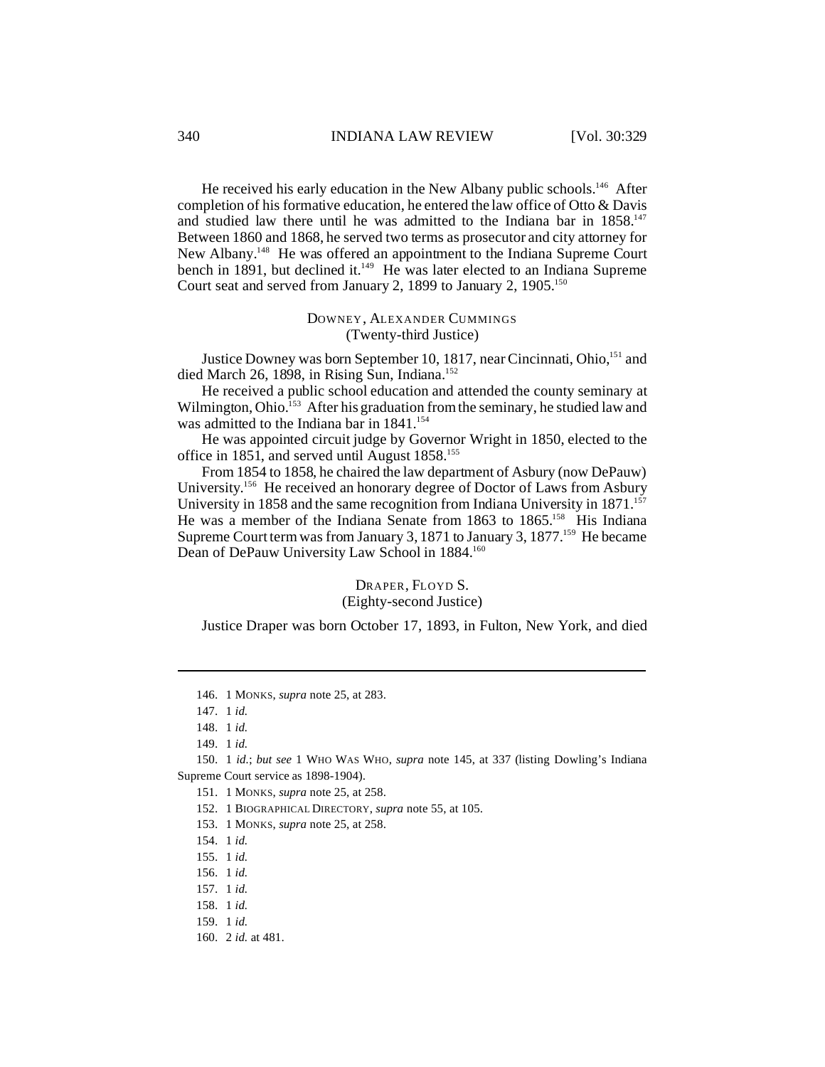He received his early education in the New Albany public schools.[146] After completion of his formative education, he entered the law office of Otto & Davis and studied law there until he was admitted to the Indiana bar in 1858.[147] Between 1860 and 1868, he served two terms as prosecutor and city attorney for New Albany.[148] He was offered an appointment to the Indiana Supreme Court bench in 1891, but declined it.[149] He was later elected to an Indiana Supreme Court seat and served from January 2, 1899 to January 2, 1905.[150]

### DOWNEY, ALEXANDER CUMMINGS
(Twenty-third Justice)

Justice Downey was born September 10, 1817, near Cincinnati, Ohio,[151] and died March 26, 1898, in Rising Sun, Indiana.[152]

He received a public school education and attended the county seminary at Wilmington, Ohio.[153] After his graduation from the seminary, he studied law and was admitted to the Indiana bar in 1841.[154]

He was appointed circuit judge by Governor Wright in 1850, elected to the office in 1851, and served until August 1858.[155]

From 1854 to 1858, he chaired the law department of Asbury (now DePauw) University.[156] He received an honorary degree of Doctor of Laws from Asbury University in 1858 and the same recognition from Indiana University in 1871.[157] He was a member of the Indiana Senate from 1863 to 1865.[158] His Indiana Supreme Court term was from January 3, 1871 to January 3, 1877.[159] He became Dean of DePauw University Law School in 1884.[160]

### DRAPER, FLOYD S.
(Eighty-second Justice)

Justice Draper was born October 17, 1893, in Fulton, New York, and died

---

146. 1 MONKS, *supra* note 25, at 283.

147. 1 *id.*

148. 1 *id.*

149. 1 *id.*

150. 1 *id.*; *but see* 1 WHO WAS WHO, *supra* note 145, at 337 (listing Dowling's Indiana Supreme Court service as 1898-1904).

151. 1 MONKS, *supra* note 25, at 258.

152. 1 BIOGRAPHICAL DIRECTORY, *supra* note 55, at 105.

153. 1 MONKS, *supra* note 25, at 258.

154. 1 *id.*

155. 1 *id.*

156. 1 *id.*

157. 1 *id.*

158. 1 *id.*

159. 1 *id.*

160. 2 *id.* at 481.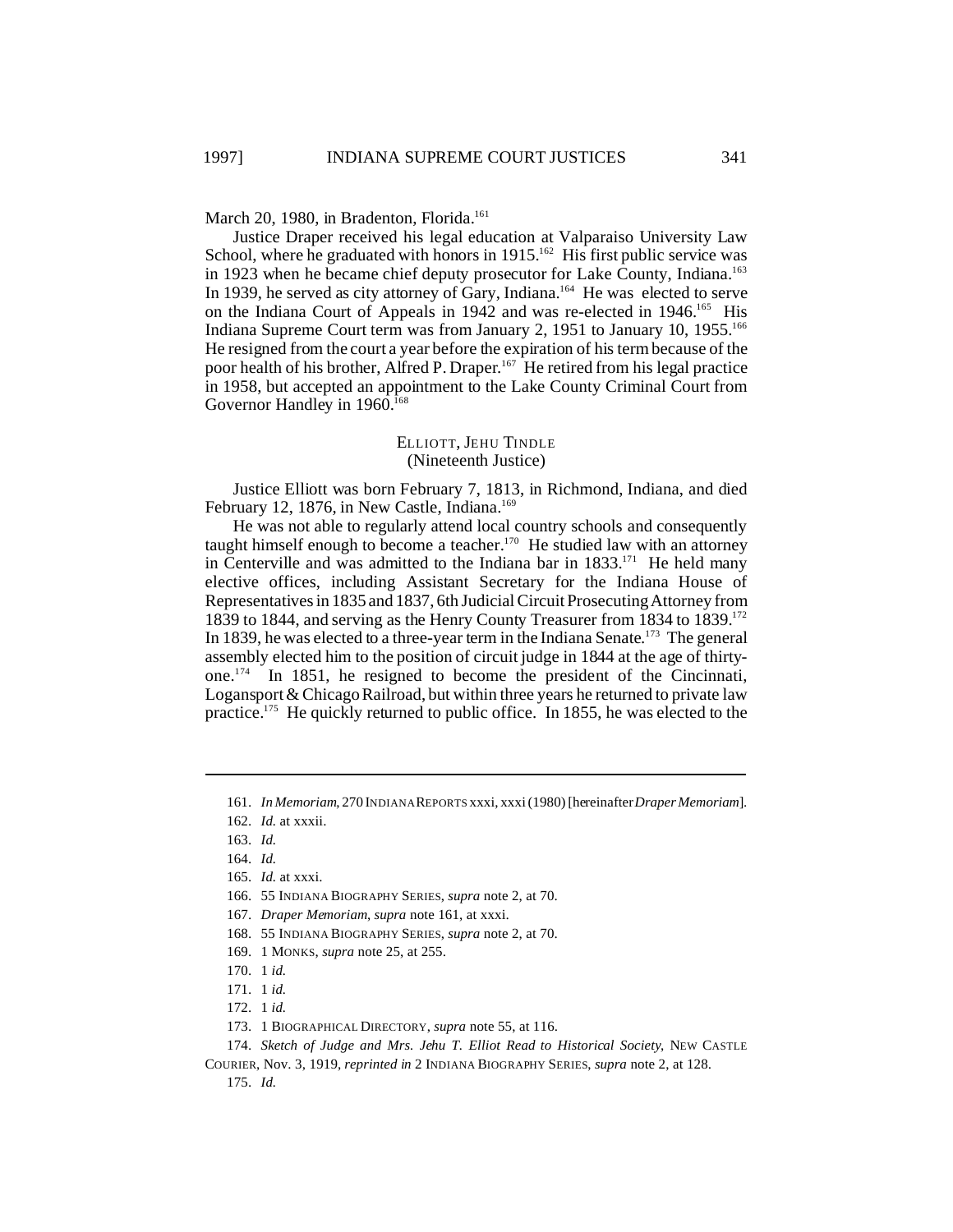March 20, 1980, in Bradenton, Florida.[161]

Justice Draper received his legal education at Valparaiso University Law School, where he graduated with honors in 1915.[162] His first public service was in 1923 when he became chief deputy prosecutor for Lake County, Indiana.[163] In 1939, he served as city attorney of Gary, Indiana.[164] He was elected to serve on the Indiana Court of Appeals in 1942 and was re-elected in 1946.[165] His Indiana Supreme Court term was from January 2, 1951 to January 10, 1955.[166] He resigned from the court a year before the expiration of his term because of the poor health of his brother, Alfred P. Draper.[167] He retired from his legal practice in 1958, but accepted an appointment to the Lake County Criminal Court from Governor Handley in 1960.[168]

## ELLIOTT, JEHU TINDLE
(Nineteenth Justice)

Justice Elliott was born February 7, 1813, in Richmond, Indiana, and died February 12, 1876, in New Castle, Indiana.[169]

He was not able to regularly attend local country schools and consequently taught himself enough to become a teacher.[170] He studied law with an attorney in Centerville and was admitted to the Indiana bar in 1833.[171] He held many elective offices, including Assistant Secretary for the Indiana House of Representatives in 1835 and 1837, 6th Judicial Circuit Prosecuting Attorney from 1839 to 1844, and serving as the Henry County Treasurer from 1834 to 1839.[172] In 1839, he was elected to a three-year term in the Indiana Senate.[173] The general assembly elected him to the position of circuit judge in 1844 at the age of thirty-one.[174] In 1851, he resigned to become the president of the Cincinnati, Logansport & Chicago Railroad, but within three years he returned to private law practice.[175] He quickly returned to public office. In 1855, he was elected to the

---

161. *In Memoriam*, 270 INDIANA REPORTS xxxi, xxxi (1980) [hereinafter *Draper Memoriam*].

162. *Id.* at xxxii.

163. *Id.*

164. *Id.*

165. *Id.* at xxxi.

166. 55 INDIANA BIOGRAPHY SERIES, *supra* note 2, at 70.

167. *Draper Memoriam*, *supra* note 161, at xxxi.

168. 55 INDIANA BIOGRAPHY SERIES, *supra* note 2, at 70.

169. 1 MONKS, *supra* note 25, at 255.

170. 1 *id.*

171. 1 *id.*

172. 1 *id.*

173. 1 BIOGRAPHICAL DIRECTORY, *supra* note 55, at 116.

174. *Sketch of Judge and Mrs. Jehu T. Elliot Read to Historical Society*, NEW CASTLE COURIER, Nov. 3, 1919, *reprinted in* 2 INDIANA BIOGRAPHY SERIES, *supra* note 2, at 128.

175. *Id.*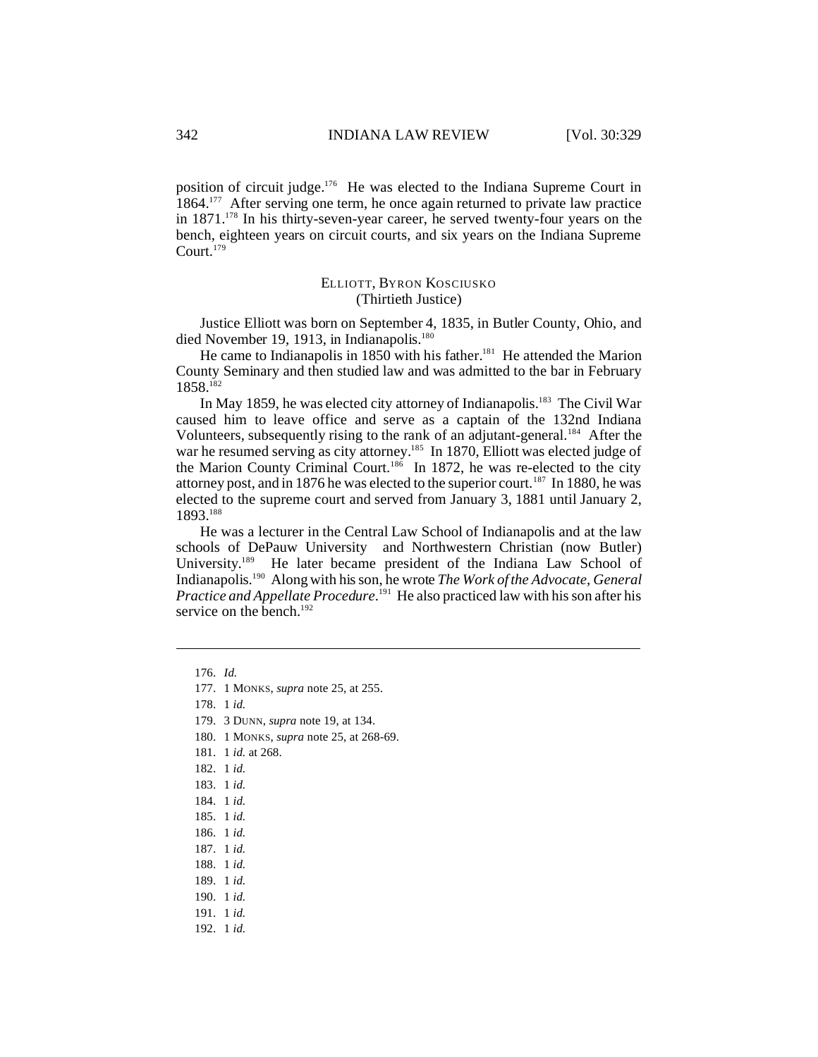position of circuit judge.[176] He was elected to the Indiana Supreme Court in 1864.[177] After serving one term, he once again returned to private law practice in 1871.[178] In his thirty-seven-year career, he served twenty-four years on the bench, eighteen years on circuit courts, and six years on the Indiana Supreme Court.[179]

### ELLIOTT, BYRON KOSCIUSKO
(Thirtieth Justice)

Justice Elliott was born on September 4, 1835, in Butler County, Ohio, and died November 19, 1913, in Indianapolis.[180]

He came to Indianapolis in 1850 with his father.[181] He attended the Marion County Seminary and then studied law and was admitted to the bar in February 1858.[182]

In May 1859, he was elected city attorney of Indianapolis.[183] The Civil War caused him to leave office and serve as a captain of the 132nd Indiana Volunteers, subsequently rising to the rank of an adjutant-general.[184] After the war he resumed serving as city attorney.[185] In 1870, Elliott was elected judge of the Marion County Criminal Court.[186] In 1872, he was re-elected to the city attorney post, and in 1876 he was elected to the superior court.[187] In 1880, he was elected to the supreme court and served from January 3, 1881 until January 2, 1893.[188]

He was a lecturer in the Central Law School of Indianapolis and at the law schools of DePauw University and Northwestern Christian (now Butler) University.[189] He later became president of the Indiana Law School of Indianapolis.[190] Along with his son, he wrote *The Work of the Advocate, General Practice and Appellate Procedure*.[191] He also practiced law with his son after his service on the bench.[192]

---

176. *Id.*
177. 1 MONKS, *supra* note 25, at 255.
178. 1 *id.*
179. 3 DUNN, *supra* note 19, at 134.
180. 1 MONKS, *supra* note 25, at 268-69.
181. 1 *id.* at 268.
182. 1 *id.*
183. 1 *id.*
184. 1 *id.*
185. 1 *id.*
186. 1 *id.*
187. 1 *id.*
188. 1 *id.*
189. 1 *id.*
190. 1 *id.*
191. 1 *id.*
192. 1 *id.*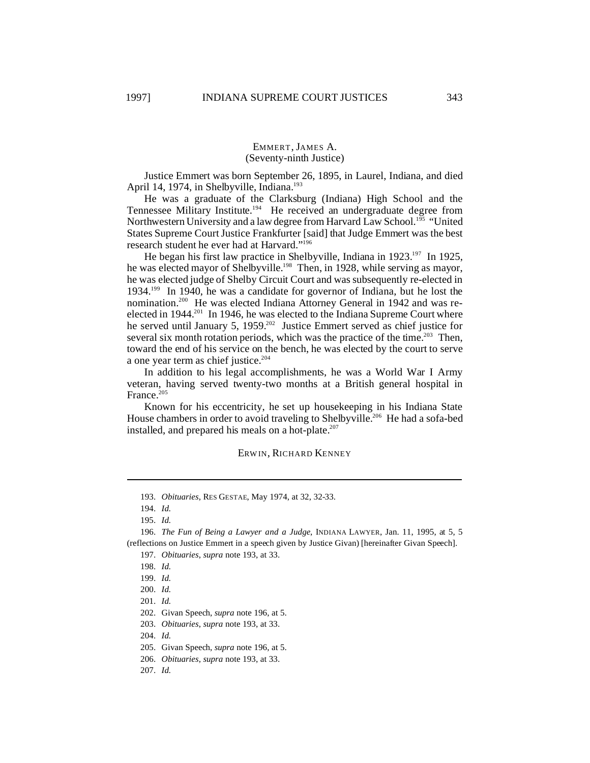## EMMERT, JAMES A.
(Seventy-ninth Justice)

Justice Emmert was born September 26, 1895, in Laurel, Indiana, and died April 14, 1974, in Shelbyville, Indiana.[193]

He was a graduate of the Clarksburg (Indiana) High School and the Tennessee Military Institute.[194] He received an undergraduate degree from Northwestern University and a law degree from Harvard Law School.[195] "United States Supreme Court Justice Frankfurter [said] that Judge Emmert was the best research student he ever had at Harvard."[196]

He began his first law practice in Shelbyville, Indiana in 1923.[197] In 1925, he was elected mayor of Shelbyville.[198] Then, in 1928, while serving as mayor, he was elected judge of Shelby Circuit Court and was subsequently re-elected in 1934.[199] In 1940, he was a candidate for governor of Indiana, but he lost the nomination.[200] He was elected Indiana Attorney General in 1942 and was re-elected in 1944.[201] In 1946, he was elected to the Indiana Supreme Court where he served until January 5, 1959.[202] Justice Emmert served as chief justice for several six month rotation periods, which was the practice of the time.[203] Then, toward the end of his service on the bench, he was elected by the court to serve a one year term as chief justice.[204]

In addition to his legal accomplishments, he was a World War I Army veteran, having served twenty-two months at a British general hospital in France.[205]

Known for his eccentricity, he set up housekeeping in his Indiana State House chambers in order to avoid traveling to Shelbyville.[206] He had a sofa-bed installed, and prepared his meals on a hot-plate.[207]

## ERWIN, RICHARD KENNEY

---

193. *Obituaries*, RES GESTAE, May 1974, at 32, 32-33.

194. *Id.*

195. *Id.*

196. *The Fun of Being a Lawyer and a Judge*, INDIANA LAWYER, Jan. 11, 1995, at 5, 5 (reflections on Justice Emmert in a speech given by Justice Givan) [hereinafter Givan Speech].

197. *Obituaries*, *supra* note 193, at 33.

198. *Id.*

199. *Id.*

200. *Id.*

201. *Id.*

202. Givan Speech, *supra* note 196, at 5.

203. *Obituaries*, *supra* note 193, at 33.

204. *Id.*

205. Givan Speech, *supra* note 196, at 5.

206. *Obituaries*, *supra* note 193, at 33.

207. *Id.*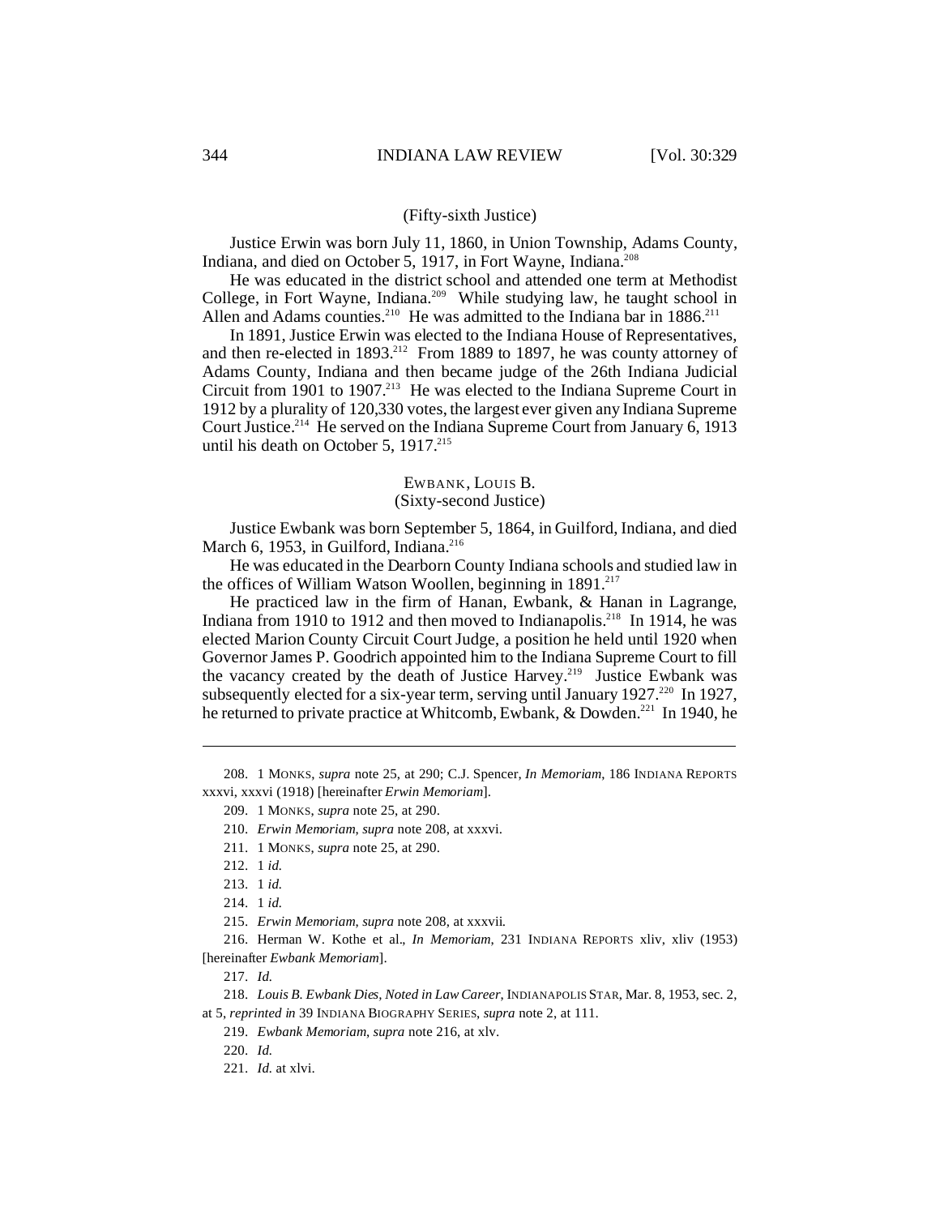(Fifty-sixth Justice)

Justice Erwin was born July 11, 1860, in Union Township, Adams County, Indiana, and died on October 5, 1917, in Fort Wayne, Indiana.[208]

He was educated in the district school and attended one term at Methodist College, in Fort Wayne, Indiana.[209] While studying law, he taught school in Allen and Adams counties.[210] He was admitted to the Indiana bar in 1886.[211]

In 1891, Justice Erwin was elected to the Indiana House of Representatives, and then re-elected in 1893.[212] From 1889 to 1897, he was county attorney of Adams County, Indiana and then became judge of the 26th Indiana Judicial Circuit from 1901 to 1907.[213] He was elected to the Indiana Supreme Court in 1912 by a plurality of 120,330 votes, the largest ever given any Indiana Supreme Court Justice.[214] He served on the Indiana Supreme Court from January 6, 1913 until his death on October 5, 1917.[215]

### EWBANK, LOUIS B.
(Sixty-second Justice)

Justice Ewbank was born September 5, 1864, in Guilford, Indiana, and died March 6, 1953, in Guilford, Indiana.[216]

He was educated in the Dearborn County Indiana schools and studied law in the offices of William Watson Woollen, beginning in 1891.[217]

He practiced law in the firm of Hanan, Ewbank, & Hanan in Lagrange, Indiana from 1910 to 1912 and then moved to Indianapolis.[218] In 1914, he was elected Marion County Circuit Court Judge, a position he held until 1920 when Governor James P. Goodrich appointed him to the Indiana Supreme Court to fill the vacancy created by the death of Justice Harvey.[219] Justice Ewbank was subsequently elected for a six-year term, serving until January 1927.[220] In 1927, he returned to private practice at Whitcomb, Ewbank, & Dowden.[221] In 1940, he

---

208. 1 MONKS, *supra* note 25, at 290; C.J. Spencer, *In Memoriam*, 186 INDIANA REPORTS xxxvi, xxxvi (1918) [hereinafter *Erwin Memoriam*].

209. 1 MONKS, *supra* note 25, at 290.

210. *Erwin Memoriam*, *supra* note 208, at xxxvi.

211. 1 MONKS, *supra* note 25, at 290.

212. 1 *id.*

213. 1 *id.*

214. 1 *id.*

215. *Erwin Memoriam*, *supra* note 208, at xxxvii.

216. Herman W. Kothe et al., *In Memoriam*, 231 INDIANA REPORTS xliv, xliv (1953) [hereinafter *Ewbank Memoriam*].

217. *Id.*

218. *Louis B. Ewbank Dies, Noted in Law Career*, INDIANAPOLIS STAR, Mar. 8, 1953, sec. 2, at 5, *reprinted in* 39 INDIANA BIOGRAPHY SERIES, *supra* note 2, at 111.

219. *Ewbank Memoriam*, *supra* note 216, at xlv.

220. *Id.*

221. *Id.* at xlvi.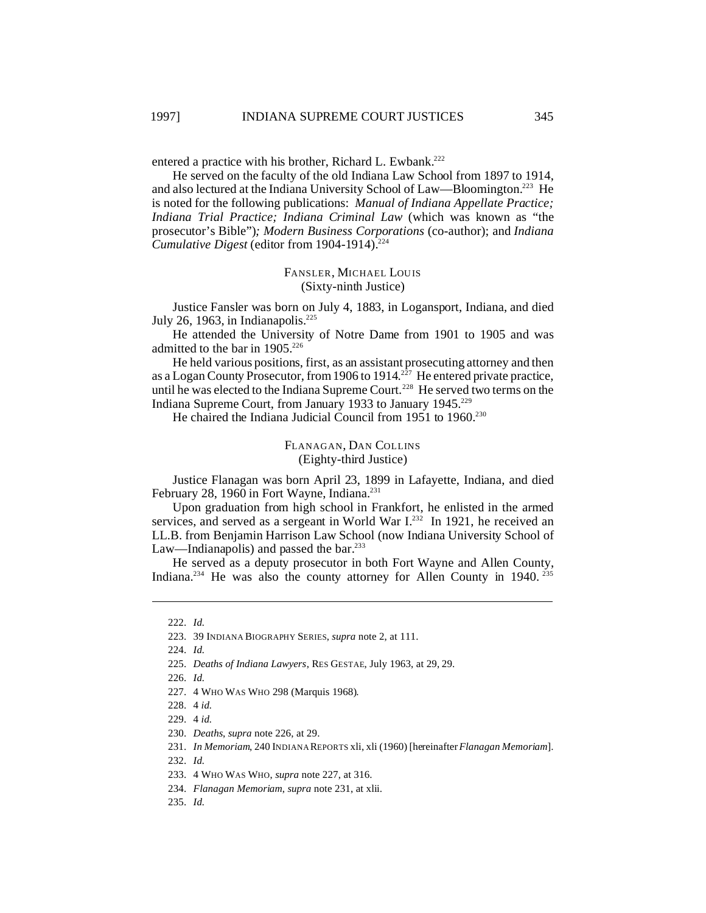entered a practice with his brother, Richard L. Ewbank.[222]

He served on the faculty of the old Indiana Law School from 1897 to 1914, and also lectured at the Indiana University School of Law—Bloomington.[223] He is noted for the following publications: *Manual of Indiana Appellate Practice; Indiana Trial Practice; Indiana Criminal Law* (which was known as "the prosecutor's Bible")*; Modern Business Corporations* (co-author); and *Indiana Cumulative Digest* (editor from 1904-1914).[224]

### FANSLER, MICHAEL LOUIS
(Sixty-ninth Justice)

Justice Fansler was born on July 4, 1883, in Logansport, Indiana, and died July 26, 1963, in Indianapolis.[225]

He attended the University of Notre Dame from 1901 to 1905 and was admitted to the bar in 1905.[226]

He held various positions, first, as an assistant prosecuting attorney and then as a Logan County Prosecutor, from 1906 to 1914.[227] He entered private practice, until he was elected to the Indiana Supreme Court.[228] He served two terms on the Indiana Supreme Court, from January 1933 to January 1945.[229]

He chaired the Indiana Judicial Council from 1951 to 1960.[230]

### FLANAGAN, DAN COLLINS
(Eighty-third Justice)

Justice Flanagan was born April 23, 1899 in Lafayette, Indiana, and died February 28, 1960 in Fort Wayne, Indiana.[231]

Upon graduation from high school in Frankfort, he enlisted in the armed services, and served as a sergeant in World War I.[232] In 1921, he received an LL.B. from Benjamin Harrison Law School (now Indiana University School of Law—Indianapolis) and passed the bar.[233]

He served as a deputy prosecutor in both Fort Wayne and Allen County, Indiana.[234] He was also the county attorney for Allen County in 1940.[235]

---

222. *Id.*

223. 39 INDIANA BIOGRAPHY SERIES, *supra* note 2, at 111.

224. *Id.*

225. *Deaths of Indiana Lawyers*, RES GESTAE, July 1963, at 29, 29.

226. *Id.*

227. 4 WHO WAS WHO 298 (Marquis 1968).

228. 4 *id.*

229. 4 *id.*

230. *Deaths*, *supra* note 226, at 29.

231. *In Memoriam*, 240 INDIANA REPORTS xli, xli (1960) [hereinafter *Flanagan Memoriam*].

232. *Id.*

233. 4 WHO WAS WHO, *supra* note 227, at 316.

234. *Flanagan Memoriam*, *supra* note 231, at xlii.

235. *Id.*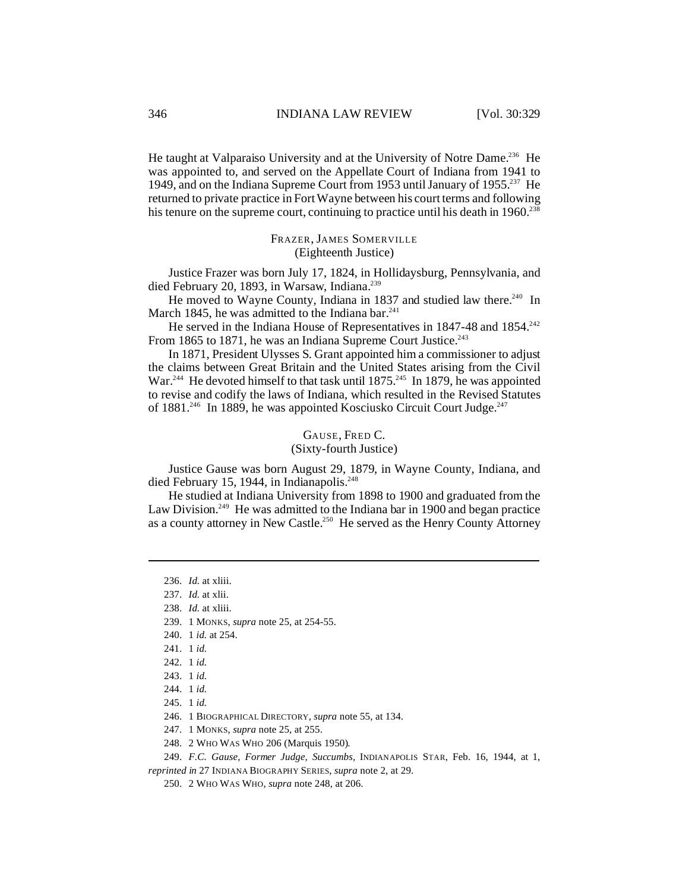He taught at Valparaiso University and at the University of Notre Dame.[236] He was appointed to, and served on the Appellate Court of Indiana from 1941 to 1949, and on the Indiana Supreme Court from 1953 until January of 1955.[237] He returned to private practice in Fort Wayne between his court terms and following his tenure on the supreme court, continuing to practice until his death in 1960.[238]

### FRAZER, JAMES SOMERVILLE
(Eighteenth Justice)

Justice Frazer was born July 17, 1824, in Hollidaysburg, Pennsylvania, and died February 20, 1893, in Warsaw, Indiana.[239]

He moved to Wayne County, Indiana in 1837 and studied law there.[240] In March 1845, he was admitted to the Indiana bar.[241]

He served in the Indiana House of Representatives in 1847-48 and 1854.[242] From 1865 to 1871, he was an Indiana Supreme Court Justice.[243]

In 1871, President Ulysses S. Grant appointed him a commissioner to adjust the claims between Great Britain and the United States arising from the Civil War.[244] He devoted himself to that task until 1875.[245] In 1879, he was appointed to revise and codify the laws of Indiana, which resulted in the Revised Statutes of 1881.[246] In 1889, he was appointed Kosciusko Circuit Court Judge.[247]

### GAUSE, FRED C.
(Sixty-fourth Justice)

Justice Gause was born August 29, 1879, in Wayne County, Indiana, and died February 15, 1944, in Indianapolis.[248]

He studied at Indiana University from 1898 to 1900 and graduated from the Law Division.[249] He was admitted to the Indiana bar in 1900 and began practice as a county attorney in New Castle.[250] He served as the Henry County Attorney

---

236. *Id.* at xliii.

237. *Id.* at xlii.

238. *Id.* at xliii.

239. 1 MONKS, *supra* note 25, at 254-55.

240. 1 *id.* at 254.

241. 1 *id.*

242. 1 *id.*

243. 1 *id.*

244. 1 *id.*

245. 1 *id.*

246. 1 BIOGRAPHICAL DIRECTORY, *supra* note 55, at 134.

247. 1 MONKS, *supra* note 25, at 255.

248. 2 WHO WAS WHO 206 (Marquis 1950).

249. *F.C. Gause, Former Judge, Succumbs*, INDIANAPOLIS STAR, Feb. 16, 1944, at 1, *reprinted in* 27 INDIANA BIOGRAPHY SERIES, *supra* note 2, at 29.

250. 2 WHO WAS WHO, *supra* note 248, at 206.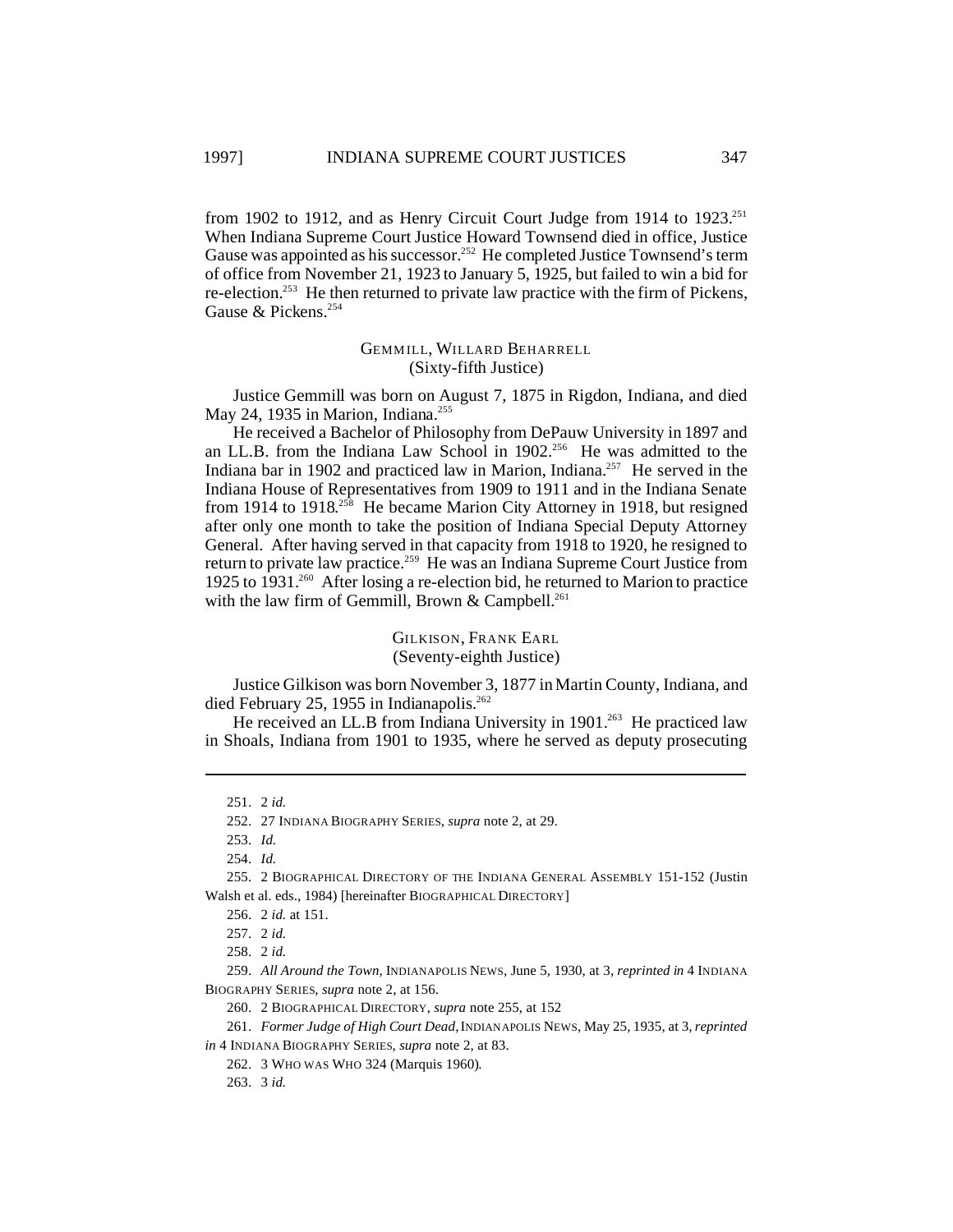from 1902 to 1912, and as Henry Circuit Court Judge from 1914 to 1923.[251] When Indiana Supreme Court Justice Howard Townsend died in office, Justice Gause was appointed as his successor.[252] He completed Justice Townsend's term of office from November 21, 1923 to January 5, 1925, but failed to win a bid for re-election.[253] He then returned to private law practice with the firm of Pickens, Gause & Pickens.[254]

### GEMMILL, WILLARD BEHARRELL
(Sixty-fifth Justice)

Justice Gemmill was born on August 7, 1875 in Rigdon, Indiana, and died May 24, 1935 in Marion, Indiana.[255]

He received a Bachelor of Philosophy from DePauw University in 1897 and an LL.B. from the Indiana Law School in 1902.[256] He was admitted to the Indiana bar in 1902 and practiced law in Marion, Indiana.[257] He served in the Indiana House of Representatives from 1909 to 1911 and in the Indiana Senate from 1914 to 1918.[258] He became Marion City Attorney in 1918, but resigned after only one month to take the position of Indiana Special Deputy Attorney General. After having served in that capacity from 1918 to 1920, he resigned to return to private law practice.[259] He was an Indiana Supreme Court Justice from 1925 to 1931.[260] After losing a re-election bid, he returned to Marion to practice with the law firm of Gemmill, Brown & Campbell.[261]

### GILKISON, FRANK EARL
(Seventy-eighth Justice)

Justice Gilkison was born November 3, 1877 in Martin County, Indiana, and died February 25, 1955 in Indianapolis.[262]

He received an LL.B from Indiana University in 1901.[263] He practiced law in Shoals, Indiana from 1901 to 1935, where he served as deputy prosecuting

---

251. 2 *id.*

252. 27 INDIANA BIOGRAPHY SERIES, *supra* note 2, at 29.

253. *Id.*

254. *Id.*

255. 2 BIOGRAPHICAL DIRECTORY OF THE INDIANA GENERAL ASSEMBLY 151-152 (Justin Walsh et al. eds., 1984) [hereinafter BIOGRAPHICAL DIRECTORY]

256. 2 *id.* at 151.

257. 2 *id.*

258. 2 *id.*

259. *All Around the Town,* INDIANAPOLIS NEWS, June 5, 1930, at 3, *reprinted in* 4 INDIANA BIOGRAPHY SERIES, *supra* note 2, at 156.

260. 2 BIOGRAPHICAL DIRECTORY, *supra* note 255, at 152

261. *Former Judge of High Court Dead,* INDIANAPOLIS NEWS, May 25, 1935, at 3, *reprinted in* 4 INDIANA BIOGRAPHY SERIES, *supra* note 2, at 83.

262. 3 WHO WAS WHO 324 (Marquis 1960).

263. 3 *id.*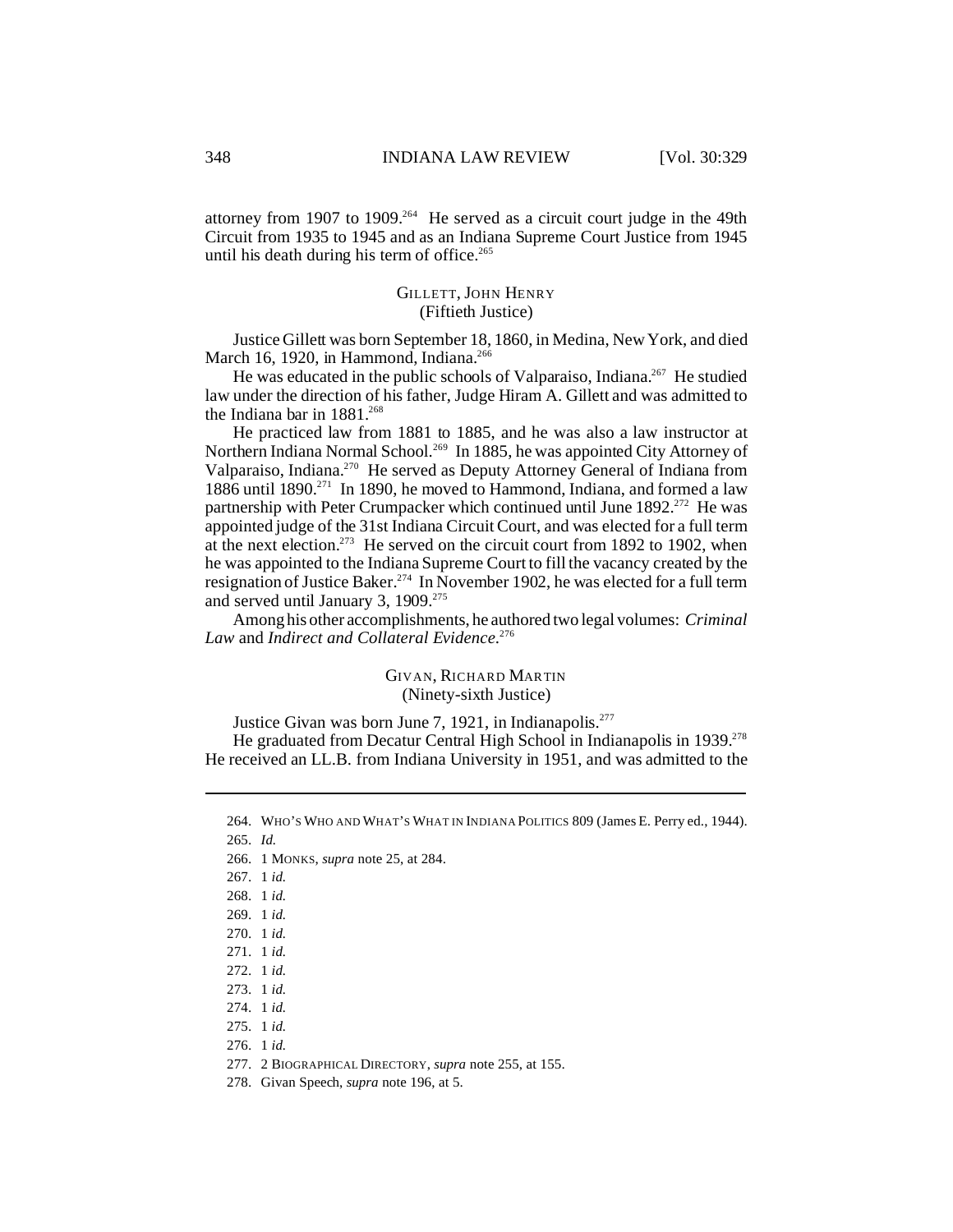attorney from 1907 to 1909.[264] He served as a circuit court judge in the 49th Circuit from 1935 to 1945 and as an Indiana Supreme Court Justice from 1945 until his death during his term of office.[265]

### GILLETT, JOHN HENRY
(Fiftieth Justice)

Justice Gillett was born September 18, 1860, in Medina, New York, and died March 16, 1920, in Hammond, Indiana.[266]

He was educated in the public schools of Valparaiso, Indiana.[267] He studied law under the direction of his father, Judge Hiram A. Gillett and was admitted to the Indiana bar in 1881.[268]

He practiced law from 1881 to 1885, and he was also a law instructor at Northern Indiana Normal School.[269] In 1885, he was appointed City Attorney of Valparaiso, Indiana.[270] He served as Deputy Attorney General of Indiana from 1886 until 1890.[271] In 1890, he moved to Hammond, Indiana, and formed a law partnership with Peter Crumpacker which continued until June 1892.[272] He was appointed judge of the 31st Indiana Circuit Court, and was elected for a full term at the next election.[273] He served on the circuit court from 1892 to 1902, when he was appointed to the Indiana Supreme Court to fill the vacancy created by the resignation of Justice Baker.[274] In November 1902, he was elected for a full term and served until January 3, 1909.[275]

Among his other accomplishments, he authored two legal volumes: *Criminal Law* and *Indirect and Collateral Evidence*.[276]

### GIVAN, RICHARD MARTIN
(Ninety-sixth Justice)

Justice Givan was born June 7, 1921, in Indianapolis.[277]

He graduated from Decatur Central High School in Indianapolis in 1939.[278] He received an LL.B. from Indiana University in 1951, and was admitted to the

---

264. WHO'S WHO AND WHAT'S WHAT IN INDIANA POLITICS 809 (James E. Perry ed., 1944).

265. *Id.*

266. 1 MONKS, *supra* note 25, at 284.

267. 1 *id.*

268. 1 *id.*

269. 1 *id.*

270. 1 *id.*

271. 1 *id.*

272. 1 *id.*

273. 1 *id.*

274. 1 *id.*

275. 1 *id.*

276. 1 *id.*

277. 2 BIOGRAPHICAL DIRECTORY, *supra* note 255, at 155.

278. Givan Speech, *supra* note 196, at 5.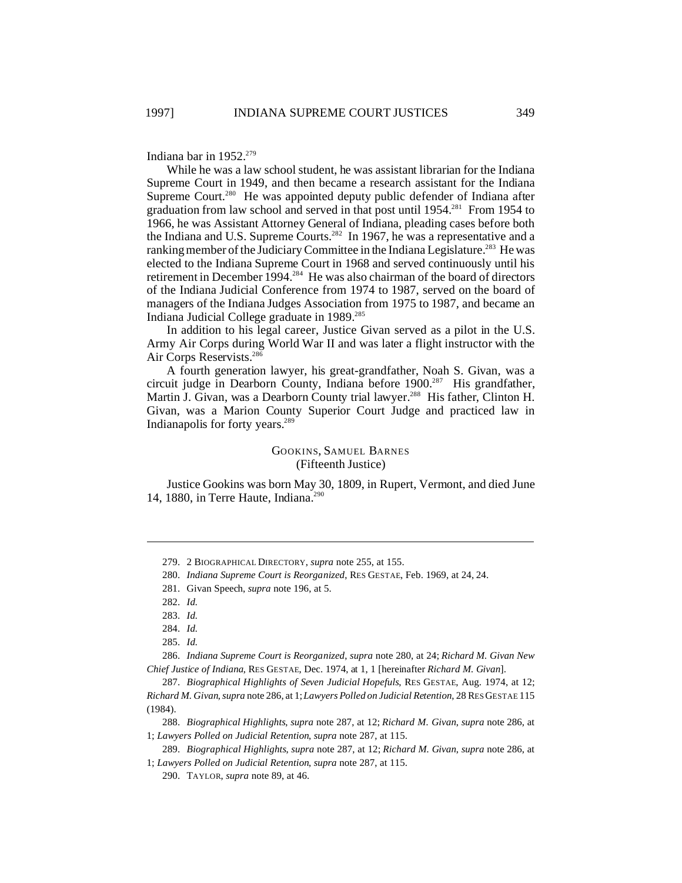Indiana bar in 1952.[279]

While he was a law school student, he was assistant librarian for the Indiana Supreme Court in 1949, and then became a research assistant for the Indiana Supreme Court.[280] He was appointed deputy public defender of Indiana after graduation from law school and served in that post until 1954.[281] From 1954 to 1966, he was Assistant Attorney General of Indiana, pleading cases before both the Indiana and U.S. Supreme Courts.[282] In 1967, he was a representative and a ranking member of the Judiciary Committee in the Indiana Legislature.[283] He was elected to the Indiana Supreme Court in 1968 and served continuously until his retirement in December 1994.[284] He was also chairman of the board of directors of the Indiana Judicial Conference from 1974 to 1987, served on the board of managers of the Indiana Judges Association from 1975 to 1987, and became an Indiana Judicial College graduate in 1989.[285]

In addition to his legal career, Justice Givan served as a pilot in the U.S. Army Air Corps during World War II and was later a flight instructor with the Air Corps Reservists.[286]

A fourth generation lawyer, his great-grandfather, Noah S. Givan, was a circuit judge in Dearborn County, Indiana before 1900.[287] His grandfather, Martin J. Givan, was a Dearborn County trial lawyer.[288] His father, Clinton H. Givan, was a Marion County Superior Court Judge and practiced law in Indianapolis for forty years.[289]

### GOOKINS, SAMUEL BARNES
(Fifteenth Justice)

Justice Gookins was born May 30, 1809, in Rupert, Vermont, and died June 14, 1880, in Terre Haute, Indiana.[290]

---

279. 2 BIOGRAPHICAL DIRECTORY, *supra* note 255, at 155.

280. *Indiana Supreme Court is Reorganized*, RES GESTAE, Feb. 1969, at 24, 24.

281. Givan Speech, *supra* note 196, at 5.

282. *Id.*

283. *Id.*

284. *Id.*

285. *Id.*

286. *Indiana Supreme Court is Reorganized*, *supra* note 280, at 24; *Richard M. Givan New Chief Justice of Indiana*, RES GESTAE, Dec. 1974, at 1, 1 [hereinafter *Richard M. Givan*].

287. *Biographical Highlights of Seven Judicial Hopefuls*, RES GESTAE, Aug. 1974, at 12; *Richard M. Givan*, *supra* note 286, at 1; *Lawyers Polled on Judicial Retention*, 28 RES GESTAE 115 (1984).

288. *Biographical Highlights*, *supra* note 287, at 12; *Richard M. Givan*, *supra* note 286, at 1; *Lawyers Polled on Judicial Retention*, *supra* note 287, at 115.

289. *Biographical Highlights*, *supra* note 287, at 12; *Richard M. Givan*, *supra* note 286, at 1; *Lawyers Polled on Judicial Retention*, *supra* note 287, at 115.

290. TAYLOR, *supra* note 89, at 46.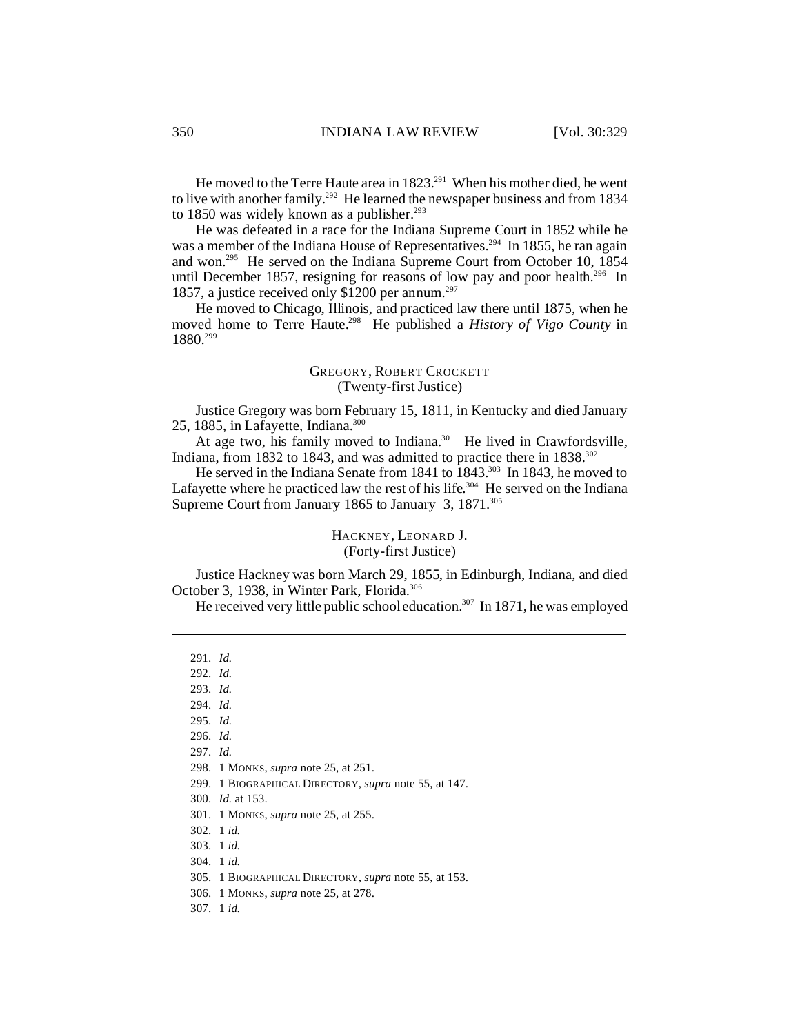He moved to the Terre Haute area in 1823.[291] When his mother died, he went to live with another family.[292] He learned the newspaper business and from 1834 to 1850 was widely known as a publisher.[293]

He was defeated in a race for the Indiana Supreme Court in 1852 while he was a member of the Indiana House of Representatives.[294] In 1855, he ran again and won.[295] He served on the Indiana Supreme Court from October 10, 1854 until December 1857, resigning for reasons of low pay and poor health.[296] In 1857, a justice received only $1200 per annum.[297]

He moved to Chicago, Illinois, and practiced law there until 1875, when he moved home to Terre Haute.[298] He published a *History of Vigo County* in 1880.[299]

### GREGORY, ROBERT CROCKETT
(Twenty-first Justice)

Justice Gregory was born February 15, 1811, in Kentucky and died January 25, 1885, in Lafayette, Indiana.[300]

At age two, his family moved to Indiana.[301] He lived in Crawfordsville, Indiana, from 1832 to 1843, and was admitted to practice there in 1838.[302]

He served in the Indiana Senate from 1841 to 1843.[303] In 1843, he moved to Lafayette where he practiced law the rest of his life.[304] He served on the Indiana Supreme Court from January 1865 to January 3, 1871.[305]

### HACKNEY, LEONARD J.
(Forty-first Justice)

Justice Hackney was born March 29, 1855, in Edinburgh, Indiana, and died October 3, 1938, in Winter Park, Florida.[306]

He received very little public school education.[307] In 1871, he was employed

---

291. *Id.*
292. *Id.*
293. *Id.*
294. *Id.*
295. *Id.*
296. *Id.*
297. *Id.*
298. 1 MONKS, *supra* note 25, at 251.
299. 1 BIOGRAPHICAL DIRECTORY, *supra* note 55, at 147.
300. *Id.* at 153.
301. 1 MONKS, *supra* note 25, at 255.
302. 1 *id.*
303. 1 *id.*
304. 1 *id.*
305. 1 BIOGRAPHICAL DIRECTORY, *supra* note 55, at 153.
306. 1 MONKS, *supra* note 25, at 278.
307. 1 *id.*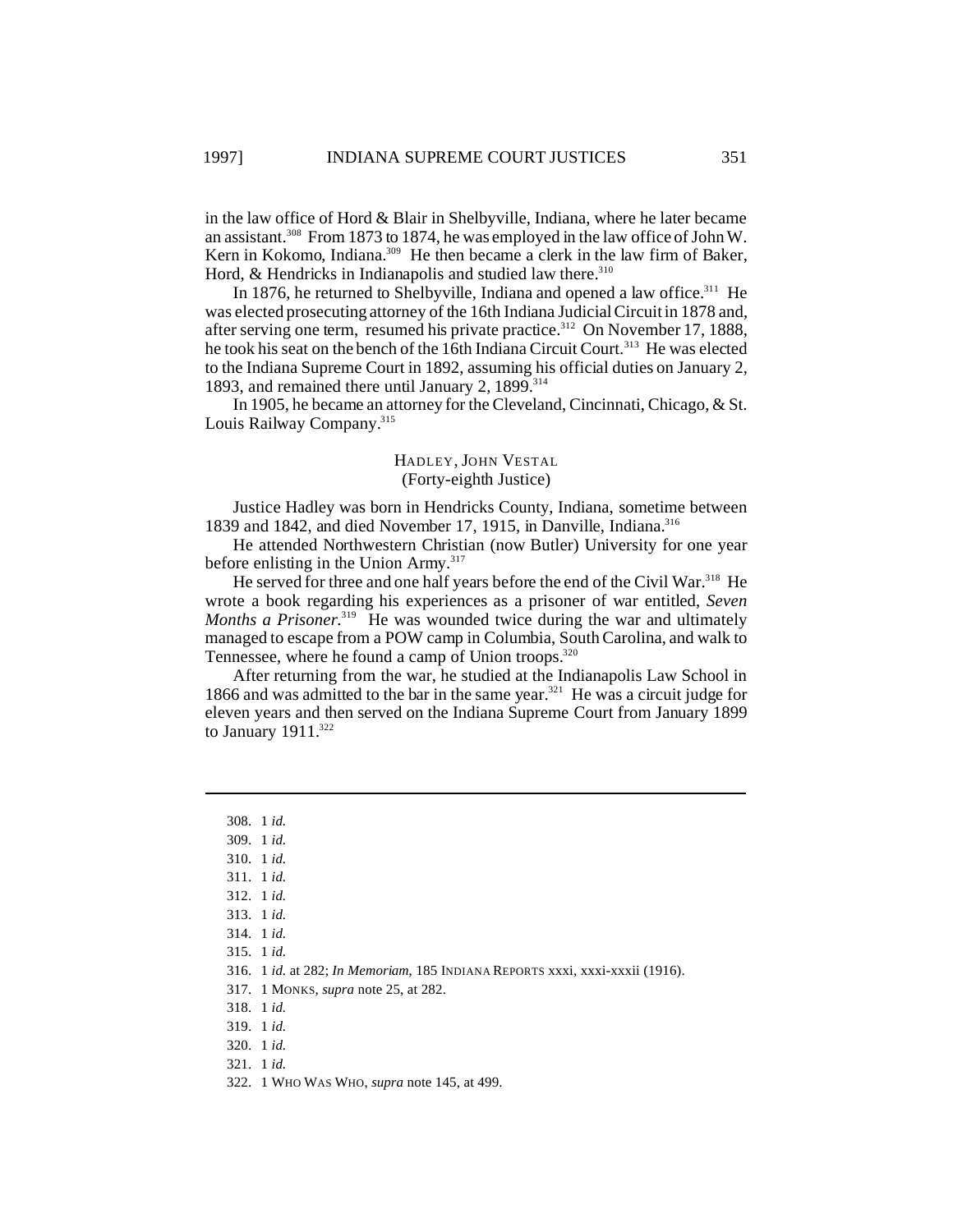in the law office of Hord & Blair in Shelbyville, Indiana, where he later became an assistant.[308] From 1873 to 1874, he was employed in the law office of John W. Kern in Kokomo, Indiana.[309] He then became a clerk in the law firm of Baker, Hord, & Hendricks in Indianapolis and studied law there.[310]

In 1876, he returned to Shelbyville, Indiana and opened a law office.[311] He was elected prosecuting attorney of the 16th Indiana Judicial Circuit in 1878 and, after serving one term, resumed his private practice.[312] On November 17, 1888, he took his seat on the bench of the 16th Indiana Circuit Court.[313] He was elected to the Indiana Supreme Court in 1892, assuming his official duties on January 2, 1893, and remained there until January 2, 1899.[314]

In 1905, he became an attorney for the Cleveland, Cincinnati, Chicago, & St. Louis Railway Company.[315]

### HADLEY, JOHN VESTAL
(Forty-eighth Justice)

Justice Hadley was born in Hendricks County, Indiana, sometime between 1839 and 1842, and died November 17, 1915, in Danville, Indiana.[316]

He attended Northwestern Christian (now Butler) University for one year before enlisting in the Union Army.[317]

He served for three and one half years before the end of the Civil War.[318] He wrote a book regarding his experiences as a prisoner of war entitled, *Seven Months a Prisoner*.[319] He was wounded twice during the war and ultimately managed to escape from a POW camp in Columbia, South Carolina, and walk to Tennessee, where he found a camp of Union troops.[320]

After returning from the war, he studied at the Indianapolis Law School in 1866 and was admitted to the bar in the same year.[321] He was a circuit judge for eleven years and then served on the Indiana Supreme Court from January 1899 to January 1911.[322]

---

308. 1 *id.*
309. 1 *id.*
310. 1 *id.*
311. 1 *id.*
312. 1 *id.*
313. 1 *id.*
314. 1 *id.*
315. 1 *id.*
316. 1 *id.* at 282; *In Memoriam*, 185 INDIANA REPORTS xxxi, xxxi-xxxii (1916).
317. 1 MONKS, *supra* note 25, at 282.
318. 1 *id.*
319. 1 *id.*
320. 1 *id.*
321. 1 *id.*
322. 1 WHO WAS WHO, *supra* note 145, at 499.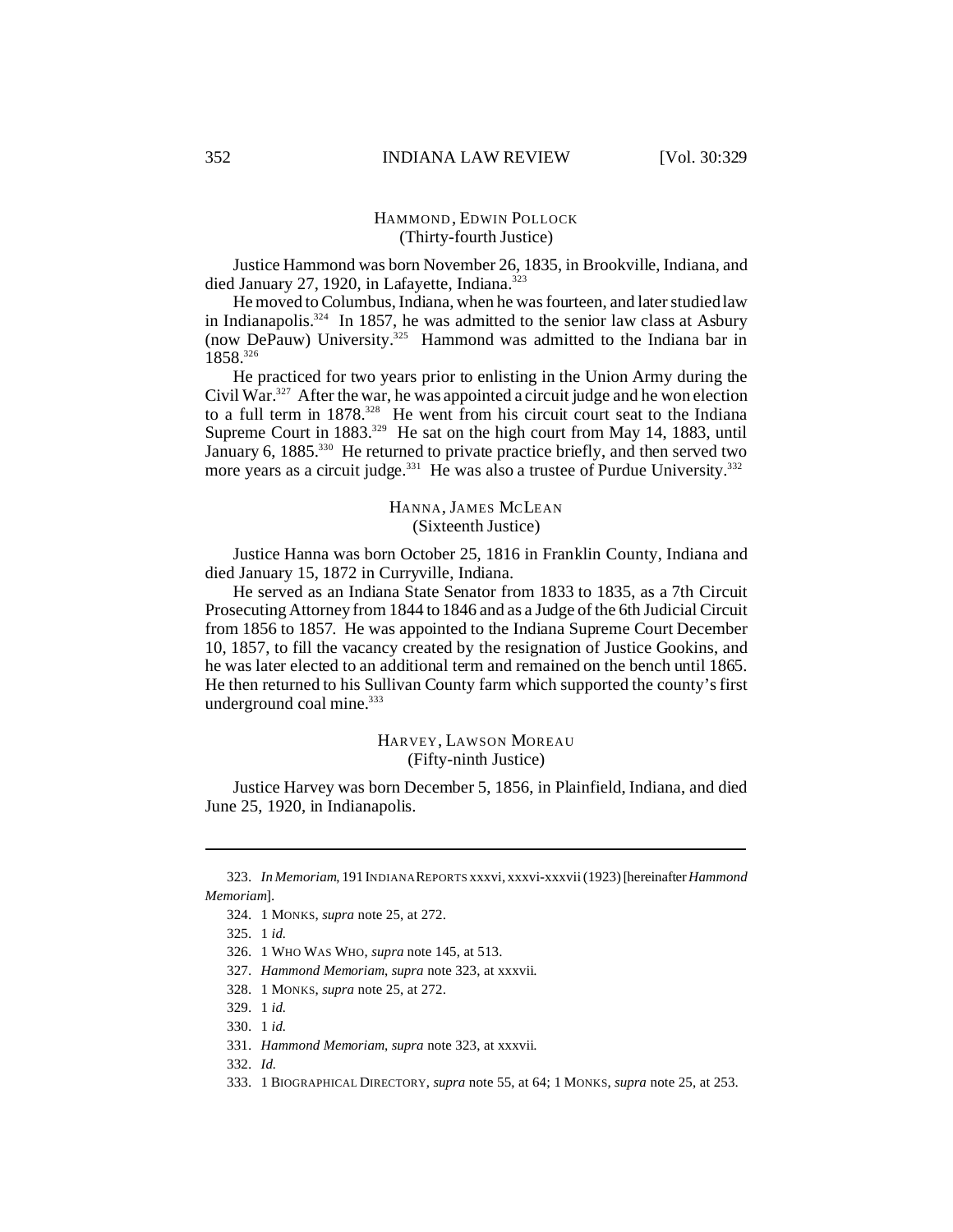### HAMMOND, EDWIN POLLOCK
(Thirty-fourth Justice)

Justice Hammond was born November 26, 1835, in Brookville, Indiana, and died January 27, 1920, in Lafayette, Indiana.[323]

He moved to Columbus, Indiana, when he was fourteen, and later studied law in Indianapolis.[324] In 1857, he was admitted to the senior law class at Asbury (now DePauw) University.[325] Hammond was admitted to the Indiana bar in 1858.[326]

He practiced for two years prior to enlisting in the Union Army during the Civil War.[327] After the war, he was appointed a circuit judge and he won election to a full term in 1878.[328] He went from his circuit court seat to the Indiana Supreme Court in 1883.[329] He sat on the high court from May 14, 1883, until January 6, 1885.[330] He returned to private practice briefly, and then served two more years as a circuit judge.[331] He was also a trustee of Purdue University.[332]

### HANNA, JAMES MCLEAN
(Sixteenth Justice)

Justice Hanna was born October 25, 1816 in Franklin County, Indiana and died January 15, 1872 in Curryville, Indiana.

He served as an Indiana State Senator from 1833 to 1835, as a 7th Circuit Prosecuting Attorney from 1844 to 1846 and as a Judge of the 6th Judicial Circuit from 1856 to 1857. He was appointed to the Indiana Supreme Court December 10, 1857, to fill the vacancy created by the resignation of Justice Gookins, and he was later elected to an additional term and remained on the bench until 1865. He then returned to his Sullivan County farm which supported the county's first underground coal mine.[333]

### HARVEY, LAWSON MOREAU
(Fifty-ninth Justice)

Justice Harvey was born December 5, 1856, in Plainfield, Indiana, and died June 25, 1920, in Indianapolis.

---

323. *In Memoriam*, 191 INDIANA REPORTS xxxvi, xxxvi-xxxvii (1923) [hereinafter *Hammond Memoriam*].

324. 1 MONKS, *supra* note 25, at 272.

325. 1 *id.*

326. 1 WHO WAS WHO, *supra* note 145, at 513.

327. *Hammond Memoriam*, *supra* note 323, at xxxvii.

328. 1 MONKS, *supra* note 25, at 272.

329. 1 *id.*

330. 1 *id.*

331. *Hammond Memoriam*, *supra* note 323, at xxxvii.

332. *Id.*

333. 1 BIOGRAPHICAL DIRECTORY, *supra* note 55, at 64; 1 MONKS, *supra* note 25, at 253.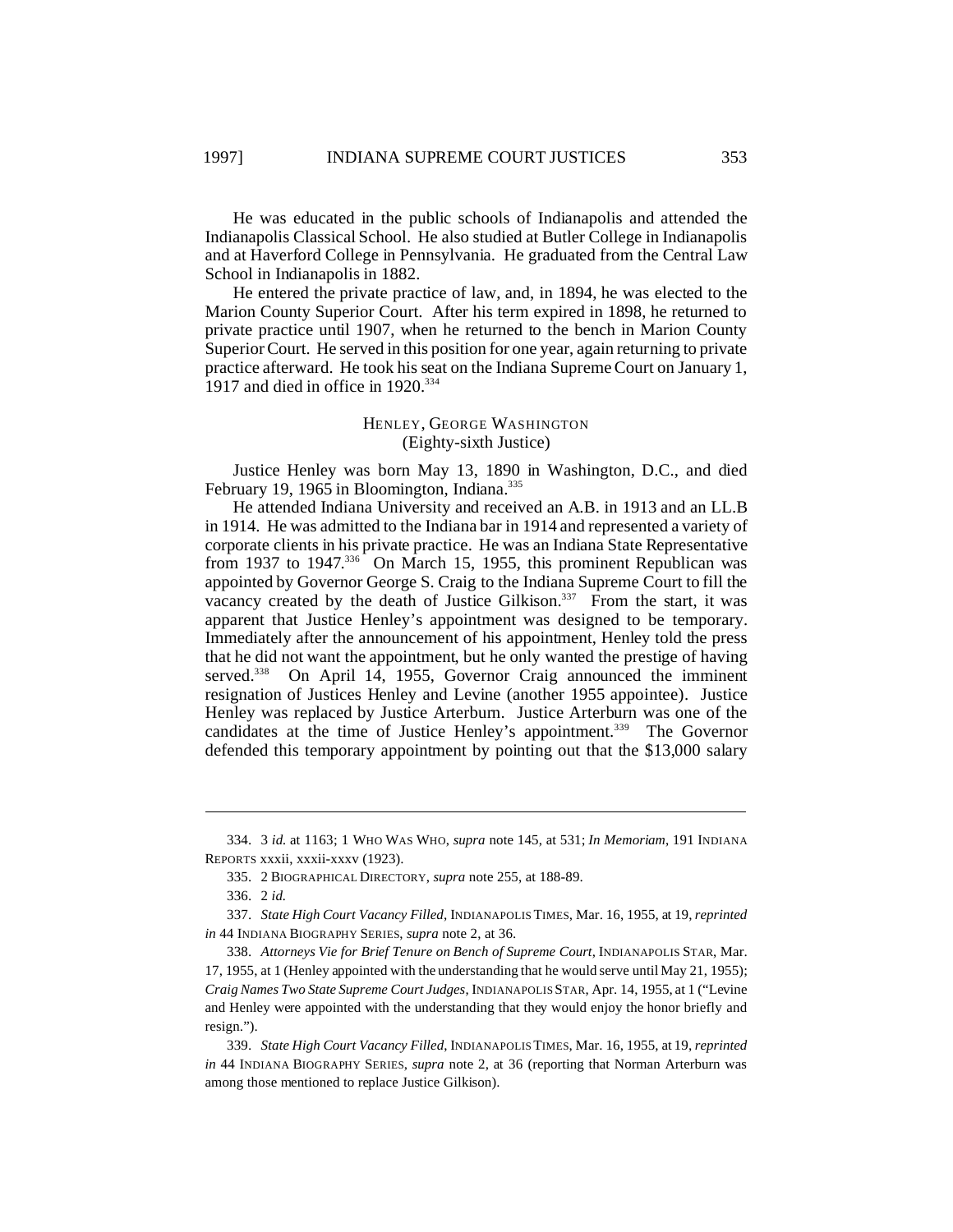He was educated in the public schools of Indianapolis and attended the Indianapolis Classical School. He also studied at Butler College in Indianapolis and at Haverford College in Pennsylvania. He graduated from the Central Law School in Indianapolis in 1882.

He entered the private practice of law, and, in 1894, he was elected to the Marion County Superior Court. After his term expired in 1898, he returned to private practice until 1907, when he returned to the bench in Marion County Superior Court. He served in this position for one year, again returning to private practice afterward. He took his seat on the Indiana Supreme Court on January 1, 1917 and died in office in 1920.[334]

### HENLEY, GEORGE WASHINGTON
(Eighty-sixth Justice)

Justice Henley was born May 13, 1890 in Washington, D.C., and died February 19, 1965 in Bloomington, Indiana.[335]

He attended Indiana University and received an A.B. in 1913 and an LL.B in 1914. He was admitted to the Indiana bar in 1914 and represented a variety of corporate clients in his private practice. He was an Indiana State Representative from 1937 to 1947.[336] On March 15, 1955, this prominent Republican was appointed by Governor George S. Craig to the Indiana Supreme Court to fill the vacancy created by the death of Justice Gilkison.[337] From the start, it was apparent that Justice Henley's appointment was designed to be temporary. Immediately after the announcement of his appointment, Henley told the press that he did not want the appointment, but he only wanted the prestige of having served.[338] On April 14, 1955, Governor Craig announced the imminent resignation of Justices Henley and Levine (another 1955 appointee). Justice Henley was replaced by Justice Arterburn. Justice Arterburn was one of the candidates at the time of Justice Henley's appointment.[339] The Governor defended this temporary appointment by pointing out that the $13,000 salary

---

334. 3 *id.* at 1163; 1 WHO WAS WHO, *supra* note 145, at 531; *In Memoriam*, 191 INDIANA REPORTS xxxii, xxxii-xxxv (1923).

335. 2 BIOGRAPHICAL DIRECTORY, *supra* note 255, at 188-89.

336. 2 *id.*

337. *State High Court Vacancy Filled*, INDIANAPOLIS TIMES, Mar. 16, 1955, at 19, *reprinted in* 44 INDIANA BIOGRAPHY SERIES, *supra* note 2, at 36.

338. *Attorneys Vie for Brief Tenure on Bench of Supreme Court*, INDIANAPOLIS STAR, Mar. 17, 1955, at 1 (Henley appointed with the understanding that he would serve until May 21, 1955); *Craig Names Two State Supreme Court Judges*, INDIANAPOLIS STAR, Apr. 14, 1955, at 1 ("Levine and Henley were appointed with the understanding that they would enjoy the honor briefly and resign.").

339. *State High Court Vacancy Filled*, INDIANAPOLIS TIMES, Mar. 16, 1955, at 19, *reprinted in* 44 INDIANA BIOGRAPHY SERIES, *supra* note 2, at 36 (reporting that Norman Arterburn was among those mentioned to replace Justice Gilkison).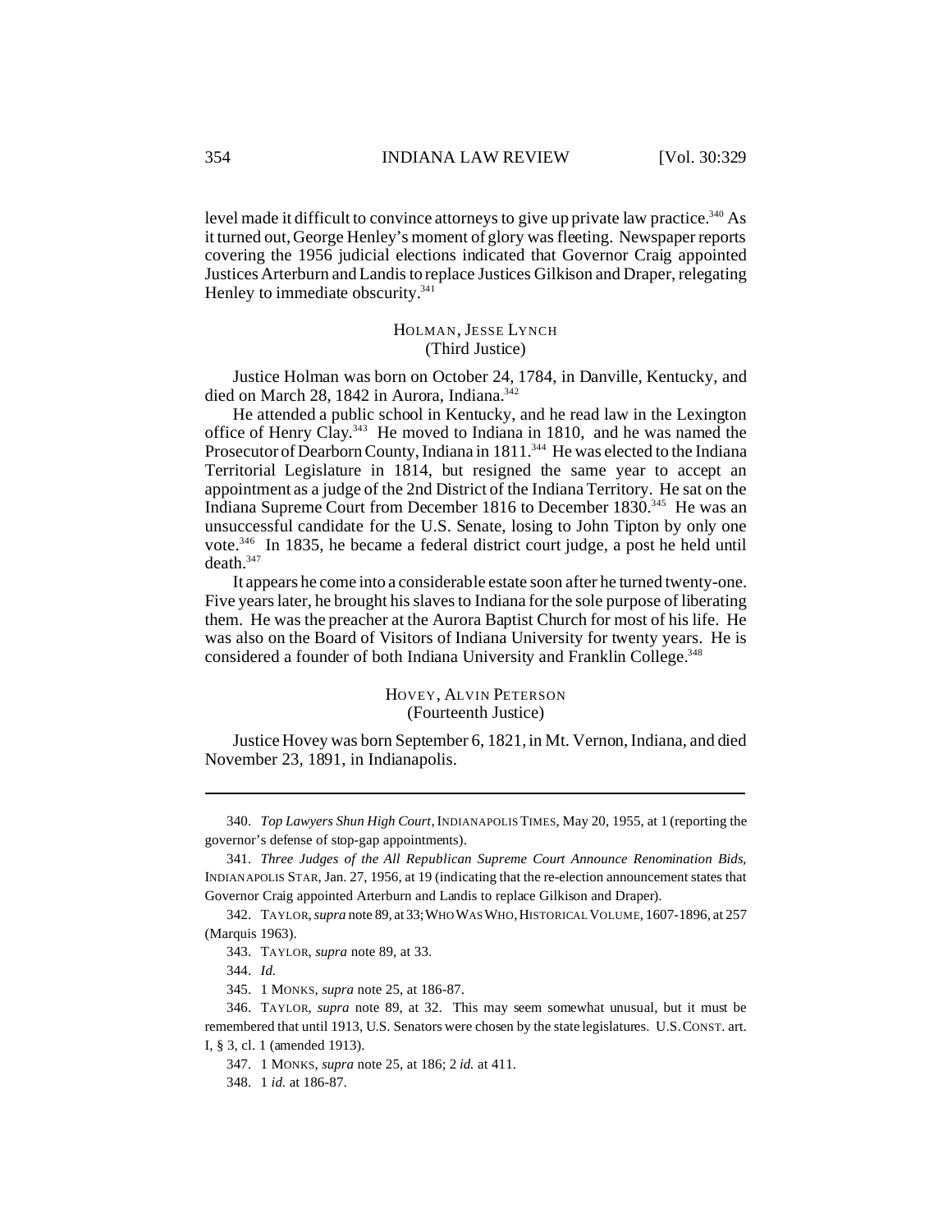level made it difficult to convince attorneys to give up private law practice.[340] As it turned out, George Henley's moment of glory was fleeting. Newspaper reports covering the 1956 judicial elections indicated that Governor Craig appointed Justices Arterburn and Landis to replace Justices Gilkison and Draper, relegating Henley to immediate obscurity.[341]

### HOLMAN, JESSE LYNCH
(Third Justice)

Justice Holman was born on October 24, 1784, in Danville, Kentucky, and died on March 28, 1842 in Aurora, Indiana.[342]

He attended a public school in Kentucky, and he read law in the Lexington office of Henry Clay.[343] He moved to Indiana in 1810, and he was named the Prosecutor of Dearborn County, Indiana in 1811.[344] He was elected to the Indiana Territorial Legislature in 1814, but resigned the same year to accept an appointment as a judge of the 2nd District of the Indiana Territory. He sat on the Indiana Supreme Court from December 1816 to December 1830.[345] He was an unsuccessful candidate for the U.S. Senate, losing to John Tipton by only one vote.[346] In 1835, he became a federal district court judge, a post he held until death.[347]

It appears he come into a considerable estate soon after he turned twenty-one. Five years later, he brought his slaves to Indiana for the sole purpose of liberating them. He was the preacher at the Aurora Baptist Church for most of his life. He was also on the Board of Visitors of Indiana University for twenty years. He is considered a founder of both Indiana University and Franklin College.[348]

### HOVEY, ALVIN PETERSON
(Fourteenth Justice)

Justice Hovey was born September 6, 1821, in Mt. Vernon, Indiana, and died November 23, 1891, in Indianapolis.

---

340. *Top Lawyers Shun High Court*, INDIANAPOLIS TIMES, May 20, 1955, at 1 (reporting the governor's defense of stop-gap appointments).

341. *Three Judges of the All Republican Supreme Court Announce Renomination Bids*, INDIANAPOLIS STAR, Jan. 27, 1956, at 19 (indicating that the re-election announcement states that Governor Craig appointed Arterburn and Landis to replace Gilkison and Draper).

342. TAYLOR, *supra* note 89, at 33; WHO WAS WHO, HISTORICAL VOLUME, 1607-1896, at 257 (Marquis 1963).

343. TAYLOR, *supra* note 89, at 33.

344. *Id.*

345. 1 MONKS, *supra* note 25, at 186-87.

346. TAYLOR, *supra* note 89, at 32. This may seem somewhat unusual, but it must be remembered that until 1913, U.S. Senators were chosen by the state legislatures. U.S. CONST. art. I, § 3, cl. 1 (amended 1913).

347. 1 MONKS, *supra* note 25, at 186; 2 *id.* at 411.

348. 1 *id.* at 186-87.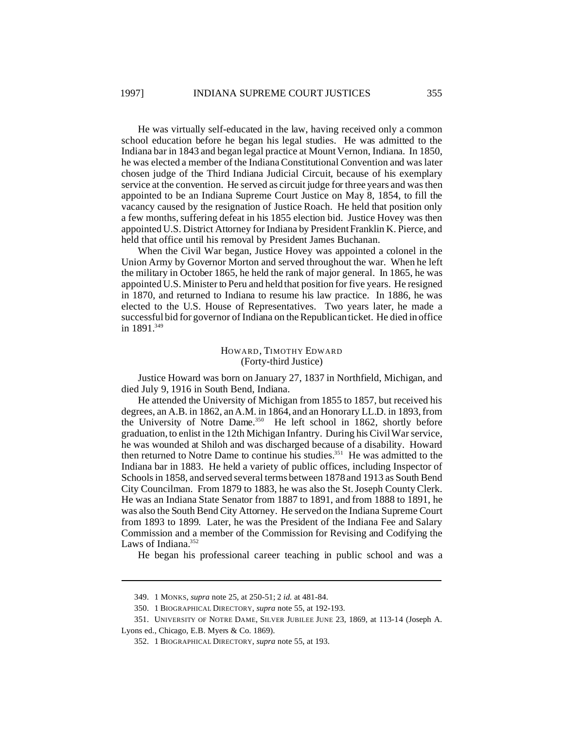He was virtually self-educated in the law, having received only a common school education before he began his legal studies. He was admitted to the Indiana bar in 1843 and began legal practice at Mount Vernon, Indiana. In 1850, he was elected a member of the Indiana Constitutional Convention and was later chosen judge of the Third Indiana Judicial Circuit, because of his exemplary service at the convention. He served as circuit judge for three years and was then appointed to be an Indiana Supreme Court Justice on May 8, 1854, to fill the vacancy caused by the resignation of Justice Roach. He held that position only a few months, suffering defeat in his 1855 election bid. Justice Hovey was then appointed U.S. District Attorney for Indiana by President Franklin K. Pierce, and held that office until his removal by President James Buchanan.

When the Civil War began, Justice Hovey was appointed a colonel in the Union Army by Governor Morton and served throughout the war. When he left the military in October 1865, he held the rank of major general. In 1865, he was appointed U.S. Minister to Peru and held that position for five years. He resigned in 1870, and returned to Indiana to resume his law practice. In 1886, he was elected to the U.S. House of Representatives. Two years later, he made a successful bid for governor of Indiana on the Republican ticket. He died in office in 1891.[349]

## HOWARD, TIMOTHY EDWARD
(Forty-third Justice)

Justice Howard was born on January 27, 1837 in Northfield, Michigan, and died July 9, 1916 in South Bend, Indiana.

He attended the University of Michigan from 1855 to 1857, but received his degrees, an A.B. in 1862, an A.M. in 1864, and an Honorary LL.D. in 1893, from the University of Notre Dame.[350] He left school in 1862, shortly before graduation, to enlist in the 12th Michigan Infantry. During his Civil War service, he was wounded at Shiloh and was discharged because of a disability. Howard then returned to Notre Dame to continue his studies.[351] He was admitted to the Indiana bar in 1883. He held a variety of public offices, including Inspector of Schools in 1858, and served several terms between 1878 and 1913 as South Bend City Councilman. From 1879 to 1883, he was also the St. Joseph County Clerk. He was an Indiana State Senator from 1887 to 1891, and from 1888 to 1891, he was also the South Bend City Attorney. He served on the Indiana Supreme Court from 1893 to 1899. Later, he was the President of the Indiana Fee and Salary Commission and a member of the Commission for Revising and Codifying the Laws of Indiana.[352]

He began his professional career teaching in public school and was a

---

349. 1 MONKS, *supra* note 25, at 250-51; 2 *id.* at 481-84.

350. 1 BIOGRAPHICAL DIRECTORY, *supra* note 55, at 192-193.

351. UNIVERSITY OF NOTRE DAME, SILVER JUBILEE JUNE 23, 1869, at 113-14 (Joseph A. Lyons ed., Chicago, E.B. Myers & Co. 1869).

352. 1 BIOGRAPHICAL DIRECTORY, *supra* note 55, at 193.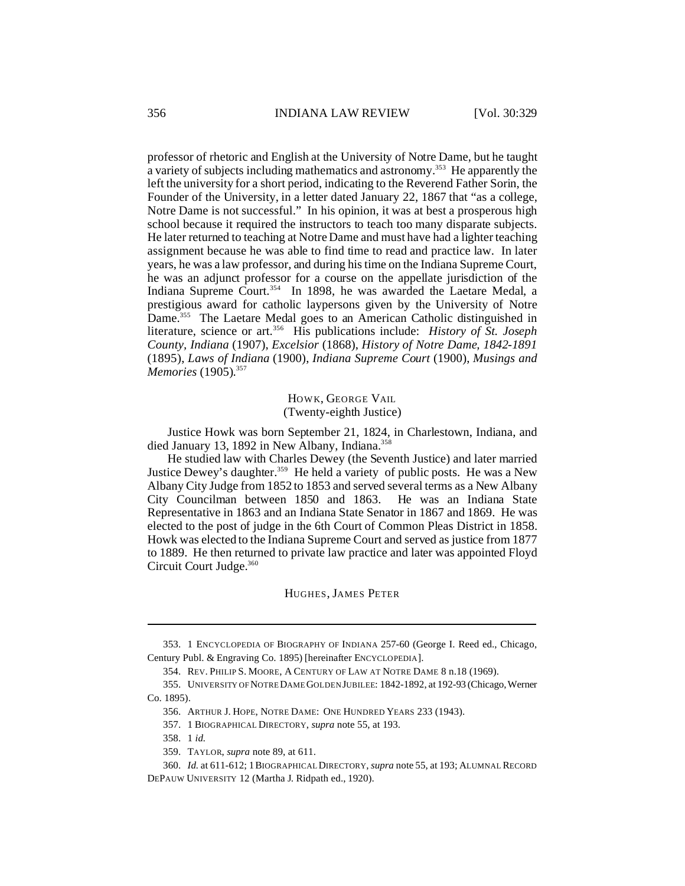professor of rhetoric and English at the University of Notre Dame, but he taught a variety of subjects including mathematics and astronomy.[353] He apparently the left the university for a short period, indicating to the Reverend Father Sorin, the Founder of the University, in a letter dated January 22, 1867 that "as a college, Notre Dame is not successful." In his opinion, it was at best a prosperous high school because it required the instructors to teach too many disparate subjects. He later returned to teaching at Notre Dame and must have had a lighter teaching assignment because he was able to find time to read and practice law. In later years, he was a law professor, and during his time on the Indiana Supreme Court, he was an adjunct professor for a course on the appellate jurisdiction of the Indiana Supreme Court.[354] In 1898, he was awarded the Laetare Medal, a prestigious award for catholic laypersons given by the University of Notre Dame.[355] The Laetare Medal goes to an American Catholic distinguished in literature, science or art.[356] His publications include: *History of St. Joseph County, Indiana* (1907), *Excelsior* (1868), *History of Notre Dame, 1842-1891* (1895), *Laws of Indiana* (1900), *Indiana Supreme Court* (1900), *Musings and Memories* (1905).[357]

### HOWK, GEORGE VAIL
(Twenty-eighth Justice)

Justice Howk was born September 21, 1824, in Charlestown, Indiana, and died January 13, 1892 in New Albany, Indiana.[358]

He studied law with Charles Dewey (the Seventh Justice) and later married Justice Dewey's daughter.[359] He held a variety of public posts. He was a New Albany City Judge from 1852 to 1853 and served several terms as a New Albany City Councilman between 1850 and 1863. He was an Indiana State Representative in 1863 and an Indiana State Senator in 1867 and 1869. He was elected to the post of judge in the 6th Court of Common Pleas District in 1858. Howk was elected to the Indiana Supreme Court and served as justice from 1877 to 1889. He then returned to private law practice and later was appointed Floyd Circuit Court Judge.[360]

### HUGHES, JAMES PETER

---

353. 1 ENCYCLOPEDIA OF BIOGRAPHY OF INDIANA 257-60 (George I. Reed ed., Chicago, Century Publ. & Engraving Co. 1895) [hereinafter ENCYCLOPEDIA].

354. REV. PHILIP S. MOORE, A CENTURY OF LAW AT NOTRE DAME 8 n.18 (1969).

355. UNIVERSITY OF NOTRE DAME GOLDEN JUBILEE: 1842-1892, at 192-93 (Chicago, Werner Co. 1895).

356. ARTHUR J. HOPE, NOTRE DAME: ONE HUNDRED YEARS 233 (1943).

357. 1 BIOGRAPHICAL DIRECTORY, *supra* note 55, at 193.

358. 1 *id.*

359. TAYLOR, *supra* note 89, at 611.

360. *Id.* at 611-612; 1 BIOGRAPHICAL DIRECTORY, *supra* note 55, at 193; ALUMNAL RECORD DEPAUW UNIVERSITY 12 (Martha J. Ridpath ed., 1920).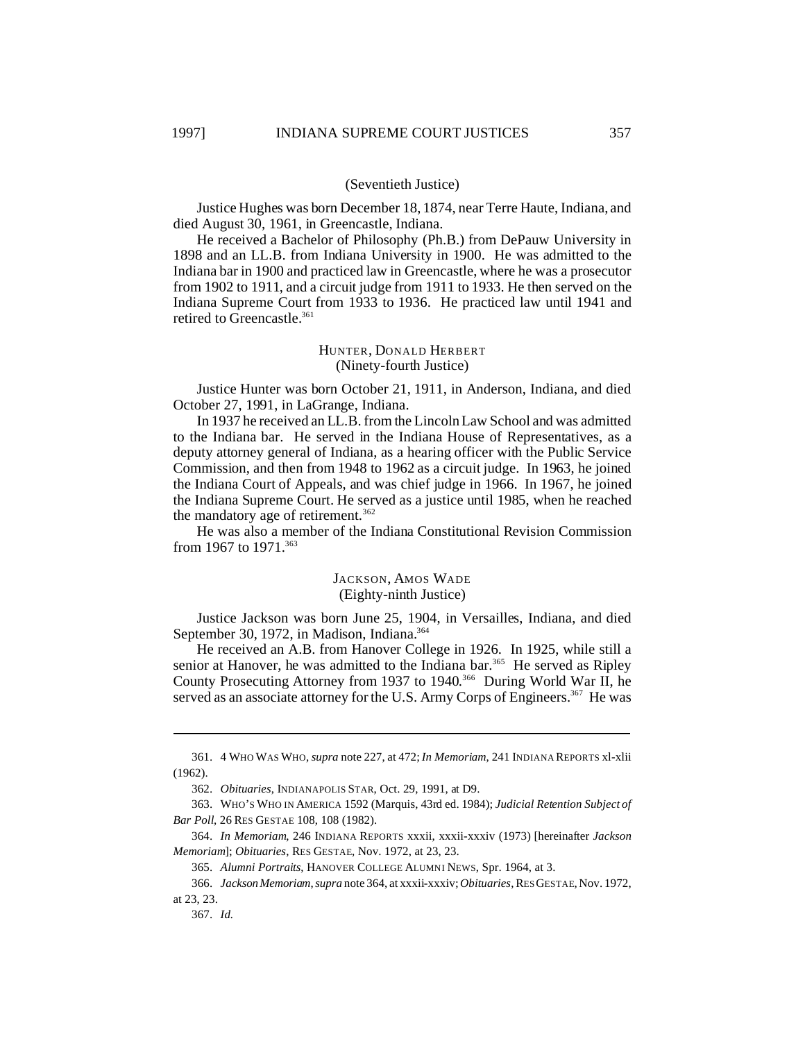(Seventieth Justice)

Justice Hughes was born December 18, 1874, near Terre Haute, Indiana, and died August 30, 1961, in Greencastle, Indiana.

He received a Bachelor of Philosophy (Ph.B.) from DePauw University in 1898 and an LL.B. from Indiana University in 1900. He was admitted to the Indiana bar in 1900 and practiced law in Greencastle, where he was a prosecutor from 1902 to 1911, and a circuit judge from 1911 to 1933. He then served on the Indiana Supreme Court from 1933 to 1936. He practiced law until 1941 and retired to Greencastle.[361]

HUNTER, DONALD HERBERT
(Ninety-fourth Justice)

Justice Hunter was born October 21, 1911, in Anderson, Indiana, and died October 27, 1991, in LaGrange, Indiana.

In 1937 he received an LL.B. from the Lincoln Law School and was admitted to the Indiana bar. He served in the Indiana House of Representatives, as a deputy attorney general of Indiana, as a hearing officer with the Public Service Commission, and then from 1948 to 1962 as a circuit judge. In 1963, he joined the Indiana Court of Appeals, and was chief judge in 1966. In 1967, he joined the Indiana Supreme Court. He served as a justice until 1985, when he reached the mandatory age of retirement.[362]

He was also a member of the Indiana Constitutional Revision Commission from 1967 to 1971.[363]

JACKSON, AMOS WADE
(Eighty-ninth Justice)

Justice Jackson was born June 25, 1904, in Versailles, Indiana, and died September 30, 1972, in Madison, Indiana.[364]

He received an A.B. from Hanover College in 1926. In 1925, while still a senior at Hanover, he was admitted to the Indiana bar.[365] He served as Ripley County Prosecuting Attorney from 1937 to 1940.[366] During World War II, he served as an associate attorney for the U.S. Army Corps of Engineers.[367] He was

---

361. 4 WHO WAS WHO, *supra* note 227, at 472; *In Memoriam*, 241 INDIANA REPORTS xl-xlii (1962).

362. *Obituaries*, INDIANAPOLIS STAR, Oct. 29, 1991, at D9.

363. WHO'S WHO IN AMERICA 1592 (Marquis, 43rd ed. 1984); *Judicial Retention Subject of Bar Poll*, 26 RES GESTAE 108, 108 (1982).

364. *In Memoriam*, 246 INDIANA REPORTS xxxii, xxxii-xxxiv (1973) [hereinafter *Jackson Memoriam*]; *Obituaries*, RES GESTAE, Nov. 1972, at 23, 23.

365. *Alumni Portraits*, HANOVER COLLEGE ALUMNI NEWS, Spr. 1964, at 3.

366. *Jackson Memoriam*, *supra* note 364, at xxxii-xxxiv; *Obituaries*, RES GESTAE, Nov. 1972, at 23, 23.

367. *Id.*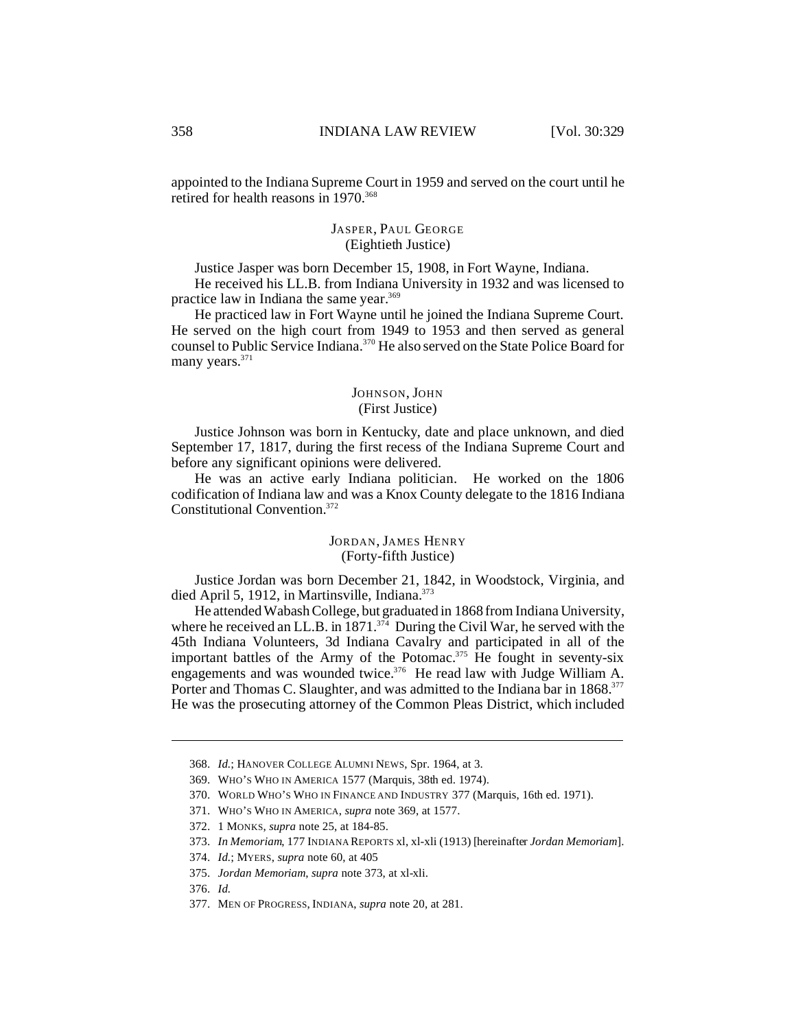appointed to the Indiana Supreme Court in 1959 and served on the court until he retired for health reasons in 1970.[368]

### JASPER, PAUL GEORGE
(Eightieth Justice)

Justice Jasper was born December 15, 1908, in Fort Wayne, Indiana.

He received his LL.B. from Indiana University in 1932 and was licensed to practice law in Indiana the same year.[369]

He practiced law in Fort Wayne until he joined the Indiana Supreme Court. He served on the high court from 1949 to 1953 and then served as general counsel to Public Service Indiana.[370] He also served on the State Police Board for many years.[371]

### JOHNSON, JOHN
(First Justice)

Justice Johnson was born in Kentucky, date and place unknown, and died September 17, 1817, during the first recess of the Indiana Supreme Court and before any significant opinions were delivered.

He was an active early Indiana politician. He worked on the 1806 codification of Indiana law and was a Knox County delegate to the 1816 Indiana Constitutional Convention.[372]

### JORDAN, JAMES HENRY
(Forty-fifth Justice)

Justice Jordan was born December 21, 1842, in Woodstock, Virginia, and died April 5, 1912, in Martinsville, Indiana.[373]

He attended Wabash College, but graduated in 1868 from Indiana University, where he received an LL.B. in 1871.[374] During the Civil War, he served with the 45th Indiana Volunteers, 3d Indiana Cavalry and participated in all of the important battles of the Army of the Potomac.[375] He fought in seventy-six engagements and was wounded twice.[376] He read law with Judge William A. Porter and Thomas C. Slaughter, and was admitted to the Indiana bar in 1868.[377] He was the prosecuting attorney of the Common Pleas District, which included

---

368. *Id.*; HANOVER COLLEGE ALUMNI NEWS, Spr. 1964, at 3.

369. WHO'S WHO IN AMERICA 1577 (Marquis, 38th ed. 1974).

370. WORLD WHO'S WHO IN FINANCE AND INDUSTRY 377 (Marquis, 16th ed. 1971).

371. WHO'S WHO IN AMERICA, *supra* note 369, at 1577.

372. 1 MONKS, *supra* note 25, at 184-85.

373. *In Memoriam*, 177 INDIANA REPORTS xl, xl-xli (1913) [hereinafter *Jordan Memoriam*].

374. *Id.*; MYERS, *supra* note 60, at 405

375. *Jordan Memoriam*, *supra* note 373, at xl-xli.

376. *Id.*

377. MEN OF PROGRESS, INDIANA, *supra* note 20, at 281.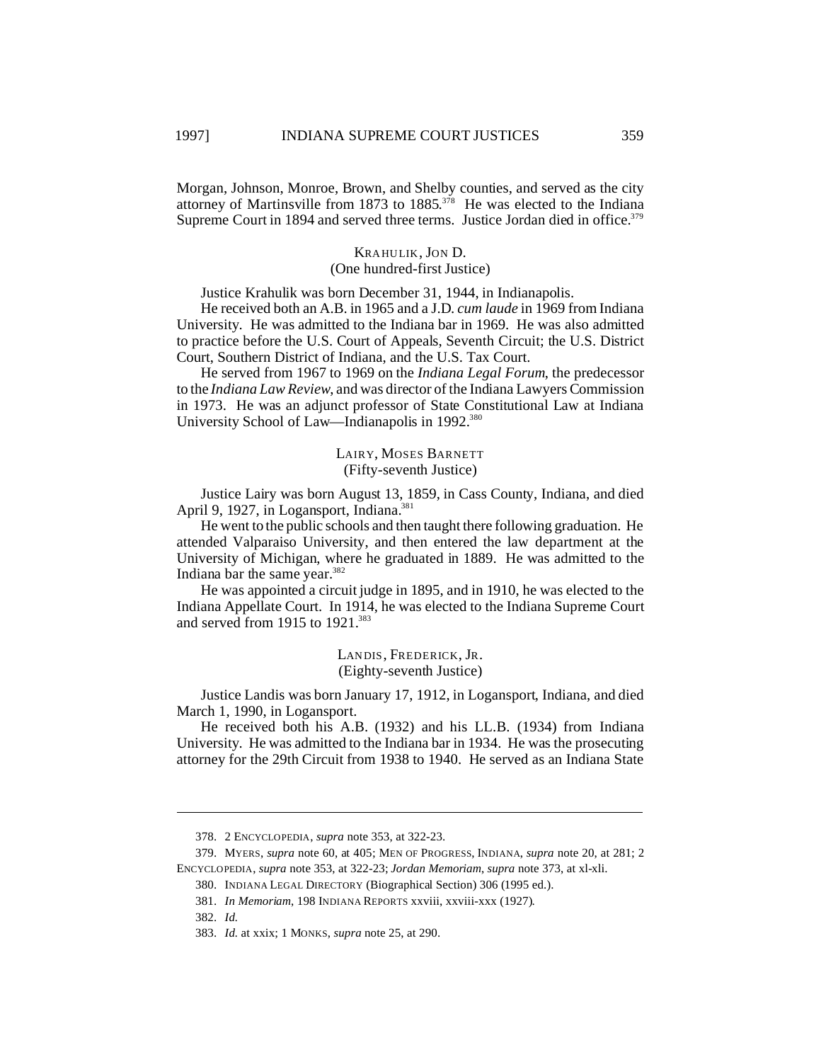Morgan, Johnson, Monroe, Brown, and Shelby counties, and served as the city attorney of Martinsville from 1873 to 1885.[378] He was elected to the Indiana Supreme Court in 1894 and served three terms. Justice Jordan died in office.[379]

### KRAHULIK, JON D.
(One hundred-first Justice)

Justice Krahulik was born December 31, 1944, in Indianapolis.

He received both an A.B. in 1965 and a J.D. *cum laude* in 1969 from Indiana University. He was admitted to the Indiana bar in 1969. He was also admitted to practice before the U.S. Court of Appeals, Seventh Circuit; the U.S. District Court, Southern District of Indiana, and the U.S. Tax Court.

He served from 1967 to 1969 on the *Indiana Legal Forum*, the predecessor to the *Indiana Law Review*, and was director of the Indiana Lawyers Commission in 1973. He was an adjunct professor of State Constitutional Law at Indiana University School of Law—Indianapolis in 1992.[380]

### LAIRY, MOSES BARNETT
(Fifty-seventh Justice)

Justice Lairy was born August 13, 1859, in Cass County, Indiana, and died April 9, 1927, in Logansport, Indiana.[381]

He went to the public schools and then taught there following graduation. He attended Valparaiso University, and then entered the law department at the University of Michigan, where he graduated in 1889. He was admitted to the Indiana bar the same year.[382]

He was appointed a circuit judge in 1895, and in 1910, he was elected to the Indiana Appellate Court. In 1914, he was elected to the Indiana Supreme Court and served from 1915 to 1921.[383]

### LANDIS, FREDERICK, JR.
(Eighty-seventh Justice)

Justice Landis was born January 17, 1912, in Logansport, Indiana, and died March 1, 1990, in Logansport.

He received both his A.B. (1932) and his LL.B. (1934) from Indiana University. He was admitted to the Indiana bar in 1934. He was the prosecuting attorney for the 29th Circuit from 1938 to 1940. He served as an Indiana State

---

378. 2 ENCYCLOPEDIA, *supra* note 353, at 322-23.

379. MYERS, *supra* note 60, at 405; MEN OF PROGRESS, INDIANA, *supra* note 20, at 281; 2 ENCYCLOPEDIA, *supra* note 353, at 322-23; *Jordan Memoriam*, *supra* note 373, at xl-xli.

380. INDIANA LEGAL DIRECTORY (Biographical Section) 306 (1995 ed.).

381. *In Memoriam*, 198 INDIANA REPORTS xxviii, xxviii-xxx (1927).

382. *Id.*

383. *Id.* at xxix; 1 MONKS, *supra* note 25, at 290.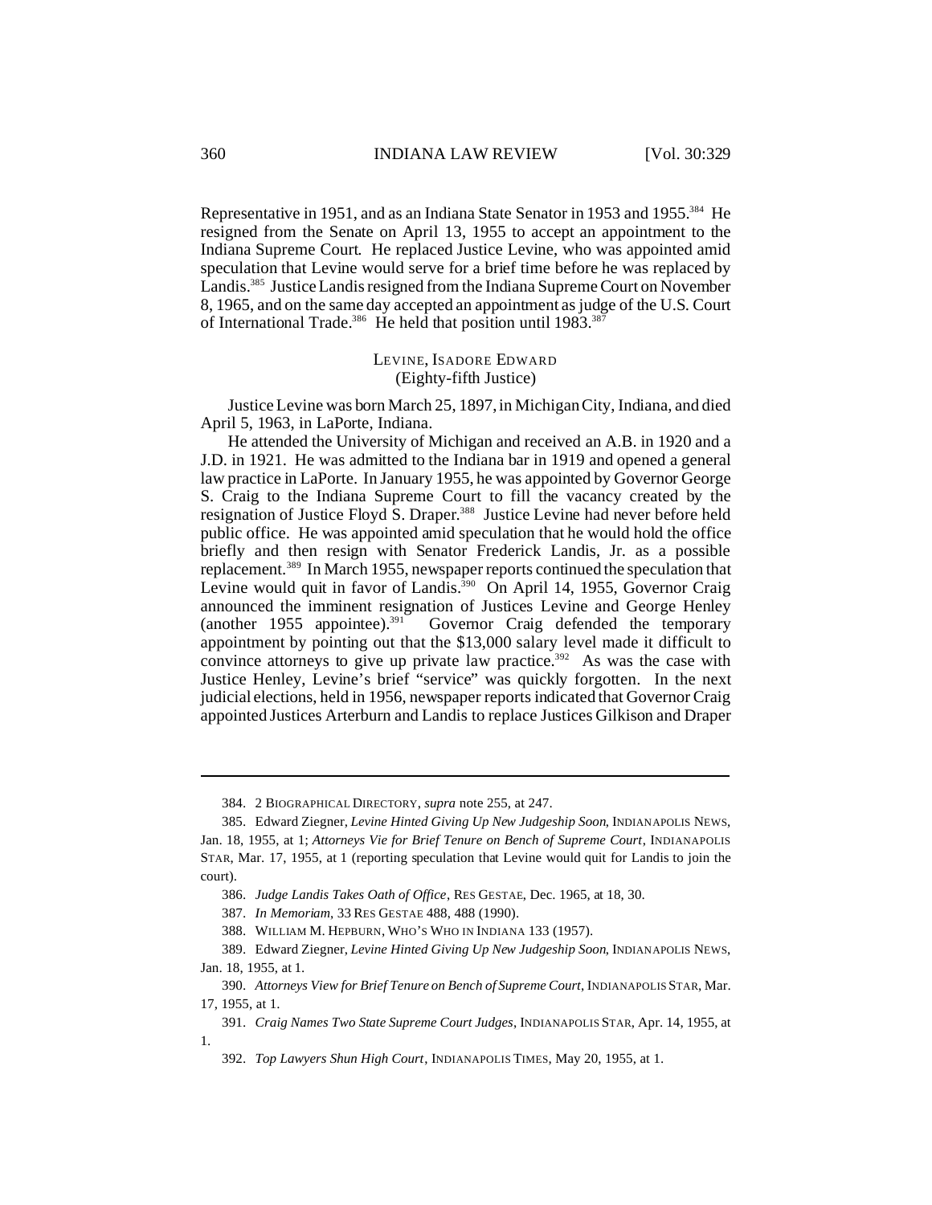Representative in 1951, and as an Indiana State Senator in 1953 and 1955.[384] He resigned from the Senate on April 13, 1955 to accept an appointment to the Indiana Supreme Court. He replaced Justice Levine, who was appointed amid speculation that Levine would serve for a brief time before he was replaced by Landis.[385] Justice Landis resigned from the Indiana Supreme Court on November 8, 1965, and on the same day accepted an appointment as judge of the U.S. Court of International Trade.[386] He held that position until 1983.[387]

### LEVINE, ISADORE EDWARD
(Eighty-fifth Justice)

Justice Levine was born March 25, 1897, in Michigan City, Indiana, and died April 5, 1963, in LaPorte, Indiana.

He attended the University of Michigan and received an A.B. in 1920 and a J.D. in 1921. He was admitted to the Indiana bar in 1919 and opened a general law practice in LaPorte. In January 1955, he was appointed by Governor George S. Craig to the Indiana Supreme Court to fill the vacancy created by the resignation of Justice Floyd S. Draper.[388] Justice Levine had never before held public office. He was appointed amid speculation that he would hold the office briefly and then resign with Senator Frederick Landis, Jr. as a possible replacement.[389] In March 1955, newspaper reports continued the speculation that Levine would quit in favor of Landis.[390] On April 14, 1955, Governor Craig announced the imminent resignation of Justices Levine and George Henley (another 1955 appointee).[391] Governor Craig defended the temporary appointment by pointing out that the $13,000 salary level made it difficult to convince attorneys to give up private law practice.[392] As was the case with Justice Henley, Levine's brief "service" was quickly forgotten. In the next judicial elections, held in 1956, newspaper reports indicated that Governor Craig appointed Justices Arterburn and Landis to replace Justices Gilkison and Draper

---

384. 2 BIOGRAPHICAL DIRECTORY, *supra* note 255, at 247.

385. Edward Ziegner, *Levine Hinted Giving Up New Judgeship Soon*, INDIANAPOLIS NEWS, Jan. 18, 1955, at 1; *Attorneys Vie for Brief Tenure on Bench of Supreme Court*, INDIANAPOLIS STAR, Mar. 17, 1955, at 1 (reporting speculation that Levine would quit for Landis to join the court).

386. *Judge Landis Takes Oath of Office*, RES GESTAE, Dec. 1965, at 18, 30.

387. *In Memoriam*, 33 RES GESTAE 488, 488 (1990).

388. WILLIAM M. HEPBURN, WHO'S WHO IN INDIANA 133 (1957).

389. Edward Ziegner, *Levine Hinted Giving Up New Judgeship Soon*, INDIANAPOLIS NEWS, Jan. 18, 1955, at 1.

390. *Attorneys View for Brief Tenure on Bench of Supreme Court*, INDIANAPOLIS STAR, Mar. 17, 1955, at 1.

391. *Craig Names Two State Supreme Court Judges*, INDIANAPOLIS STAR, Apr. 14, 1955, at 1.

392. *Top Lawyers Shun High Court*, INDIANAPOLIS TIMES, May 20, 1955, at 1.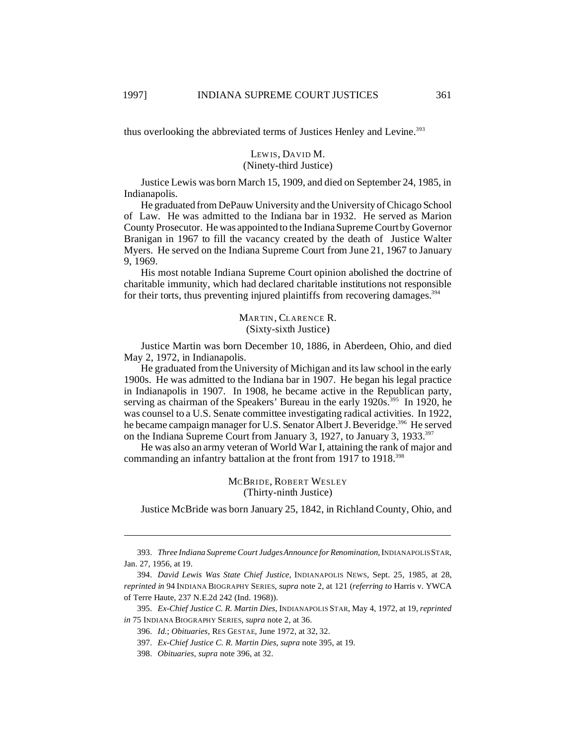thus overlooking the abbreviated terms of Justices Henley and Levine.[393]

### LEWIS, DAVID M.
(Ninety-third Justice)

Justice Lewis was born March 15, 1909, and died on September 24, 1985, in Indianapolis.

He graduated from DePauw University and the University of Chicago School of Law. He was admitted to the Indiana bar in 1932. He served as Marion County Prosecutor. He was appointed to the Indiana Supreme Court by Governor Branigan in 1967 to fill the vacancy created by the death of Justice Walter Myers. He served on the Indiana Supreme Court from June 21, 1967 to January 9, 1969.

His most notable Indiana Supreme Court opinion abolished the doctrine of charitable immunity, which had declared charitable institutions not responsible for their torts, thus preventing injured plaintiffs from recovering damages.[394]

### MARTIN, CLARENCE R.
(Sixty-sixth Justice)

Justice Martin was born December 10, 1886, in Aberdeen, Ohio, and died May 2, 1972, in Indianapolis.

He graduated from the University of Michigan and its law school in the early 1900s. He was admitted to the Indiana bar in 1907. He began his legal practice in Indianapolis in 1907. In 1908, he became active in the Republican party, serving as chairman of the Speakers' Bureau in the early 1920s.[395] In 1920, he was counsel to a U.S. Senate committee investigating radical activities. In 1922, he became campaign manager for U.S. Senator Albert J. Beveridge.[396] He served on the Indiana Supreme Court from January 3, 1927, to January 3, 1933.[397]

He was also an army veteran of World War I, attaining the rank of major and commanding an infantry battalion at the front from 1917 to 1918.[398]

### MCBRIDE, ROBERT WESLEY
(Thirty-ninth Justice)

Justice McBride was born January 25, 1842, in Richland County, Ohio, and

---

393. *Three Indiana Supreme Court Judges Announce for Renomination*, INDIANAPOLIS STAR, Jan. 27, 1956, at 19.

394. *David Lewis Was State Chief Justice*, INDIANAPOLIS NEWS, Sept. 25, 1985, at 28, *reprinted in* 94 INDIANA BIOGRAPHY SERIES, *supra* note 2, at 121 (*referring to* Harris v. YWCA of Terre Haute, 237 N.E.2d 242 (Ind. 1968)).

395. *Ex-Chief Justice C. R. Martin Dies*, INDIANAPOLIS STAR, May 4, 1972, at 19, *reprinted in* 75 INDIANA BIOGRAPHY SERIES, *supra* note 2, at 36.

396. *Id.*; *Obituaries*, RES GESTAE, June 1972, at 32, 32.

397. *Ex-Chief Justice C. R. Martin Dies*, *supra* note 395, at 19.

398. *Obituaries*, *supra* note 396, at 32.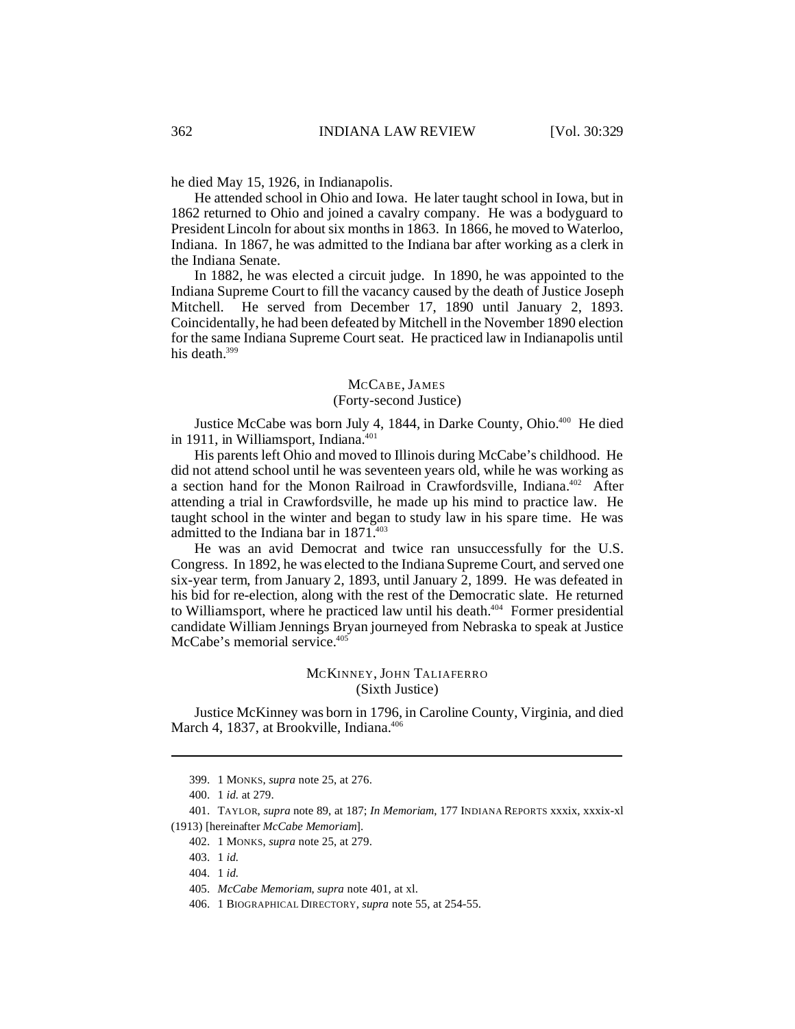he died May 15, 1926, in Indianapolis.

He attended school in Ohio and Iowa. He later taught school in Iowa, but in 1862 returned to Ohio and joined a cavalry company. He was a bodyguard to President Lincoln for about six months in 1863. In 1866, he moved to Waterloo, Indiana. In 1867, he was admitted to the Indiana bar after working as a clerk in the Indiana Senate.

In 1882, he was elected a circuit judge. In 1890, he was appointed to the Indiana Supreme Court to fill the vacancy caused by the death of Justice Joseph Mitchell. He served from December 17, 1890 until January 2, 1893. Coincidentally, he had been defeated by Mitchell in the November 1890 election for the same Indiana Supreme Court seat. He practiced law in Indianapolis until his death.[399]

## MCCABE, JAMES
(Forty-second Justice)

Justice McCabe was born July 4, 1844, in Darke County, Ohio.[400] He died in 1911, in Williamsport, Indiana.[401]

His parents left Ohio and moved to Illinois during McCabe's childhood. He did not attend school until he was seventeen years old, while he was working as a section hand for the Monon Railroad in Crawfordsville, Indiana.[402] After attending a trial in Crawfordsville, he made up his mind to practice law. He taught school in the winter and began to study law in his spare time. He was admitted to the Indiana bar in 1871.[403]

He was an avid Democrat and twice ran unsuccessfully for the U.S. Congress. In 1892, he was elected to the Indiana Supreme Court, and served one six-year term, from January 2, 1893, until January 2, 1899. He was defeated in his bid for re-election, along with the rest of the Democratic slate. He returned to Williamsport, where he practiced law until his death.[404] Former presidential candidate William Jennings Bryan journeyed from Nebraska to speak at Justice McCabe's memorial service.[405]

## MCKINNEY, JOHN TALIAFERRO
(Sixth Justice)

Justice McKinney was born in 1796, in Caroline County, Virginia, and died March 4, 1837, at Brookville, Indiana.[406]

---

399. 1 MONKS, *supra* note 25, at 276.

400. 1 *id.* at 279.

401. TAYLOR, *supra* note 89, at 187; *In Memoriam*, 177 INDIANA REPORTS xxxix, xxxix-xl (1913) [hereinafter *McCabe Memoriam*].

402. 1 MONKS, *supra* note 25, at 279.

403. 1 *id.*

404. 1 *id.*

405. *McCabe Memoriam*, *supra* note 401, at xl.

406. 1 BIOGRAPHICAL DIRECTORY, *supra* note 55, at 254-55.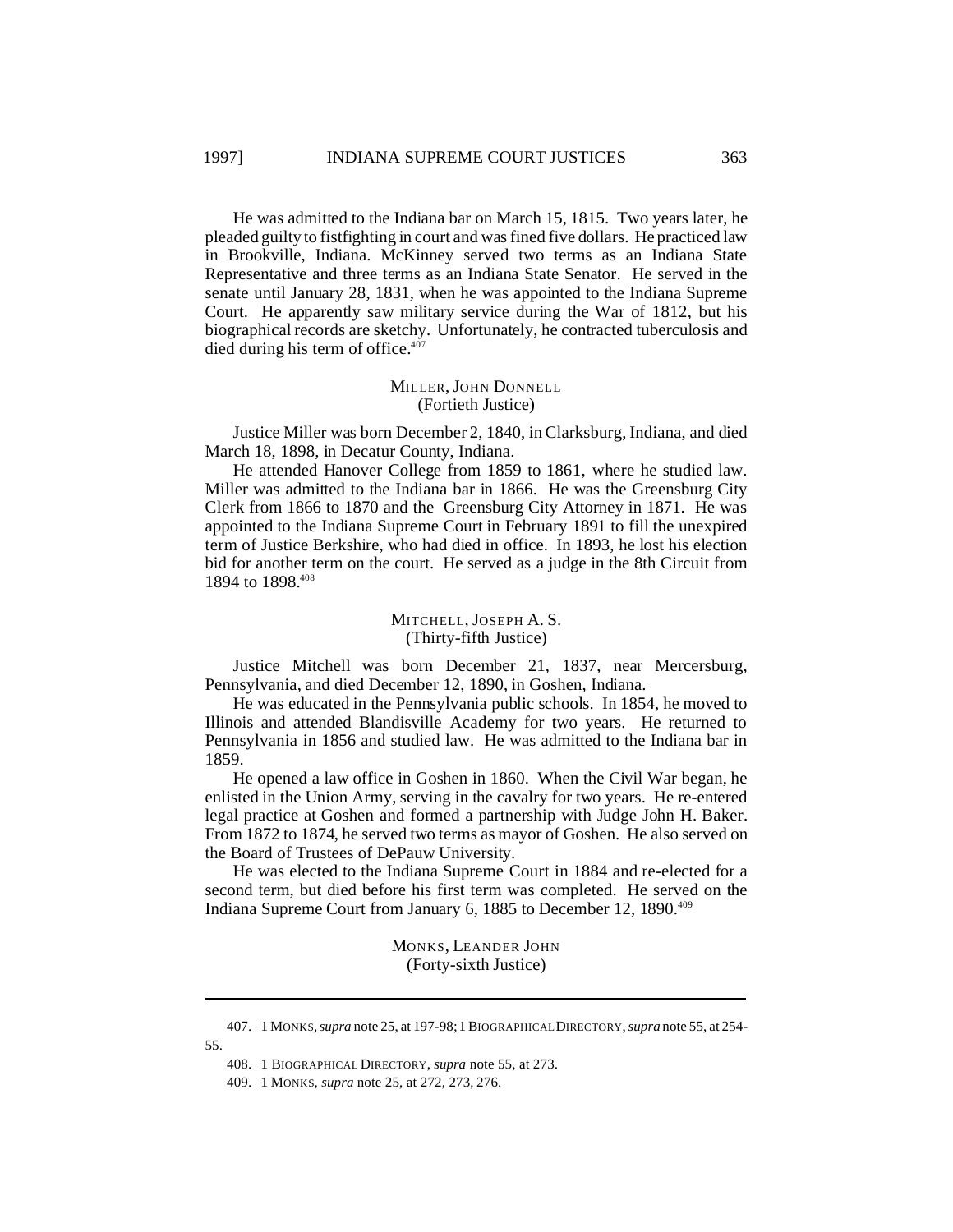He was admitted to the Indiana bar on March 15, 1815. Two years later, he pleaded guilty to fistfighting in court and was fined five dollars. He practiced law in Brookville, Indiana. McKinney served two terms as an Indiana State Representative and three terms as an Indiana State Senator. He served in the senate until January 28, 1831, when he was appointed to the Indiana Supreme Court. He apparently saw military service during the War of 1812, but his biographical records are sketchy. Unfortunately, he contracted tuberculosis and died during his term of office.[407]

### MILLER, JOHN DONNELL
(Fortieth Justice)

Justice Miller was born December 2, 1840, in Clarksburg, Indiana, and died March 18, 1898, in Decatur County, Indiana.

He attended Hanover College from 1859 to 1861, where he studied law. Miller was admitted to the Indiana bar in 1866. He was the Greensburg City Clerk from 1866 to 1870 and the Greensburg City Attorney in 1871. He was appointed to the Indiana Supreme Court in February 1891 to fill the unexpired term of Justice Berkshire, who had died in office. In 1893, he lost his election bid for another term on the court. He served as a judge in the 8th Circuit from 1894 to 1898.[408]

### MITCHELL, JOSEPH A. S.
(Thirty-fifth Justice)

Justice Mitchell was born December 21, 1837, near Mercersburg, Pennsylvania, and died December 12, 1890, in Goshen, Indiana.

He was educated in the Pennsylvania public schools. In 1854, he moved to Illinois and attended Blandisville Academy for two years. He returned to Pennsylvania in 1856 and studied law. He was admitted to the Indiana bar in 1859.

He opened a law office in Goshen in 1860. When the Civil War began, he enlisted in the Union Army, serving in the cavalry for two years. He re-entered legal practice at Goshen and formed a partnership with Judge John H. Baker. From 1872 to 1874, he served two terms as mayor of Goshen. He also served on the Board of Trustees of DePauw University.

He was elected to the Indiana Supreme Court in 1884 and re-elected for a second term, but died before his first term was completed. He served on the Indiana Supreme Court from January 6, 1885 to December 12, 1890.[409]

### MONKS, LEANDER JOHN
(Forty-sixth Justice)

---

407. 1 MONKS, *supra* note 25, at 197-98; 1 BIOGRAPHICAL DIRECTORY, *supra* note 55, at 254-55.

408. 1 BIOGRAPHICAL DIRECTORY, *supra* note 55, at 273.

409. 1 MONKS, *supra* note 25, at 272, 273, 276.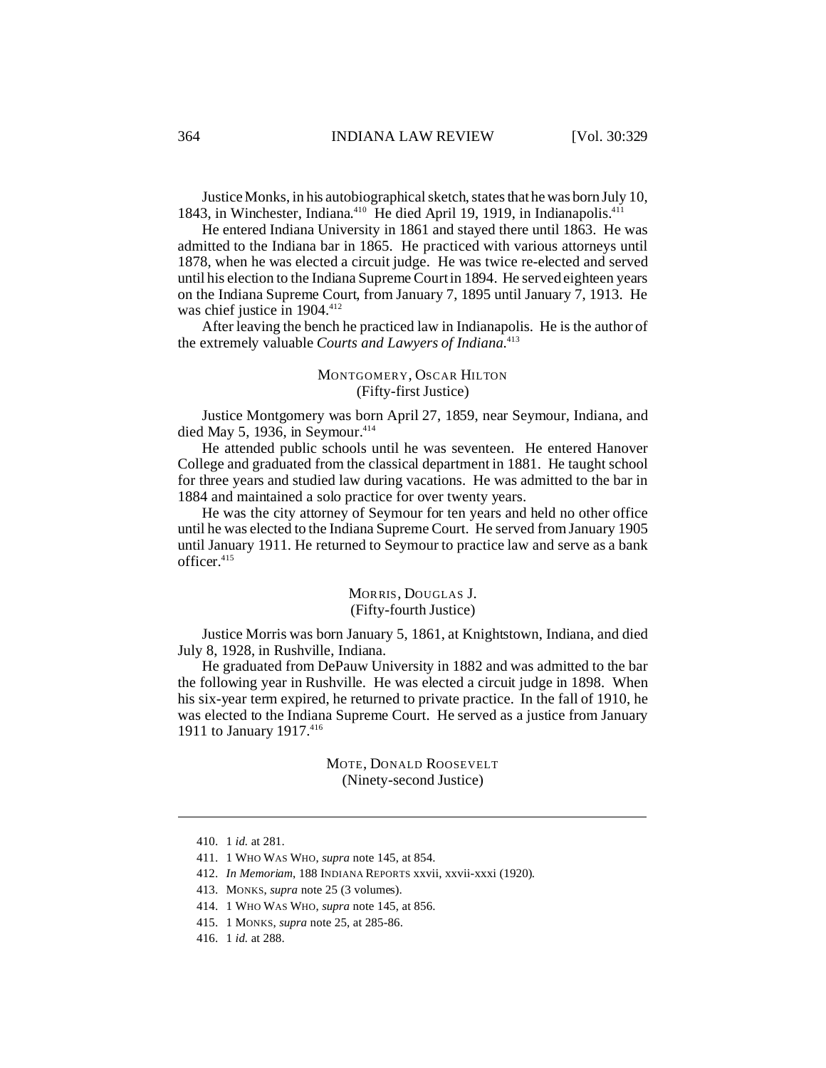Justice Monks, in his autobiographical sketch, states that he was born July 10, 1843, in Winchester, Indiana.[410] He died April 19, 1919, in Indianapolis.[411]

He entered Indiana University in 1861 and stayed there until 1863. He was admitted to the Indiana bar in 1865. He practiced with various attorneys until 1878, when he was elected a circuit judge. He was twice re-elected and served until his election to the Indiana Supreme Court in 1894. He served eighteen years on the Indiana Supreme Court, from January 7, 1895 until January 7, 1913. He was chief justice in 1904.[412]

After leaving the bench he practiced law in Indianapolis. He is the author of the extremely valuable *Courts and Lawyers of Indiana*.[413]

### MONTGOMERY, OSCAR HILTON
(Fifty-first Justice)

Justice Montgomery was born April 27, 1859, near Seymour, Indiana, and died May 5, 1936, in Seymour.[414]

He attended public schools until he was seventeen. He entered Hanover College and graduated from the classical department in 1881. He taught school for three years and studied law during vacations. He was admitted to the bar in 1884 and maintained a solo practice for over twenty years.

He was the city attorney of Seymour for ten years and held no other office until he was elected to the Indiana Supreme Court. He served from January 1905 until January 1911. He returned to Seymour to practice law and serve as a bank officer.[415]

### MORRIS, DOUGLAS J.
(Fifty-fourth Justice)

Justice Morris was born January 5, 1861, at Knightstown, Indiana, and died July 8, 1928, in Rushville, Indiana.

He graduated from DePauw University in 1882 and was admitted to the bar the following year in Rushville. He was elected a circuit judge in 1898. When his six-year term expired, he returned to private practice. In the fall of 1910, he was elected to the Indiana Supreme Court. He served as a justice from January 1911 to January 1917.[416]

### MOTE, DONALD ROOSEVELT
(Ninety-second Justice)

---

410. 1 *id.* at 281.

411. 1 WHO WAS WHO, *supra* note 145, at 854.

412. *In Memoriam*, 188 INDIANA REPORTS xxvii, xxvii-xxxi (1920).

413. MONKS, *supra* note 25 (3 volumes).

414. 1 WHO WAS WHO, *supra* note 145, at 856.

415. 1 MONKS, *supra* note 25, at 285-86.

416. 1 *id.* at 288.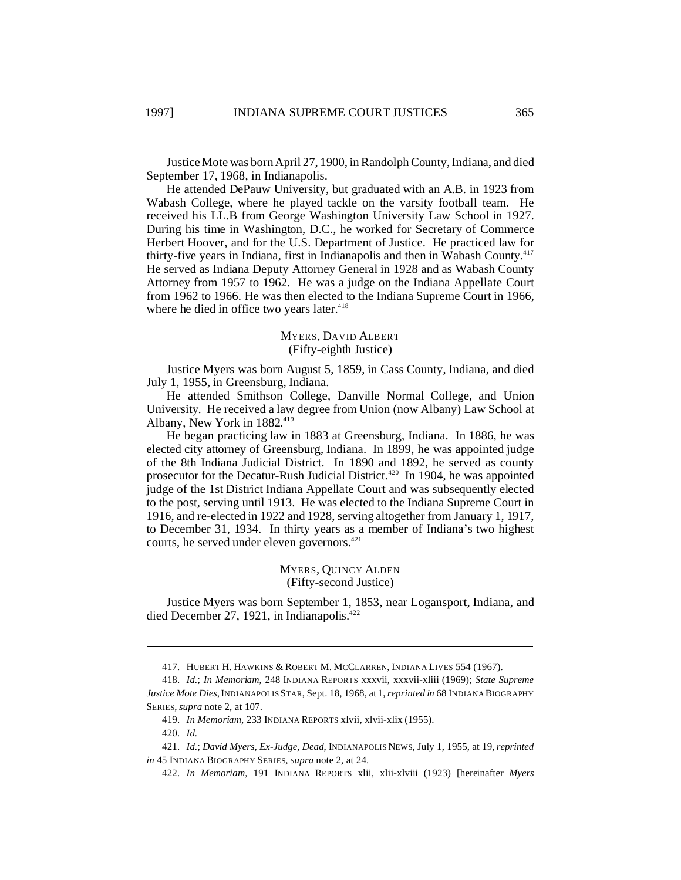Justice Mote was born April 27, 1900, in Randolph County, Indiana, and died September 17, 1968, in Indianapolis.

He attended DePauw University, but graduated with an A.B. in 1923 from Wabash College, where he played tackle on the varsity football team. He received his LL.B from George Washington University Law School in 1927. During his time in Washington, D.C., he worked for Secretary of Commerce Herbert Hoover, and for the U.S. Department of Justice. He practiced law for thirty-five years in Indiana, first in Indianapolis and then in Wabash County.[417] He served as Indiana Deputy Attorney General in 1928 and as Wabash County Attorney from 1957 to 1962. He was a judge on the Indiana Appellate Court from 1962 to 1966. He was then elected to the Indiana Supreme Court in 1966, where he died in office two years later.[418]

### MYERS, DAVID ALBERT
(Fifty-eighth Justice)

Justice Myers was born August 5, 1859, in Cass County, Indiana, and died July 1, 1955, in Greensburg, Indiana.

He attended Smithson College, Danville Normal College, and Union University. He received a law degree from Union (now Albany) Law School at Albany, New York in 1882.[419]

He began practicing law in 1883 at Greensburg, Indiana. In 1886, he was elected city attorney of Greensburg, Indiana. In 1899, he was appointed judge of the 8th Indiana Judicial District. In 1890 and 1892, he served as county prosecutor for the Decatur-Rush Judicial District.[420] In 1904, he was appointed judge of the 1st District Indiana Appellate Court and was subsequently elected to the post, serving until 1913. He was elected to the Indiana Supreme Court in 1916, and re-elected in 1922 and 1928, serving altogether from January 1, 1917, to December 31, 1934. In thirty years as a member of Indiana's two highest courts, he served under eleven governors.[421]

### MYERS, QUINCY ALDEN
(Fifty-second Justice)

Justice Myers was born September 1, 1853, near Logansport, Indiana, and died December 27, 1921, in Indianapolis.[422]

---

417. HUBERT H. HAWKINS & ROBERT M. MCCLARREN, INDIANA LIVES 554 (1967).

418. *Id.*; *In Memoriam*, 248 INDIANA REPORTS xxxvii, xxxvii-xliii (1969); *State Supreme Justice Mote Dies*, INDIANAPOLIS STAR, Sept. 18, 1968, at 1, *reprinted in* 68 INDIANA BIOGRAPHY SERIES, *supra* note 2, at 107.

419. *In Memoriam*, 233 INDIANA REPORTS xlvii, xlvii-xlix (1955).

420. *Id.*

421. *Id.*; *David Myers, Ex-Judge, Dead*, INDIANAPOLIS NEWS, July 1, 1955, at 19, *reprinted in* 45 INDIANA BIOGRAPHY SERIES, *supra* note 2, at 24.

422. *In Memoriam*, 191 INDIANA REPORTS xlii, xlii-xlviii (1923) [hereinafter *Myers*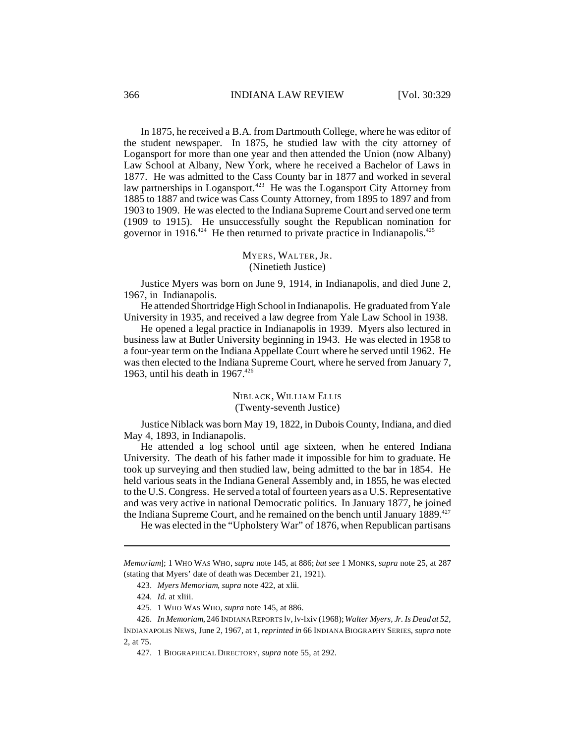In 1875, he received a B.A. from Dartmouth College, where he was editor of the student newspaper. In 1875, he studied law with the city attorney of Logansport for more than one year and then attended the Union (now Albany) Law School at Albany, New York, where he received a Bachelor of Laws in 1877. He was admitted to the Cass County bar in 1877 and worked in several law partnerships in Logansport.[423] He was the Logansport City Attorney from 1885 to 1887 and twice was Cass County Attorney, from 1895 to 1897 and from 1903 to 1909. He was elected to the Indiana Supreme Court and served one term (1909 to 1915). He unsuccessfully sought the Republican nomination for governor in 1916.[424] He then returned to private practice in Indianapolis.[425]

### MYERS, WALTER, JR.
(Ninetieth Justice)

Justice Myers was born on June 9, 1914, in Indianapolis, and died June 2, 1967, in Indianapolis.

He attended Shortridge High School in Indianapolis. He graduated from Yale University in 1935, and received a law degree from Yale Law School in 1938.

He opened a legal practice in Indianapolis in 1939. Myers also lectured in business law at Butler University beginning in 1943. He was elected in 1958 to a four-year term on the Indiana Appellate Court where he served until 1962. He was then elected to the Indiana Supreme Court, where he served from January 7, 1963, until his death in 1967.[426]

### NIBLACK, WILLIAM ELLIS
(Twenty-seventh Justice)

Justice Niblack was born May 19, 1822, in Dubois County, Indiana, and died May 4, 1893, in Indianapolis.

He attended a log school until age sixteen, when he entered Indiana University. The death of his father made it impossible for him to graduate. He took up surveying and then studied law, being admitted to the bar in 1854. He held various seats in the Indiana General Assembly and, in 1855, he was elected to the U.S. Congress. He served a total of fourteen years as a U.S. Representative and was very active in national Democratic politics. In January 1877, he joined the Indiana Supreme Court, and he remained on the bench until January 1889.[427]

He was elected in the "Upholstery War" of 1876, when Republican partisans

---

*Memoriam*]; 1 WHO WAS WHO, *supra* note 145, at 886; *but see* 1 MONKS, *supra* note 25, at 287 (stating that Myers' date of death was December 21, 1921).

423. *Myers Memoriam*, *supra* note 422, at xlii.

424. *Id.* at xliii.

425. 1 WHO WAS WHO, *supra* note 145, at 886.

426. *In Memoriam*, 246 INDIANA REPORTS lv, lv-lxiv (1968); *Walter Myers, Jr. Is Dead at 52*, INDIANAPOLIS NEWS, June 2, 1967, at 1, *reprinted in* 66 INDIANA BIOGRAPHY SERIES, *supra* note 2, at 75.

427. 1 BIOGRAPHICAL DIRECTORY, *supra* note 55, at 292.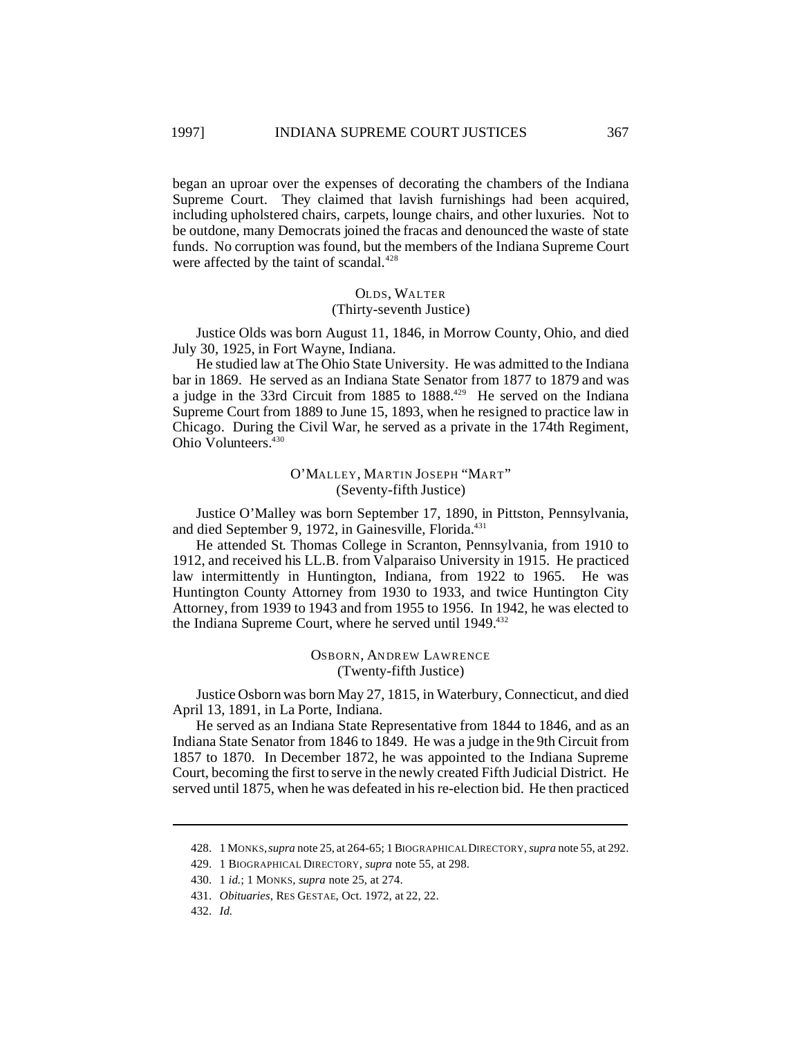began an uproar over the expenses of decorating the chambers of the Indiana Supreme Court. They claimed that lavish furnishings had been acquired, including upholstered chairs, carpets, lounge chairs, and other luxuries. Not to be outdone, many Democrats joined the fracas and denounced the waste of state funds. No corruption was found, but the members of the Indiana Supreme Court were affected by the taint of scandal.[428]

### OLDS, WALTER
(Thirty-seventh Justice)

Justice Olds was born August 11, 1846, in Morrow County, Ohio, and died July 30, 1925, in Fort Wayne, Indiana.

He studied law at The Ohio State University. He was admitted to the Indiana bar in 1869. He served as an Indiana State Senator from 1877 to 1879 and was a judge in the 33rd Circuit from 1885 to 1888.[429] He served on the Indiana Supreme Court from 1889 to June 15, 1893, when he resigned to practice law in Chicago. During the Civil War, he served as a private in the 174th Regiment, Ohio Volunteers.[430]

### O'MALLEY, MARTIN JOSEPH "MART"
(Seventy-fifth Justice)

Justice O'Malley was born September 17, 1890, in Pittston, Pennsylvania, and died September 9, 1972, in Gainesville, Florida.[431]

He attended St. Thomas College in Scranton, Pennsylvania, from 1910 to 1912, and received his LL.B. from Valparaiso University in 1915. He practiced law intermittently in Huntington, Indiana, from 1922 to 1965. He was Huntington County Attorney from 1930 to 1933, and twice Huntington City Attorney, from 1939 to 1943 and from 1955 to 1956. In 1942, he was elected to the Indiana Supreme Court, where he served until 1949.[432]

### OSBORN, ANDREW LAWRENCE
(Twenty-fifth Justice)

Justice Osborn was born May 27, 1815, in Waterbury, Connecticut, and died April 13, 1891, in La Porte, Indiana.

He served as an Indiana State Representative from 1844 to 1846, and as an Indiana State Senator from 1846 to 1849. He was a judge in the 9th Circuit from 1857 to 1870. In December 1872, he was appointed to the Indiana Supreme Court, becoming the first to serve in the newly created Fifth Judicial District. He served until 1875, when he was defeated in his re-election bid. He then practiced

---

428. 1 MONKS, *supra* note 25, at 264-65; 1 BIOGRAPHICAL DIRECTORY, *supra* note 55, at 292.

429. 1 BIOGRAPHICAL DIRECTORY, *supra* note 55, at 298.

430. 1 *id.*; 1 MONKS, *supra* note 25, at 274.

431. *Obituaries*, RES GESTAE, Oct. 1972, at 22, 22.

432. *Id.*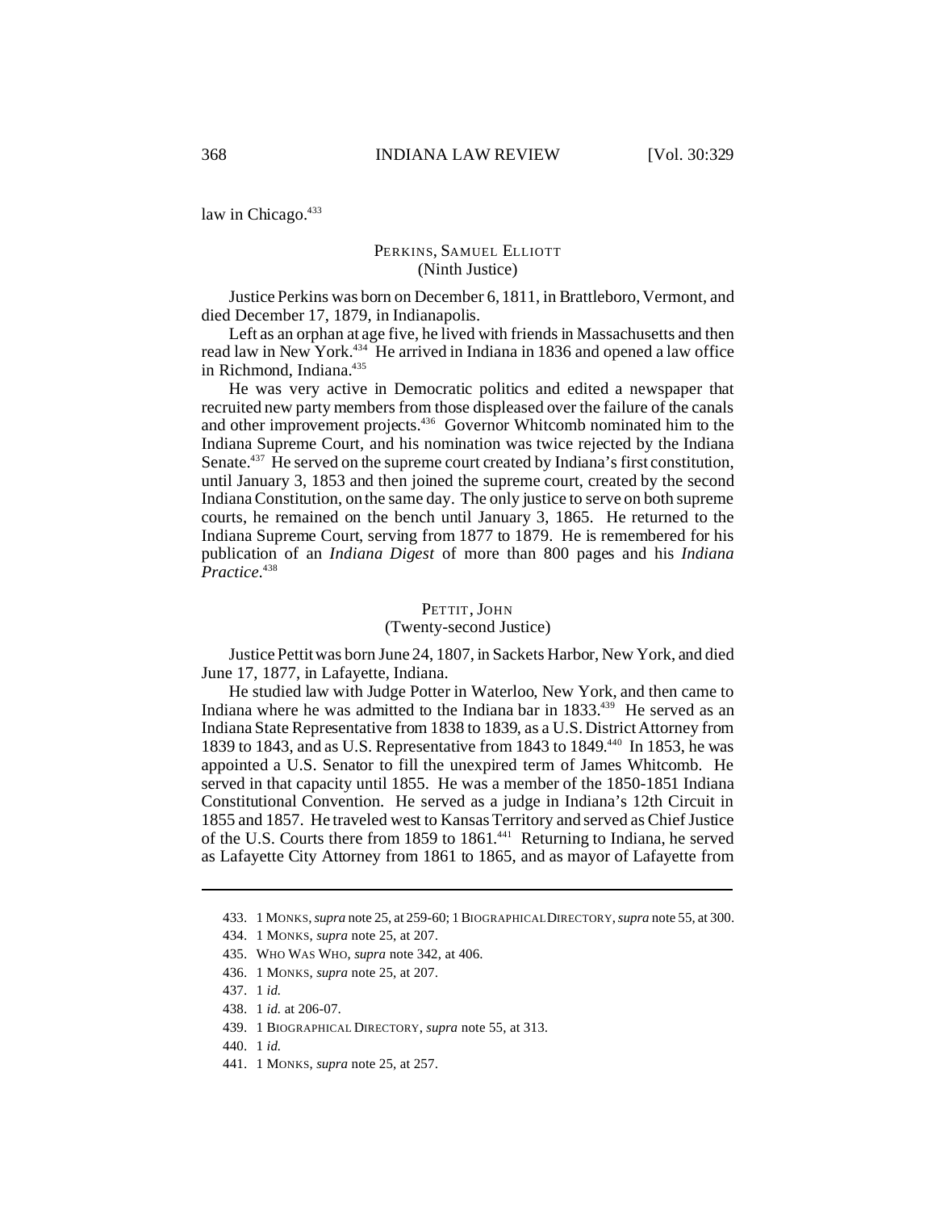law in Chicago.[433]

### PERKINS, SAMUEL ELLIOTT
(Ninth Justice)

Justice Perkins was born on December 6, 1811, in Brattleboro, Vermont, and died December 17, 1879, in Indianapolis.

Left as an orphan at age five, he lived with friends in Massachusetts and then read law in New York.[434] He arrived in Indiana in 1836 and opened a law office in Richmond, Indiana.[435]

He was very active in Democratic politics and edited a newspaper that recruited new party members from those displeased over the failure of the canals and other improvement projects.[436] Governor Whitcomb nominated him to the Indiana Supreme Court, and his nomination was twice rejected by the Indiana Senate.[437] He served on the supreme court created by Indiana's first constitution, until January 3, 1853 and then joined the supreme court, created by the second Indiana Constitution, on the same day. The only justice to serve on both supreme courts, he remained on the bench until January 3, 1865. He returned to the Indiana Supreme Court, serving from 1877 to 1879. He is remembered for his publication of an *Indiana Digest* of more than 800 pages and his *Indiana Practice*.[438]

### PETTIT, JOHN
(Twenty-second Justice)

Justice Pettit was born June 24, 1807, in Sackets Harbor, New York, and died June 17, 1877, in Lafayette, Indiana.

He studied law with Judge Potter in Waterloo, New York, and then came to Indiana where he was admitted to the Indiana bar in 1833.[439] He served as an Indiana State Representative from 1838 to 1839, as a U.S. District Attorney from 1839 to 1843, and as U.S. Representative from 1843 to 1849.[440] In 1853, he was appointed a U.S. Senator to fill the unexpired term of James Whitcomb. He served in that capacity until 1855. He was a member of the 1850-1851 Indiana Constitutional Convention. He served as a judge in Indiana's 12th Circuit in 1855 and 1857. He traveled west to Kansas Territory and served as Chief Justice of the U.S. Courts there from 1859 to 1861.[441] Returning to Indiana, he served as Lafayette City Attorney from 1861 to 1865, and as mayor of Lafayette from

---

433. 1 MONKS, *supra* note 25, at 259-60; 1 BIOGRAPHICAL DIRECTORY, *supra* note 55, at 300.

434. 1 MONKS, *supra* note 25, at 207.

435. WHO WAS WHO, *supra* note 342, at 406.

436. 1 MONKS, *supra* note 25, at 207.

437. 1 *id.*

438. 1 *id.* at 206-07.

439. 1 BIOGRAPHICAL DIRECTORY, *supra* note 55, at 313.

440. 1 *id.*

441. 1 MONKS, *supra* note 25, at 257.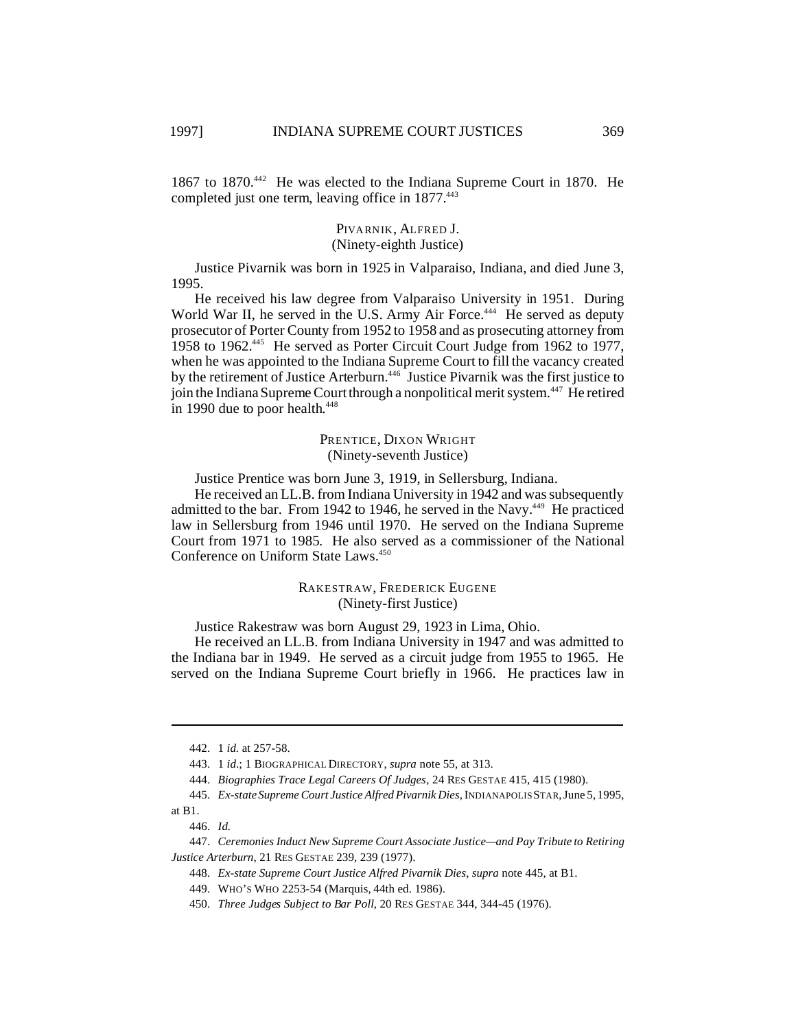1867 to 1870.[442] He was elected to the Indiana Supreme Court in 1870. He completed just one term, leaving office in 1877.[443]

### PIVARNIK, ALFRED J.
(Ninety-eighth Justice)

Justice Pivarnik was born in 1925 in Valparaiso, Indiana, and died June 3, 1995.

He received his law degree from Valparaiso University in 1951. During World War II, he served in the U.S. Army Air Force.[444] He served as deputy prosecutor of Porter County from 1952 to 1958 and as prosecuting attorney from 1958 to 1962.[445] He served as Porter Circuit Court Judge from 1962 to 1977, when he was appointed to the Indiana Supreme Court to fill the vacancy created by the retirement of Justice Arterburn.[446] Justice Pivarnik was the first justice to join the Indiana Supreme Court through a nonpolitical merit system.[447] He retired in 1990 due to poor health.[448]

### PRENTICE, DIXON WRIGHT
(Ninety-seventh Justice)

Justice Prentice was born June 3, 1919, in Sellersburg, Indiana.

He received an LL.B. from Indiana University in 1942 and was subsequently admitted to the bar. From 1942 to 1946, he served in the Navy.[449] He practiced law in Sellersburg from 1946 until 1970. He served on the Indiana Supreme Court from 1971 to 1985. He also served as a commissioner of the National Conference on Uniform State Laws.[450]

### RAKESTRAW, FREDERICK EUGENE
(Ninety-first Justice)

Justice Rakestraw was born August 29, 1923 in Lima, Ohio.

He received an LL.B. from Indiana University in 1947 and was admitted to the Indiana bar in 1949. He served as a circuit judge from 1955 to 1965. He served on the Indiana Supreme Court briefly in 1966. He practices law in

---

442. 1 *id.* at 257-58.

443. 1 *id.*; 1 BIOGRAPHICAL DIRECTORY, *supra* note 55, at 313.

444. *Biographies Trace Legal Careers Of Judges*, 24 RES GESTAE 415, 415 (1980).

445. *Ex-state Supreme Court Justice Alfred Pivarnik Dies*, INDIANAPOLIS STAR, June 5, 1995, at B1.

446. *Id.*

447. *Ceremonies Induct New Supreme Court Associate Justice—and Pay Tribute to Retiring Justice Arterburn*, 21 RES GESTAE 239, 239 (1977).

448. *Ex-state Supreme Court Justice Alfred Pivarnik Dies*, *supra* note 445, at B1.

449. WHO'S WHO 2253-54 (Marquis, 44th ed. 1986).

450. *Three Judges Subject to Bar Poll*, 20 RES GESTAE 344, 344-45 (1976).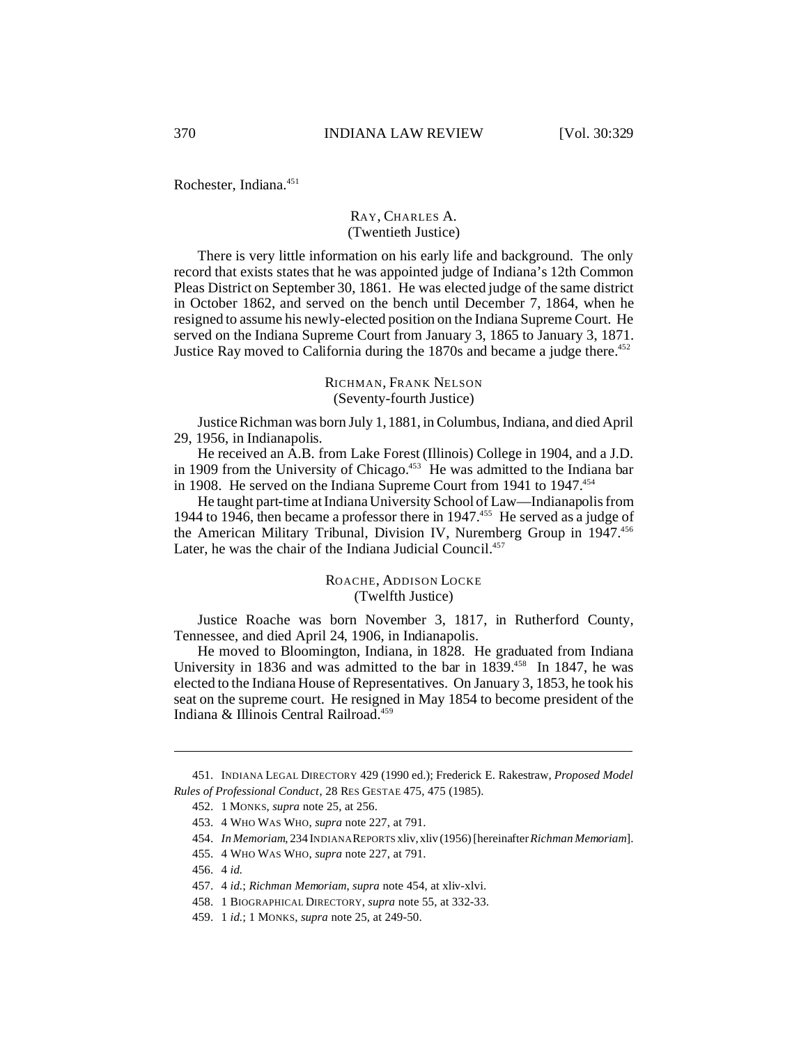Rochester, Indiana.[451]

### RAY, CHARLES A.
(Twentieth Justice)

There is very little information on his early life and background. The only record that exists states that he was appointed judge of Indiana's 12th Common Pleas District on September 30, 1861. He was elected judge of the same district in October 1862, and served on the bench until December 7, 1864, when he resigned to assume his newly-elected position on the Indiana Supreme Court. He served on the Indiana Supreme Court from January 3, 1865 to January 3, 1871. Justice Ray moved to California during the 1870s and became a judge there.[452]

### RICHMAN, FRANK NELSON
(Seventy-fourth Justice)

Justice Richman was born July 1, 1881, in Columbus, Indiana, and died April 29, 1956, in Indianapolis.

He received an A.B. from Lake Forest (Illinois) College in 1904, and a J.D. in 1909 from the University of Chicago.[453] He was admitted to the Indiana bar in 1908. He served on the Indiana Supreme Court from 1941 to 1947.[454]

He taught part-time at Indiana University School of Law—Indianapolis from 1944 to 1946, then became a professor there in 1947.[455] He served as a judge of the American Military Tribunal, Division IV, Nuremberg Group in 1947.[456] Later, he was the chair of the Indiana Judicial Council.[457]

### ROACHE, ADDISON LOCKE
(Twelfth Justice)

Justice Roache was born November 3, 1817, in Rutherford County, Tennessee, and died April 24, 1906, in Indianapolis.

He moved to Bloomington, Indiana, in 1828. He graduated from Indiana University in 1836 and was admitted to the bar in 1839.[458] In 1847, he was elected to the Indiana House of Representatives. On January 3, 1853, he took his seat on the supreme court. He resigned in May 1854 to become president of the Indiana & Illinois Central Railroad.[459]

---

451. INDIANA LEGAL DIRECTORY 429 (1990 ed.); Frederick E. Rakestraw, *Proposed Model Rules of Professional Conduct*, 28 RES GESTAE 475, 475 (1985).

452. 1 MONKS, *supra* note 25, at 256.

453. 4 WHO WAS WHO, *supra* note 227, at 791.

454. *In Memoriam*, 234 INDIANA REPORTS xliv, xliv (1956) [hereinafter *Richman Memoriam*].

455. 4 WHO WAS WHO, *supra* note 227, at 791.

456. 4 *id.*

457. 4 *id.*; *Richman Memoriam*, *supra* note 454, at xliv-xlvi.

458. 1 BIOGRAPHICAL DIRECTORY, *supra* note 55, at 332-33.

459. 1 *id.*; 1 MONKS, *supra* note 25, at 249-50.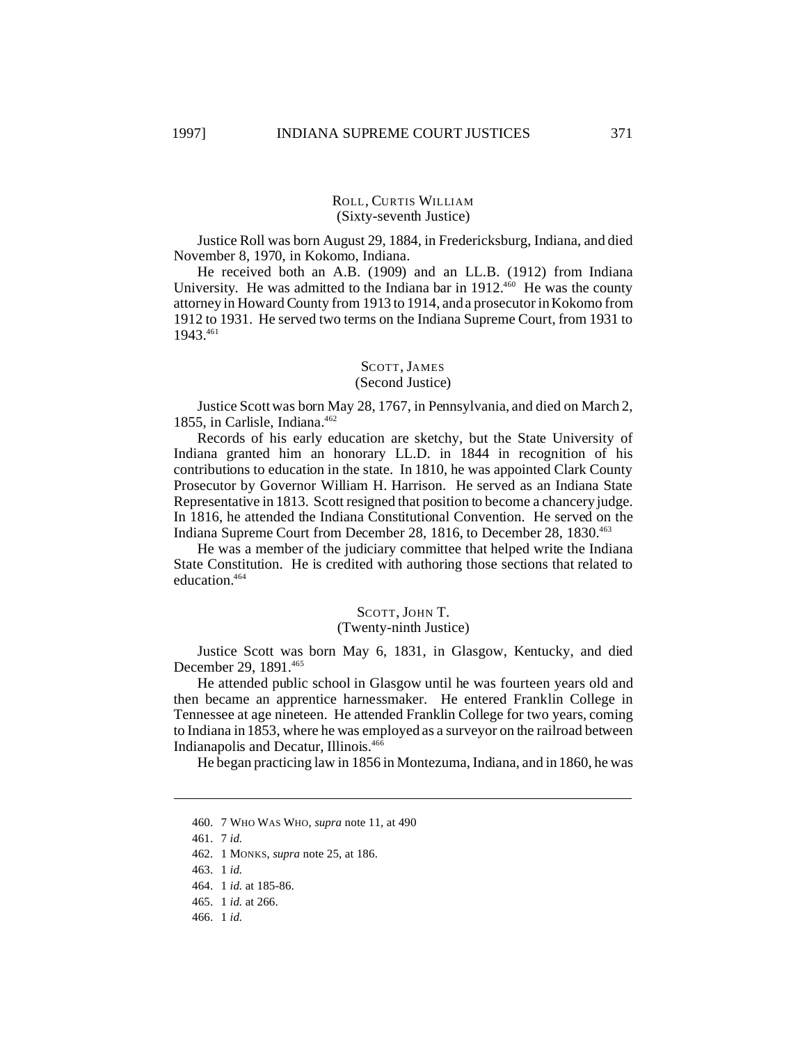### ROLL, CURTIS WILLIAM
(Sixty-seventh Justice)

Justice Roll was born August 29, 1884, in Fredericksburg, Indiana, and died November 8, 1970, in Kokomo, Indiana.

He received both an A.B. (1909) and an LL.B. (1912) from Indiana University. He was admitted to the Indiana bar in 1912.[460] He was the county attorney in Howard County from 1913 to 1914, and a prosecutor in Kokomo from 1912 to 1931. He served two terms on the Indiana Supreme Court, from 1931 to 1943.[461]

### SCOTT, JAMES
(Second Justice)

Justice Scott was born May 28, 1767, in Pennsylvania, and died on March 2, 1855, in Carlisle, Indiana.[462]

Records of his early education are sketchy, but the State University of Indiana granted him an honorary LL.D. in 1844 in recognition of his contributions to education in the state. In 1810, he was appointed Clark County Prosecutor by Governor William H. Harrison. He served as an Indiana State Representative in 1813. Scott resigned that position to become a chancery judge. In 1816, he attended the Indiana Constitutional Convention. He served on the Indiana Supreme Court from December 28, 1816, to December 28, 1830.[463]

He was a member of the judiciary committee that helped write the Indiana State Constitution. He is credited with authoring those sections that related to education.[464]

### SCOTT, JOHN T.
(Twenty-ninth Justice)

Justice Scott was born May 6, 1831, in Glasgow, Kentucky, and died December 29, 1891.[465]

He attended public school in Glasgow until he was fourteen years old and then became an apprentice harnessmaker. He entered Franklin College in Tennessee at age nineteen. He attended Franklin College for two years, coming to Indiana in 1853, where he was employed as a surveyor on the railroad between Indianapolis and Decatur, Illinois.[466]

He began practicing law in 1856 in Montezuma, Indiana, and in 1860, he was

---

460. 7 WHO WAS WHO, *supra* note 11, at 490

461. 7 *id.*

462. 1 MONKS, *supra* note 25, at 186.

463. 1 *id.*

464. 1 *id.* at 185-86.

465. 1 *id.* at 266.

466. 1 *id.*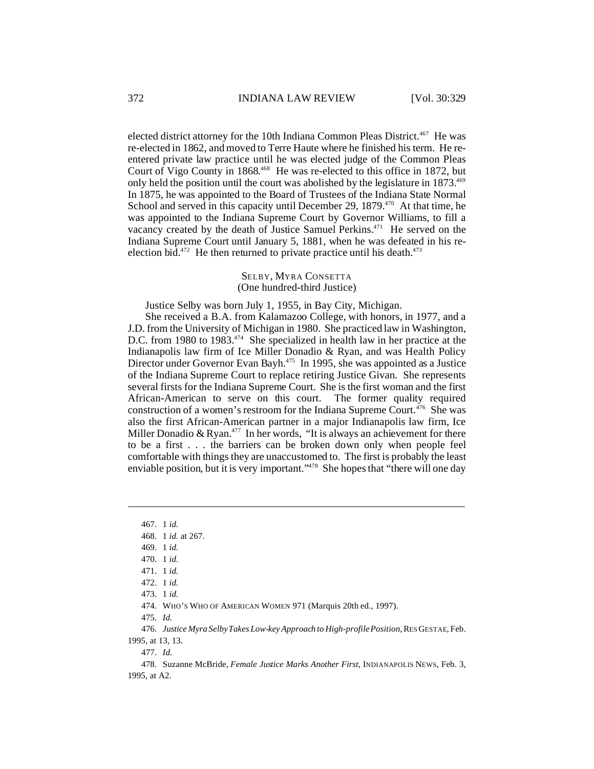elected district attorney for the 10th Indiana Common Pleas District.[467] He was re-elected in 1862, and moved to Terre Haute where he finished his term. He re-entered private law practice until he was elected judge of the Common Pleas Court of Vigo County in 1868.[468] He was re-elected to this office in 1872, but only held the position until the court was abolished by the legislature in 1873.[469] In 1875, he was appointed to the Board of Trustees of the Indiana State Normal School and served in this capacity until December 29, 1879.[470] At that time, he was appointed to the Indiana Supreme Court by Governor Williams, to fill a vacancy created by the death of Justice Samuel Perkins.[471] He served on the Indiana Supreme Court until January 5, 1881, when he was defeated in his re-election bid.[472] He then returned to private practice until his death.[473]

### SELBY, MYRA CONSETTA
(One hundred-third Justice)

Justice Selby was born July 1, 1955, in Bay City, Michigan.

She received a B.A. from Kalamazoo College, with honors, in 1977, and a J.D. from the University of Michigan in 1980. She practiced law in Washington, D.C. from 1980 to 1983.[474] She specialized in health law in her practice at the Indianapolis law firm of Ice Miller Donadio & Ryan, and was Health Policy Director under Governor Evan Bayh.[475] In 1995, she was appointed as a Justice of the Indiana Supreme Court to replace retiring Justice Givan. She represents several firsts for the Indiana Supreme Court. She is the first woman and the first African-American to serve on this court. The former quality required construction of a women's restroom for the Indiana Supreme Court.[476] She was also the first African-American partner in a major Indianapolis law firm, Ice Miller Donadio & Ryan.[477] In her words, "It is always an achievement for there to be a first . . . the barriers can be broken down only when people feel comfortable with things they are unaccustomed to. The first is probably the least enviable position, but it is very important."[478] She hopes that "there will one day

---

467. 1 *id.*

468. 1 *id.* at 267.

469. 1 *id.*

470. 1 *id.*

471. 1 *id.*

472. 1 *id.*

473. 1 *id.*

474. WHO'S WHO OF AMERICAN WOMEN 971 (Marquis 20th ed., 1997).

475. *Id.*

476. *Justice Myra Selby Takes Low-key Approach to High-profile Position*, RES GESTAE, Feb. 1995, at 13, 13.

477. *Id.*

478. Suzanne McBride, *Female Justice Marks Another First*, INDIANAPOLIS NEWS, Feb. 3, 1995, at A2.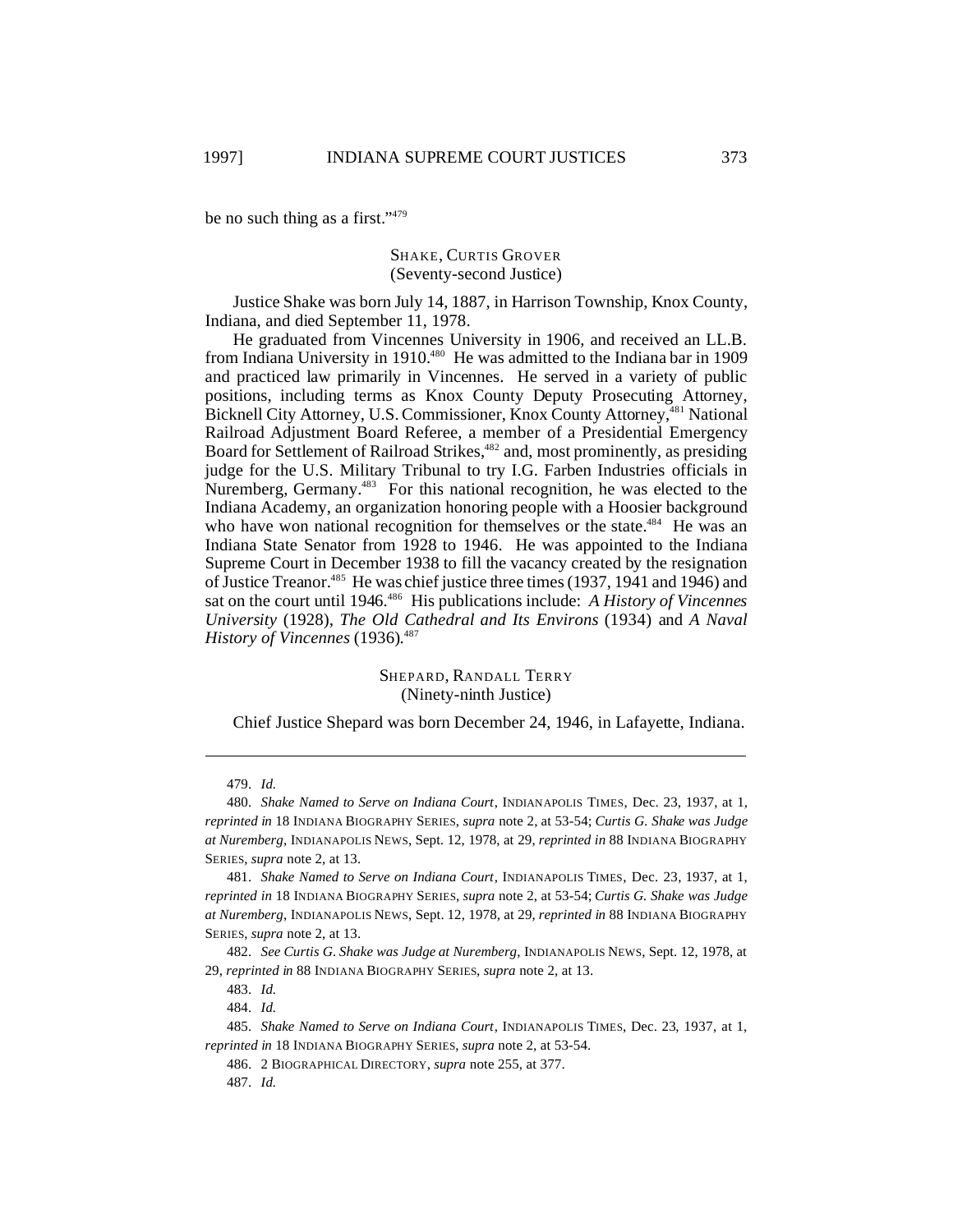be no such thing as a first."[479]

### SHAKE, CURTIS GROVER
(Seventy-second Justice)

Justice Shake was born July 14, 1887, in Harrison Township, Knox County, Indiana, and died September 11, 1978.

He graduated from Vincennes University in 1906, and received an LL.B. from Indiana University in 1910.[480] He was admitted to the Indiana bar in 1909 and practiced law primarily in Vincennes. He served in a variety of public positions, including terms as Knox County Deputy Prosecuting Attorney, Bicknell City Attorney, U.S. Commissioner, Knox County Attorney,[481] National Railroad Adjustment Board Referee, a member of a Presidential Emergency Board for Settlement of Railroad Strikes,[482] and, most prominently, as presiding judge for the U.S. Military Tribunal to try I.G. Farben Industries officials in Nuremberg, Germany.[483] For this national recognition, he was elected to the Indiana Academy, an organization honoring people with a Hoosier background who have won national recognition for themselves or the state.[484] He was an Indiana State Senator from 1928 to 1946. He was appointed to the Indiana Supreme Court in December 1938 to fill the vacancy created by the resignation of Justice Treanor.[485] He was chief justice three times (1937, 1941 and 1946) and sat on the court until 1946.[486] His publications include: *A History of Vincennes University* (1928), *The Old Cathedral and Its Environs* (1934) and *A Naval History of Vincennes* (1936).[487]

### SHEPARD, RANDALL TERRY
(Ninety-ninth Justice)

Chief Justice Shepard was born December 24, 1946, in Lafayette, Indiana.

---

479. *Id.*

480. *Shake Named to Serve on Indiana Court*, INDIANAPOLIS TIMES, Dec. 23, 1937, at 1, *reprinted in* 18 INDIANA BIOGRAPHY SERIES, *supra* note 2, at 53-54; *Curtis G. Shake was Judge at Nuremberg*, INDIANAPOLIS NEWS, Sept. 12, 1978, at 29, *reprinted in* 88 INDIANA BIOGRAPHY SERIES, *supra* note 2, at 13.

481. *Shake Named to Serve on Indiana Court*, INDIANAPOLIS TIMES, Dec. 23, 1937, at 1, *reprinted in* 18 INDIANA BIOGRAPHY SERIES, *supra* note 2, at 53-54; *Curtis G. Shake was Judge at Nuremberg*, INDIANAPOLIS NEWS, Sept. 12, 1978, at 29, *reprinted in* 88 INDIANA BIOGRAPHY SERIES, *supra* note 2, at 13.

482. *See Curtis G. Shake was Judge at Nuremberg*, INDIANAPOLIS NEWS, Sept. 12, 1978, at 29, *reprinted in* 88 INDIANA BIOGRAPHY SERIES, *supra* note 2, at 13.

483. *Id.*

484. *Id.*

485. *Shake Named to Serve on Indiana Court*, INDIANAPOLIS TIMES, Dec. 23, 1937, at 1, *reprinted in* 18 INDIANA BIOGRAPHY SERIES, *supra* note 2, at 53-54.

486. 2 BIOGRAPHICAL DIRECTORY, *supra* note 255, at 377.

487. *Id.*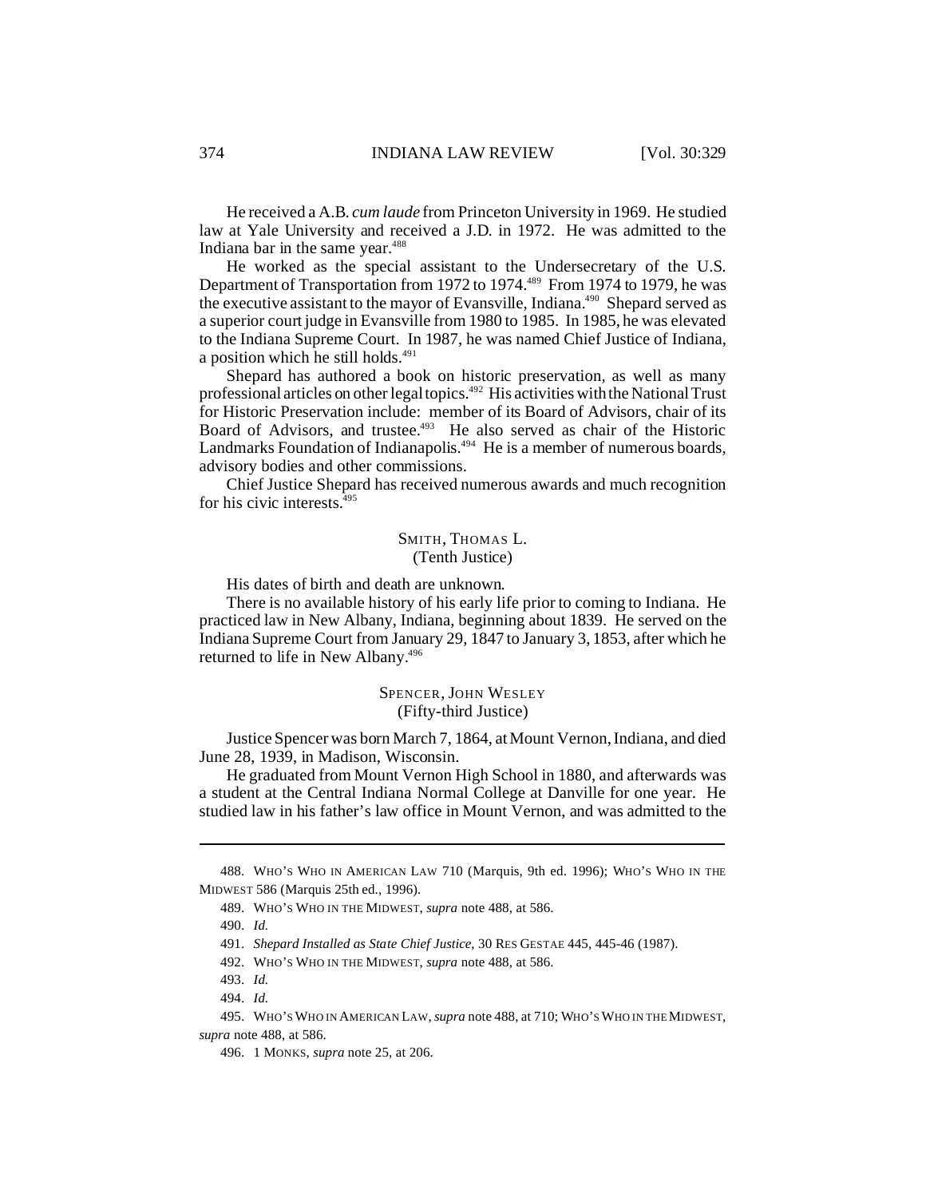He received a A.B. *cum laude* from Princeton University in 1969. He studied law at Yale University and received a J.D. in 1972. He was admitted to the Indiana bar in the same year.[488]

He worked as the special assistant to the Undersecretary of the U.S. Department of Transportation from 1972 to 1974.[489] From 1974 to 1979, he was the executive assistant to the mayor of Evansville, Indiana.[490] Shepard served as a superior court judge in Evansville from 1980 to 1985. In 1985, he was elevated to the Indiana Supreme Court. In 1987, he was named Chief Justice of Indiana, a position which he still holds.[491]

Shepard has authored a book on historic preservation, as well as many professional articles on other legal topics.[492] His activities with the National Trust for Historic Preservation include: member of its Board of Advisors, chair of its Board of Advisors, and trustee.[493] He also served as chair of the Historic Landmarks Foundation of Indianapolis.[494] He is a member of numerous boards, advisory bodies and other commissions.

Chief Justice Shepard has received numerous awards and much recognition for his civic interests.[495]

### SMITH, THOMAS L.
(Tenth Justice)

His dates of birth and death are unknown.

There is no available history of his early life prior to coming to Indiana. He practiced law in New Albany, Indiana, beginning about 1839. He served on the Indiana Supreme Court from January 29, 1847 to January 3, 1853, after which he returned to life in New Albany.[496]

### SPENCER, JOHN WESLEY
(Fifty-third Justice)

Justice Spencer was born March 7, 1864, at Mount Vernon, Indiana, and died June 28, 1939, in Madison, Wisconsin.

He graduated from Mount Vernon High School in 1880, and afterwards was a student at the Central Indiana Normal College at Danville for one year. He studied law in his father's law office in Mount Vernon, and was admitted to the

---

488. WHO'S WHO IN AMERICAN LAW 710 (Marquis, 9th ed. 1996); WHO'S WHO IN THE MIDWEST 586 (Marquis 25th ed., 1996).

489. WHO'S WHO IN THE MIDWEST, *supra* note 488, at 586.

490. *Id.*

491. *Shepard Installed as State Chief Justice*, 30 RES GESTAE 445, 445-46 (1987).

492. WHO'S WHO IN THE MIDWEST, *supra* note 488, at 586.

493. *Id.*

494. *Id.*

495. WHO'S WHO IN AMERICAN LAW, *supra* note 488, at 710; WHO'S WHO IN THE MIDWEST, *supra* note 488, at 586.

496. 1 MONKS, *supra* note 25, at 206.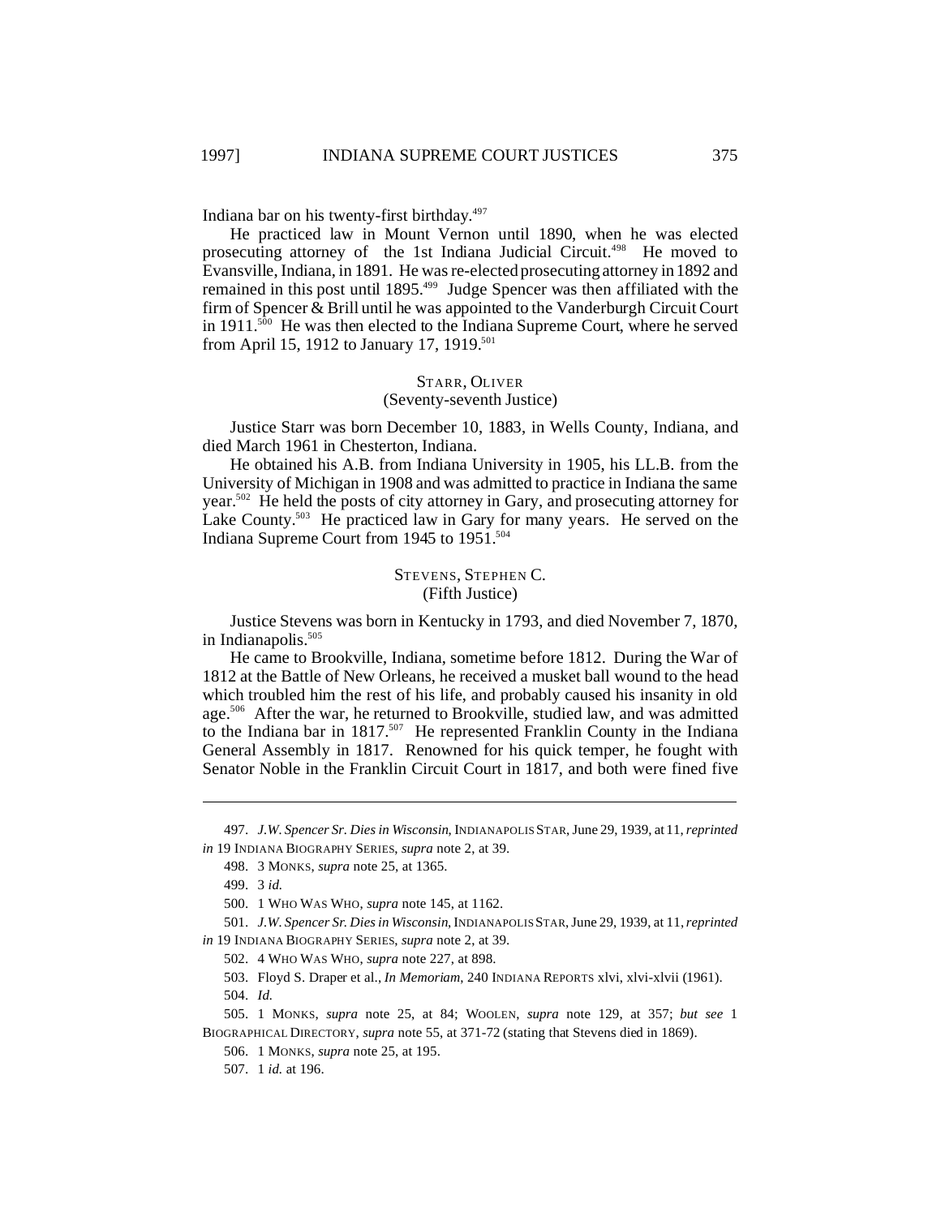Indiana bar on his twenty-first birthday.[497]

He practiced law in Mount Vernon until 1890, when he was elected prosecuting attorney of the 1st Indiana Judicial Circuit.[498] He moved to Evansville, Indiana, in 1891. He was re-elected prosecuting attorney in 1892 and remained in this post until 1895.[499] Judge Spencer was then affiliated with the firm of Spencer & Brill until he was appointed to the Vanderburgh Circuit Court in 1911.[500] He was then elected to the Indiana Supreme Court, where he served from April 15, 1912 to January 17, 1919.[501]

### STARR, OLIVER
(Seventy-seventh Justice)

Justice Starr was born December 10, 1883, in Wells County, Indiana, and died March 1961 in Chesterton, Indiana.

He obtained his A.B. from Indiana University in 1905, his LL.B. from the University of Michigan in 1908 and was admitted to practice in Indiana the same year.[502] He held the posts of city attorney in Gary, and prosecuting attorney for Lake County.[503] He practiced law in Gary for many years. He served on the Indiana Supreme Court from 1945 to 1951.[504]

### STEVENS, STEPHEN C.
(Fifth Justice)

Justice Stevens was born in Kentucky in 1793, and died November 7, 1870, in Indianapolis.[505]

He came to Brookville, Indiana, sometime before 1812. During the War of 1812 at the Battle of New Orleans, he received a musket ball wound to the head which troubled him the rest of his life, and probably caused his insanity in old age.[506] After the war, he returned to Brookville, studied law, and was admitted to the Indiana bar in 1817.[507] He represented Franklin County in the Indiana General Assembly in 1817. Renowned for his quick temper, he fought with Senator Noble in the Franklin Circuit Court in 1817, and both were fined five

---

497. *J.W. Spencer Sr. Dies in Wisconsin*, INDIANAPOLIS STAR, June 29, 1939, at 11, *reprinted in* 19 INDIANA BIOGRAPHY SERIES, *supra* note 2, at 39.

498. 3 MONKS, *supra* note 25, at 1365.

499. 3 *id.*

500. 1 WHO WAS WHO, *supra* note 145, at 1162.

501. *J.W. Spencer Sr. Dies in Wisconsin*, INDIANAPOLIS STAR, June 29, 1939, at 11, *reprinted in* 19 INDIANA BIOGRAPHY SERIES, *supra* note 2, at 39.

502. 4 WHO WAS WHO, *supra* note 227, at 898.

503. Floyd S. Draper et al., *In Memoriam*, 240 INDIANA REPORTS xlvi, xlvi-xlvii (1961).

504. *Id.*

505. 1 MONKS, *supra* note 25, at 84; WOOLEN, *supra* note 129, at 357; *but see* 1 BIOGRAPHICAL DIRECTORY, *supra* note 55, at 371-72 (stating that Stevens died in 1869).

506. 1 MONKS, *supra* note 25, at 195.

507. 1 *id.* at 196.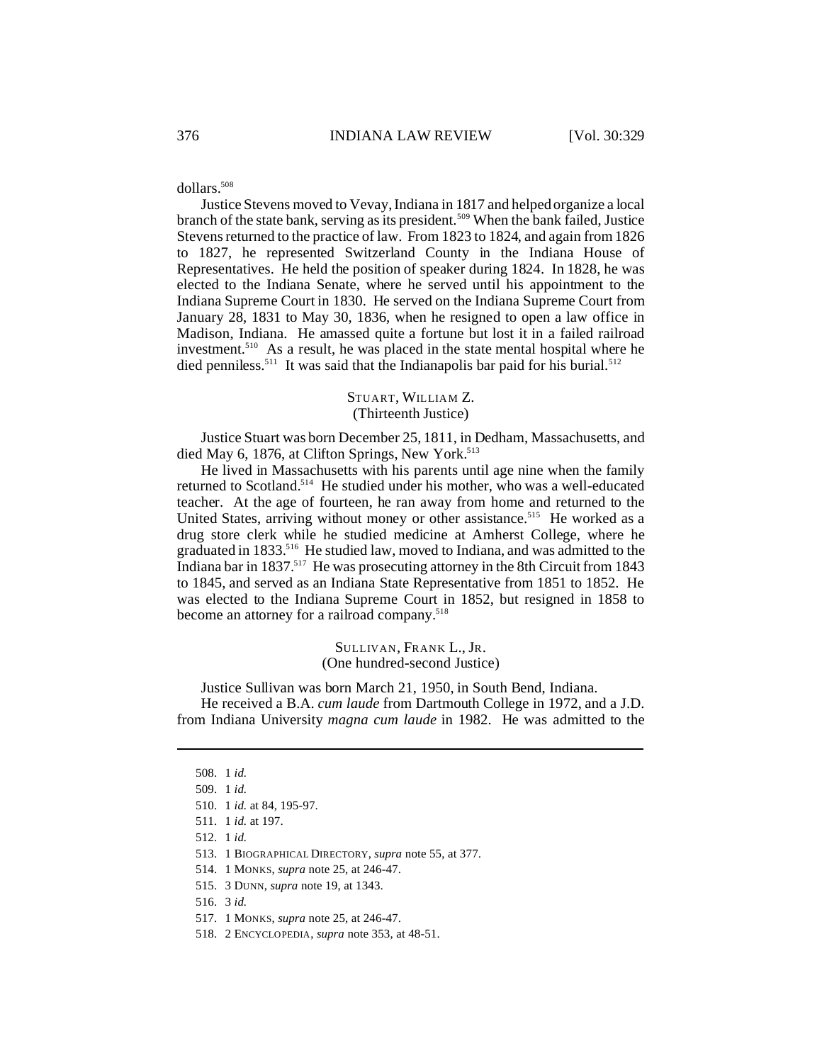dollars.[508]

Justice Stevens moved to Vevay, Indiana in 1817 and helped organize a local branch of the state bank, serving as its president.[509] When the bank failed, Justice Stevens returned to the practice of law. From 1823 to 1824, and again from 1826 to 1827, he represented Switzerland County in the Indiana House of Representatives. He held the position of speaker during 1824. In 1828, he was elected to the Indiana Senate, where he served until his appointment to the Indiana Supreme Court in 1830. He served on the Indiana Supreme Court from January 28, 1831 to May 30, 1836, when he resigned to open a law office in Madison, Indiana. He amassed quite a fortune but lost it in a failed railroad investment.[510] As a result, he was placed in the state mental hospital where he died penniless.[511] It was said that the Indianapolis bar paid for his burial.[512]

### STUART, WILLIAM Z.
(Thirteenth Justice)

Justice Stuart was born December 25, 1811, in Dedham, Massachusetts, and died May 6, 1876, at Clifton Springs, New York.[513]

He lived in Massachusetts with his parents until age nine when the family returned to Scotland.[514] He studied under his mother, who was a well-educated teacher. At the age of fourteen, he ran away from home and returned to the United States, arriving without money or other assistance.[515] He worked as a drug store clerk while he studied medicine at Amherst College, where he graduated in 1833.[516] He studied law, moved to Indiana, and was admitted to the Indiana bar in 1837.[517] He was prosecuting attorney in the 8th Circuit from 1843 to 1845, and served as an Indiana State Representative from 1851 to 1852. He was elected to the Indiana Supreme Court in 1852, but resigned in 1858 to become an attorney for a railroad company.[518]

### SULLIVAN, FRANK L., JR.
(One hundred-second Justice)

Justice Sullivan was born March 21, 1950, in South Bend, Indiana.

He received a B.A. *cum laude* from Dartmouth College in 1972, and a J.D. from Indiana University *magna cum laude* in 1982. He was admitted to the

---

508. 1 *id.*
509. 1 *id.*
510. 1 *id.* at 84, 195-97.
511. 1 *id.* at 197.
512. 1 *id.*
513. 1 BIOGRAPHICAL DIRECTORY, *supra* note 55, at 377.
514. 1 MONKS, *supra* note 25, at 246-47.
515. 3 DUNN, *supra* note 19, at 1343.
516. 3 *id.*
517. 1 MONKS, *supra* note 25, at 246-47.
518. 2 ENCYCLOPEDIA, *supra* note 353, at 48-51.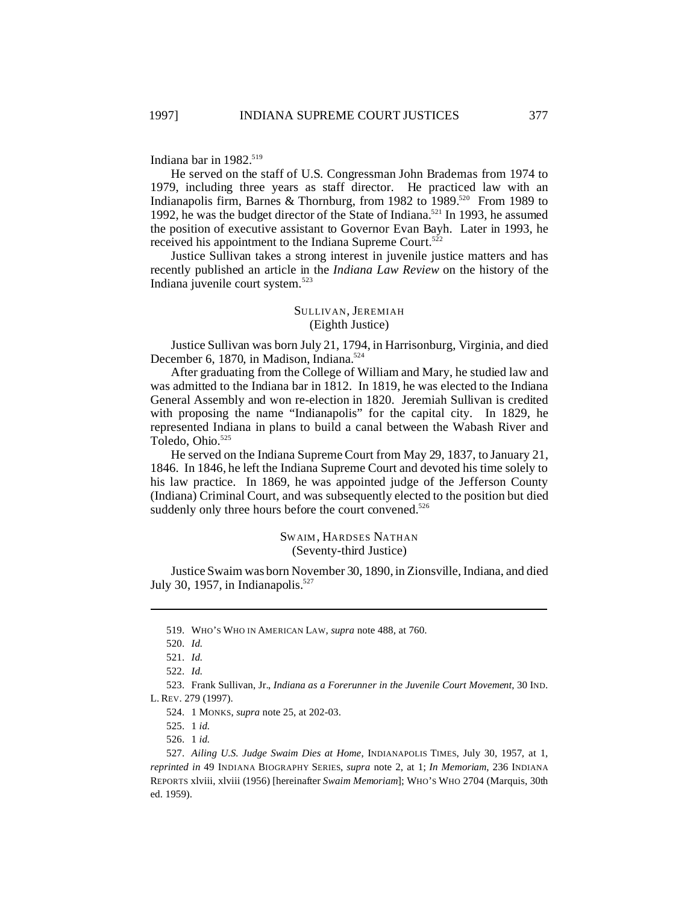Indiana bar in 1982.[519]

He served on the staff of U.S. Congressman John Brademas from 1974 to 1979, including three years as staff director. He practiced law with an Indianapolis firm, Barnes & Thornburg, from 1982 to 1989.[520] From 1989 to 1992, he was the budget director of the State of Indiana.[521] In 1993, he assumed the position of executive assistant to Governor Evan Bayh. Later in 1993, he received his appointment to the Indiana Supreme Court.[522]

Justice Sullivan takes a strong interest in juvenile justice matters and has recently published an article in the *Indiana Law Review* on the history of the Indiana juvenile court system.[523]

### SULLIVAN, JEREMIAH
(Eighth Justice)

Justice Sullivan was born July 21, 1794, in Harrisonburg, Virginia, and died December 6, 1870, in Madison, Indiana.[524]

After graduating from the College of William and Mary, he studied law and was admitted to the Indiana bar in 1812. In 1819, he was elected to the Indiana General Assembly and won re-election in 1820. Jeremiah Sullivan is credited with proposing the name "Indianapolis" for the capital city. In 1829, he represented Indiana in plans to build a canal between the Wabash River and Toledo, Ohio.[525]

He served on the Indiana Supreme Court from May 29, 1837, to January 21, 1846. In 1846, he left the Indiana Supreme Court and devoted his time solely to his law practice. In 1869, he was appointed judge of the Jefferson County (Indiana) Criminal Court, and was subsequently elected to the position but died suddenly only three hours before the court convened.[526]

### SWAIM, HARDSES NATHAN
(Seventy-third Justice)

Justice Swaim was born November 30, 1890, in Zionsville, Indiana, and died July 30, 1957, in Indianapolis.[527]

---

519. WHO'S WHO IN AMERICAN LAW, *supra* note 488, at 760.

520. *Id.*

521. *Id.*

522. *Id.*

523. Frank Sullivan, Jr., *Indiana as a Forerunner in the Juvenile Court Movement*, 30 IND. L. REV. 279 (1997).

524. 1 MONKS, *supra* note 25, at 202-03.

525. 1 *id.*

526. 1 *id.*

527. *Ailing U.S. Judge Swaim Dies at Home*, INDIANAPOLIS TIMES, July 30, 1957, at 1, *reprinted in* 49 INDIANA BIOGRAPHY SERIES, *supra* note 2, at 1; *In Memoriam*, 236 INDIANA REPORTS xlviii, xlviii (1956) [hereinafter *Swaim Memoriam*]; WHO'S WHO 2704 (Marquis, 30th ed. 1959).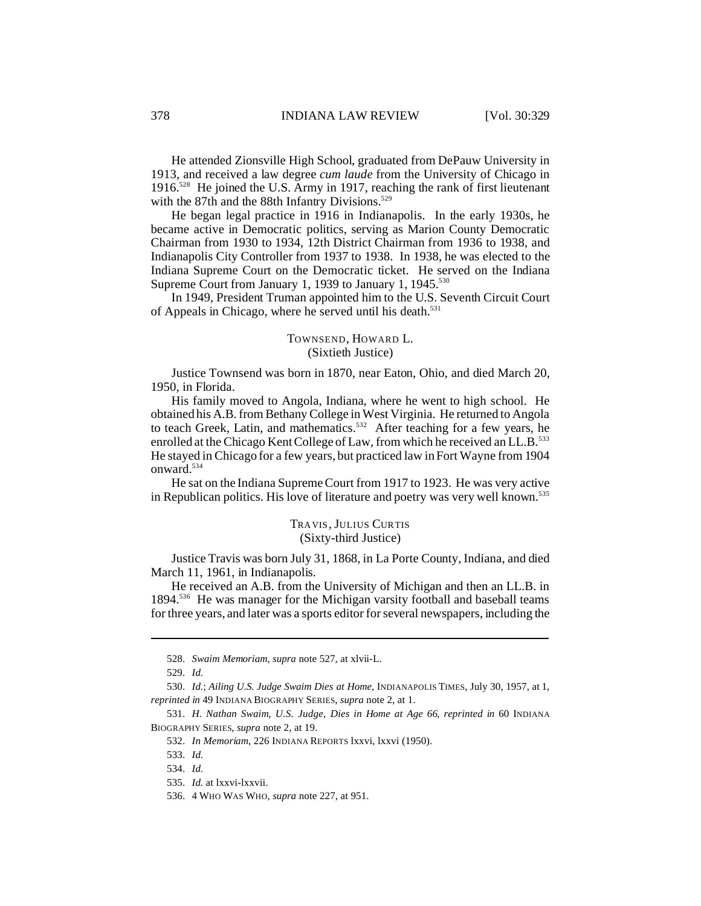He attended Zionsville High School, graduated from DePauw University in 1913, and received a law degree *cum laude* from the University of Chicago in 1916.[528] He joined the U.S. Army in 1917, reaching the rank of first lieutenant with the 87th and the 88th Infantry Divisions.[529]

He began legal practice in 1916 in Indianapolis. In the early 1930s, he became active in Democratic politics, serving as Marion County Democratic Chairman from 1930 to 1934, 12th District Chairman from 1936 to 1938, and Indianapolis City Controller from 1937 to 1938. In 1938, he was elected to the Indiana Supreme Court on the Democratic ticket. He served on the Indiana Supreme Court from January 1, 1939 to January 1, 1945.[530]

In 1949, President Truman appointed him to the U.S. Seventh Circuit Court of Appeals in Chicago, where he served until his death.[531]

### TOWNSEND, HOWARD L.
(Sixtieth Justice)

Justice Townsend was born in 1870, near Eaton, Ohio, and died March 20, 1950, in Florida.

His family moved to Angola, Indiana, where he went to high school. He obtained his A.B. from Bethany College in West Virginia. He returned to Angola to teach Greek, Latin, and mathematics.[532] After teaching for a few years, he enrolled at the Chicago Kent College of Law, from which he received an LL.B.[533] He stayed in Chicago for a few years, but practiced law in Fort Wayne from 1904 onward.[534]

He sat on the Indiana Supreme Court from 1917 to 1923. He was very active in Republican politics. His love of literature and poetry was very well known.[535]

### TRAVIS, JULIUS CURTIS
(Sixty-third Justice)

Justice Travis was born July 31, 1868, in La Porte County, Indiana, and died March 11, 1961, in Indianapolis.

He received an A.B. from the University of Michigan and then an LL.B. in 1894.[536] He was manager for the Michigan varsity football and baseball teams for three years, and later was a sports editor for several newspapers, including the

---

528. *Swaim Memoriam*, *supra* note 527, at xlvii-L.

529. *Id.*

530. *Id.*; *Ailing U.S. Judge Swaim Dies at Home*, INDIANAPOLIS TIMES, July 30, 1957, at 1, *reprinted in* 49 INDIANA BIOGRAPHY SERIES, *supra* note 2, at 1.

531. *H. Nathan Swaim, U.S. Judge, Dies in Home at Age 66*, *reprinted in* 60 INDIANA BIOGRAPHY SERIES, *supra* note 2, at 19.

532. *In Memoriam*, 226 INDIANA REPORTS lxxvi, lxxvi (1950).

533. *Id.*

534. *Id.*

535. *Id.* at lxxvi-lxxvii.

536. 4 WHO WAS WHO, *supra* note 227, at 951.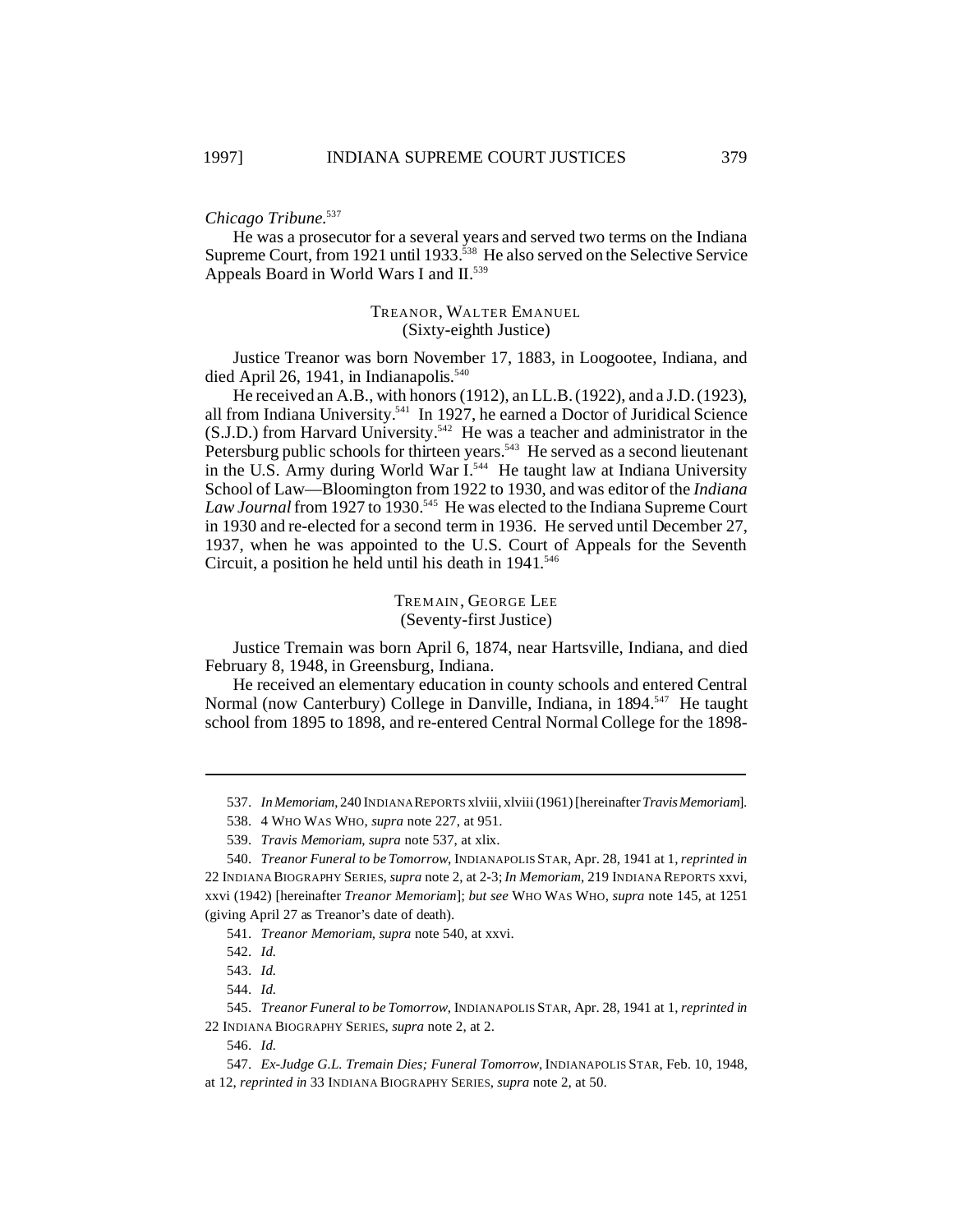*Chicago Tribune*.[537]

He was a prosecutor for a several years and served two terms on the Indiana Supreme Court, from 1921 until 1933.[538] He also served on the Selective Service Appeals Board in World Wars I and II.[539]

### TREANOR, WALTER EMANUEL
(Sixty-eighth Justice)

Justice Treanor was born November 17, 1883, in Loogootee, Indiana, and died April 26, 1941, in Indianapolis.[540]

He received an A.B., with honors (1912), an LL.B. (1922), and a J.D. (1923), all from Indiana University.[541] In 1927, he earned a Doctor of Juridical Science (S.J.D.) from Harvard University.[542] He was a teacher and administrator in the Petersburg public schools for thirteen years.[543] He served as a second lieutenant in the U.S. Army during World War I.[544] He taught law at Indiana University School of Law—Bloomington from 1922 to 1930, and was editor of the *Indiana Law Journal* from 1927 to 1930.[545] He was elected to the Indiana Supreme Court in 1930 and re-elected for a second term in 1936. He served until December 27, 1937, when he was appointed to the U.S. Court of Appeals for the Seventh Circuit, a position he held until his death in 1941.[546]

### TREMAIN, GEORGE LEE
(Seventy-first Justice)

Justice Tremain was born April 6, 1874, near Hartsville, Indiana, and died February 8, 1948, in Greensburg, Indiana.

He received an elementary education in county schools and entered Central Normal (now Canterbury) College in Danville, Indiana, in 1894.[547] He taught school from 1895 to 1898, and re-entered Central Normal College for the 1898-

---

537. *In Memoriam*, 240 INDIANA REPORTS xlviii, xlviii (1961) [hereinafter *Travis Memoriam*].

538. 4 WHO WAS WHO, *supra* note 227, at 951.

539. *Travis Memoriam*, *supra* note 537, at xlix.

540. *Treanor Funeral to be Tomorrow*, INDIANAPOLIS STAR, Apr. 28, 1941 at 1, *reprinted in* 22 INDIANA BIOGRAPHY SERIES, *supra* note 2, at 2-3; *In Memoriam*, 219 INDIANA REPORTS xxvi, xxvi (1942) [hereinafter *Treanor Memoriam*]; *but see* WHO WAS WHO, *supra* note 145, at 1251 (giving April 27 as Treanor's date of death).

541. *Treanor Memoriam*, *supra* note 540, at xxvi.

542. *Id.*

543. *Id.*

544. *Id.*

545. *Treanor Funeral to be Tomorrow*, INDIANAPOLIS STAR, Apr. 28, 1941 at 1, *reprinted in* 22 INDIANA BIOGRAPHY SERIES, *supra* note 2, at 2.

546. *Id.*

547. *Ex-Judge G.L. Tremain Dies; Funeral Tomorrow*, INDIANAPOLIS STAR, Feb. 10, 1948, at 12, *reprinted in* 33 INDIANA BIOGRAPHY SERIES, *supra* note 2, at 50.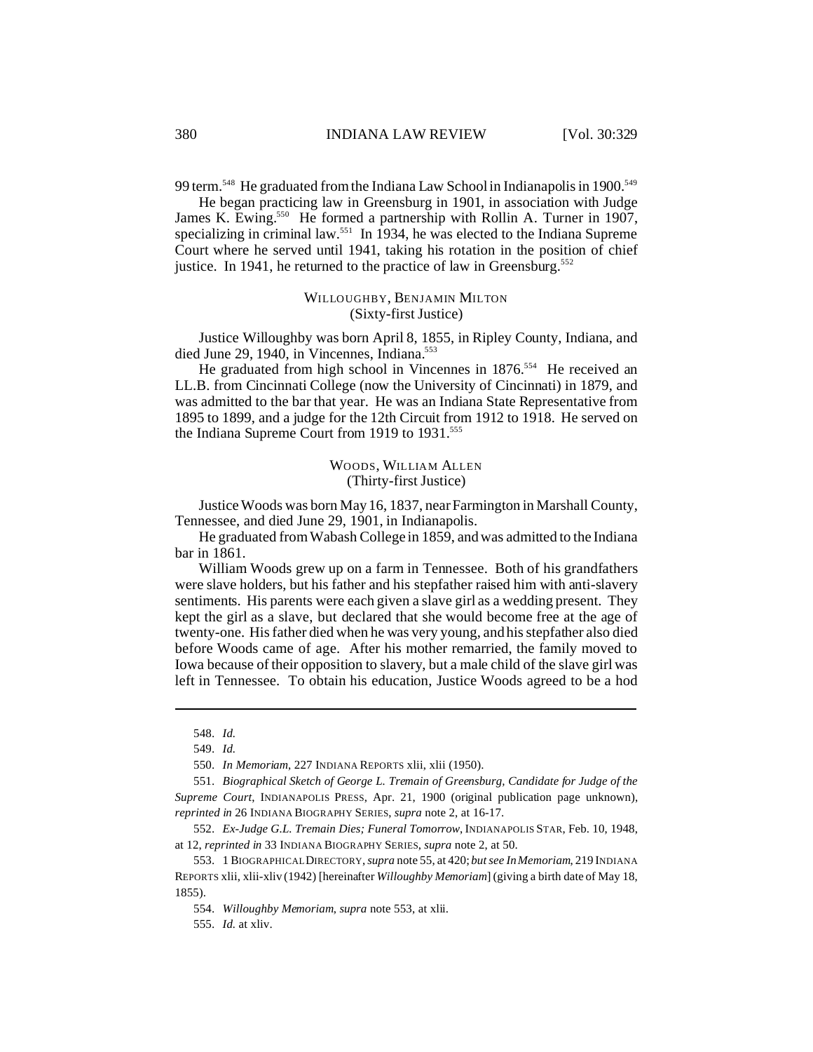99 term.[548] He graduated from the Indiana Law School in Indianapolis in 1900.[549]

He began practicing law in Greensburg in 1901, in association with Judge James K. Ewing.[550] He formed a partnership with Rollin A. Turner in 1907, specializing in criminal law.[551] In 1934, he was elected to the Indiana Supreme Court where he served until 1941, taking his rotation in the position of chief justice. In 1941, he returned to the practice of law in Greensburg.[552]

### WILLOUGHBY, BENJAMIN MILTON
(Sixty-first Justice)

Justice Willoughby was born April 8, 1855, in Ripley County, Indiana, and died June 29, 1940, in Vincennes, Indiana.[553]

He graduated from high school in Vincennes in 1876.[554] He received an LL.B. from Cincinnati College (now the University of Cincinnati) in 1879, and was admitted to the bar that year. He was an Indiana State Representative from 1895 to 1899, and a judge for the 12th Circuit from 1912 to 1918. He served on the Indiana Supreme Court from 1919 to 1931.[555]

### WOODS, WILLIAM ALLEN
(Thirty-first Justice)

Justice Woods was born May 16, 1837, near Farmington in Marshall County, Tennessee, and died June 29, 1901, in Indianapolis.

He graduated from Wabash College in 1859, and was admitted to the Indiana bar in 1861.

William Woods grew up on a farm in Tennessee. Both of his grandfathers were slave holders, but his father and his stepfather raised him with anti-slavery sentiments. His parents were each given a slave girl as a wedding present. They kept the girl as a slave, but declared that she would become free at the age of twenty-one. His father died when he was very young, and his stepfather also died before Woods came of age. After his mother remarried, the family moved to Iowa because of their opposition to slavery, but a male child of the slave girl was left in Tennessee. To obtain his education, Justice Woods agreed to be a hod

---

548. *Id.*

549. *Id.*

550. *In Memoriam*, 227 INDIANA REPORTS xlii, xlii (1950).

551. *Biographical Sketch of George L. Tremain of Greensburg, Candidate for Judge of the Supreme Court*, INDIANAPOLIS PRESS, Apr. 21, 1900 (original publication page unknown), *reprinted in* 26 INDIANA BIOGRAPHY SERIES, *supra* note 2, at 16-17.

552. *Ex-Judge G.L. Tremain Dies; Funeral Tomorrow*, INDIANAPOLIS STAR, Feb. 10, 1948, at 12, *reprinted in* 33 INDIANA BIOGRAPHY SERIES, *supra* note 2, at 50.

553. 1 BIOGRAPHICAL DIRECTORY, *supra* note 55, at 420; *but see In Memoriam*, 219 INDIANA REPORTS xlii, xlii-xliv (1942) [hereinafter *Willoughby Memoriam*] (giving a birth date of May 18, 1855).

554. *Willoughby Memoriam*, *supra* note 553, at xlii.

555. *Id.* at xliv.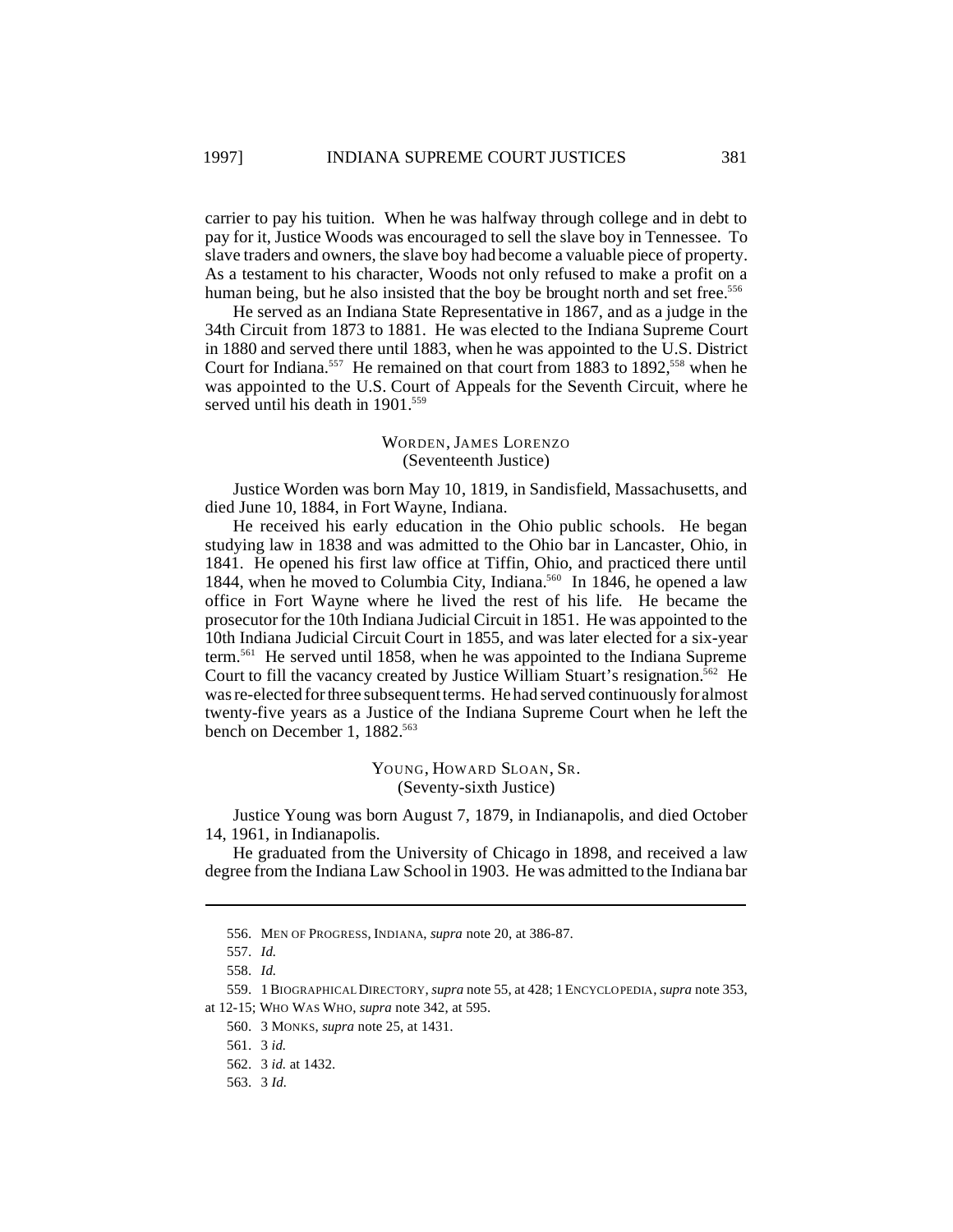carrier to pay his tuition. When he was halfway through college and in debt to pay for it, Justice Woods was encouraged to sell the slave boy in Tennessee. To slave traders and owners, the slave boy had become a valuable piece of property. As a testament to his character, Woods not only refused to make a profit on a human being, but he also insisted that the boy be brought north and set free.[556]

He served as an Indiana State Representative in 1867, and as a judge in the 34th Circuit from 1873 to 1881. He was elected to the Indiana Supreme Court in 1880 and served there until 1883, when he was appointed to the U.S. District Court for Indiana.[557] He remained on that court from 1883 to 1892,[558] when he was appointed to the U.S. Court of Appeals for the Seventh Circuit, where he served until his death in 1901.[559]

### WORDEN, JAMES LORENZO
(Seventeenth Justice)

Justice Worden was born May 10, 1819, in Sandisfield, Massachusetts, and died June 10, 1884, in Fort Wayne, Indiana.

He received his early education in the Ohio public schools. He began studying law in 1838 and was admitted to the Ohio bar in Lancaster, Ohio, in 1841. He opened his first law office at Tiffin, Ohio, and practiced there until 1844, when he moved to Columbia City, Indiana.[560] In 1846, he opened a law office in Fort Wayne where he lived the rest of his life. He became the prosecutor for the 10th Indiana Judicial Circuit in 1851. He was appointed to the 10th Indiana Judicial Circuit Court in 1855, and was later elected for a six-year term.[561] He served until 1858, when he was appointed to the Indiana Supreme Court to fill the vacancy created by Justice William Stuart's resignation.[562] He was re-elected for three subsequent terms. He had served continuously for almost twenty-five years as a Justice of the Indiana Supreme Court when he left the bench on December 1, 1882.[563]

### YOUNG, HOWARD SLOAN, SR.
(Seventy-sixth Justice)

Justice Young was born August 7, 1879, in Indianapolis, and died October 14, 1961, in Indianapolis.

He graduated from the University of Chicago in 1898, and received a law degree from the Indiana Law School in 1903. He was admitted to the Indiana bar

---

556. MEN OF PROGRESS, INDIANA, *supra* note 20, at 386-87.

557. *Id.*

558. *Id.*

559. 1 BIOGRAPHICAL DIRECTORY, *supra* note 55, at 428; 1 ENCYCLOPEDIA, *supra* note 353, at 12-15; WHO WAS WHO, *supra* note 342, at 595.

560. 3 MONKS, *supra* note 25, at 1431.

561. 3 *id.*

562. 3 *id.* at 1432.

563. 3 *Id.*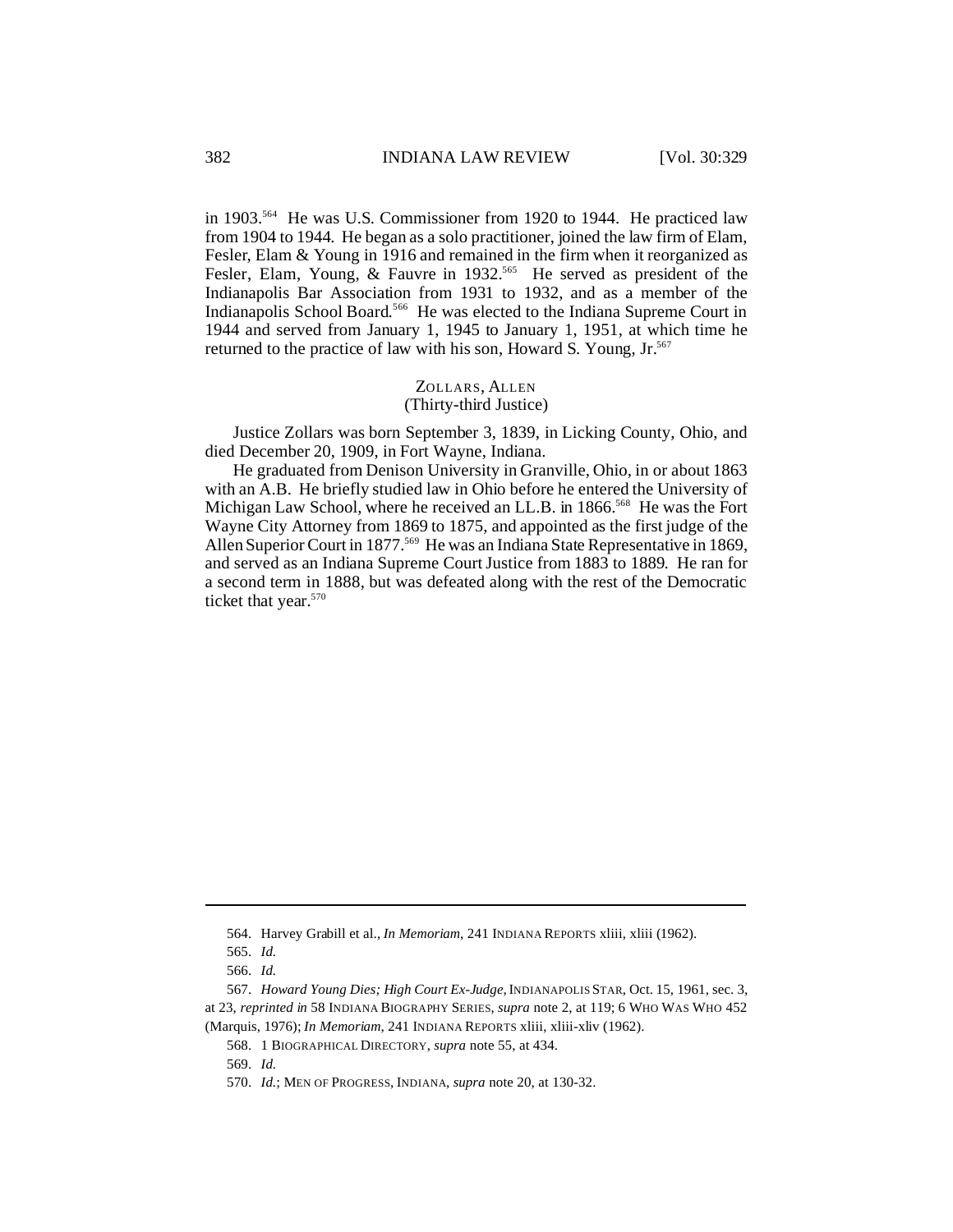in 1903.[564] He was U.S. Commissioner from 1920 to 1944. He practiced law from 1904 to 1944. He began as a solo practitioner, joined the law firm of Elam, Fesler, Elam & Young in 1916 and remained in the firm when it reorganized as Fesler, Elam, Young, & Fauvre in 1932.[565] He served as president of the Indianapolis Bar Association from 1931 to 1932, and as a member of the Indianapolis School Board.[566] He was elected to the Indiana Supreme Court in 1944 and served from January 1, 1945 to January 1, 1951, at which time he returned to the practice of law with his son, Howard S. Young, Jr.[567]

### ZOLLARS, ALLEN
(Thirty-third Justice)

Justice Zollars was born September 3, 1839, in Licking County, Ohio, and died December 20, 1909, in Fort Wayne, Indiana.

He graduated from Denison University in Granville, Ohio, in or about 1863 with an A.B. He briefly studied law in Ohio before he entered the University of Michigan Law School, where he received an LL.B. in 1866.[568] He was the Fort Wayne City Attorney from 1869 to 1875, and appointed as the first judge of the Allen Superior Court in 1877.[569] He was an Indiana State Representative in 1869, and served as an Indiana Supreme Court Justice from 1883 to 1889. He ran for a second term in 1888, but was defeated along with the rest of the Democratic ticket that year.[570]

---

564. Harvey Grabill et al., *In Memoriam*, 241 INDIANA REPORTS xliii, xliii (1962).

565. *Id.*

566. *Id.*

567. *Howard Young Dies; High Court Ex-Judge*, INDIANAPOLIS STAR, Oct. 15, 1961, sec. 3, at 23, *reprinted in* 58 INDIANA BIOGRAPHY SERIES, *supra* note 2, at 119; 6 WHO WAS WHO 452 (Marquis, 1976); *In Memoriam*, 241 INDIANA REPORTS xliii, xliii-xliv (1962).

568. 1 BIOGRAPHICAL DIRECTORY, *supra* note 55, at 434.

569. *Id.*

570. *Id.*; MEN OF PROGRESS, INDIANA, *supra* note 20, at 130-32.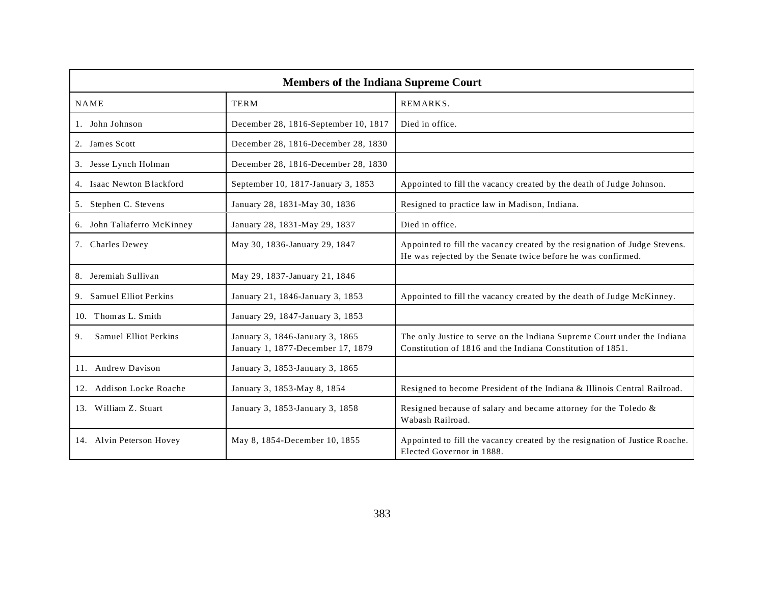| Members of the Indiana Supreme Court | | |
|---|---|---|
| NAME | TERM | REMARKS. |
| 1. John Johnson | December 28, 1816-September 10, 1817 | Died in office. |
| 2. James Scott | December 28, 1816-December 28, 1830 | |
| 3. Jesse Lynch Holman | December 28, 1816-December 28, 1830 | |
| 4. Isaac Newton Blackford | September 10, 1817-January 3, 1853 | Appointed to fill the vacancy created by the death of Judge Johnson. |
| 5. Stephen C. Stevens | January 28, 1831-May 30, 1836 | Resigned to practice law in Madison, Indiana. |
| 6. John Taliaferro McKinney | January 28, 1831-May 29, 1837 | Died in office. |
| 7. Charles Dewey | May 30, 1836-January 29, 1847 | Appointed to fill the vacancy created by the resignation of Judge Stevens. He was rejected by the Senate twice before he was confirmed. |
| 8. Jeremiah Sullivan | May 29, 1837-January 21, 1846 | |
| 9. Samuel Elliot Perkins | January 21, 1846-January 3, 1853 | Appointed to fill the vacancy created by the death of Judge McKinney. |
| 10. Thomas L. Smith | January 29, 1847-January 3, 1853 | |
| 9. Samuel Elliot Perkins | January 3, 1846-January 3, 1865<br>January 1, 1877-December 17, 1879 | The only Justice to serve on the Indiana Supreme Court under the Indiana Constitution of 1816 and the Indiana Constitution of 1851. |
| 11. Andrew Davison | January 3, 1853-January 3, 1865 | |
| 12. Addison Locke Roache | January 3, 1853-May 8, 1854 | Resigned to become President of the Indiana & Illinois Central Railroad. |
| 13. William Z. Stuart | January 3, 1853-January 3, 1858 | Resigned because of salary and became attorney for the Toledo & Wabash Railroad. |
| 14. Alvin Peterson Hovey | May 8, 1854-December 10, 1855 | Appointed to fill the vacancy created by the resignation of Justice Roache. Elected Governor in 1888. |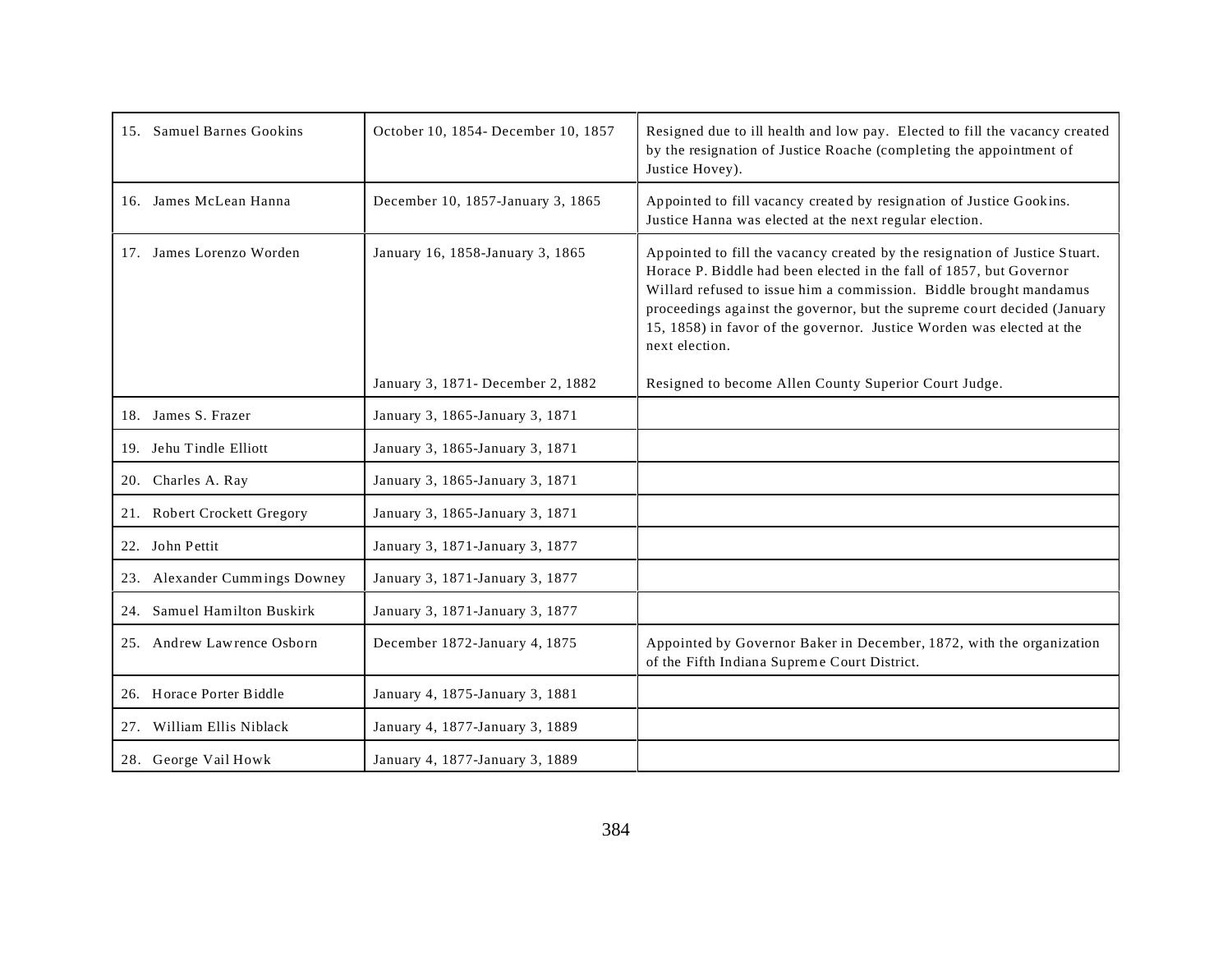| | | |
|---|---|---|
| 15. Samuel Barnes Gookins | October 10, 1854- December 10, 1857 | Resigned due to ill health and low pay. Elected to fill the vacancy created by the resignation of Justice Roache (completing the appointment of Justice Hovey). |
| 16. James McLean Hanna | December 10, 1857-January 3, 1865 | Appointed to fill vacancy created by resignation of Justice Gookins. Justice Hanna was elected at the next regular election. |
| 17. James Lorenzo Worden | January 16, 1858-January 3, 1865<br><br>January 3, 1871- December 2, 1882 | Appointed to fill the vacancy created by the resignation of Justice Stuart. Horace P. Biddle had been elected in the fall of 1857, but Governor Willard refused to issue him a commission. Biddle brought mandamus proceedings against the governor, but the supreme court decided (January 15, 1858) in favor of the governor. Justice Worden was elected at the next election.<br><br>Resigned to become Allen County Superior Court Judge. |
| 18. James S. Frazer | January 3, 1865-January 3, 1871 | |
| 19. Jehu Tindle Elliott | January 3, 1865-January 3, 1871 | |
| 20. Charles A. Ray | January 3, 1865-January 3, 1871 | |
| 21. Robert Crockett Gregory | January 3, 1865-January 3, 1871 | |
| 22. John Pettit | January 3, 1871-January 3, 1877 | |
| 23. Alexander Cummings Downey | January 3, 1871-January 3, 1877 | |
| 24. Samuel Hamilton Buskirk | January 3, 1871-January 3, 1877 | |
| 25. Andrew Lawrence Osborn | December 1872-January 4, 1875 | Appointed by Governor Baker in December, 1872, with the organization of the Fifth Indiana Supreme Court District. |
| 26. Horace Porter Biddle | January 4, 1875-January 3, 1881 | |
| 27. William Ellis Niblack | January 4, 1877-January 3, 1889 | |
| 28. George Vail Howk | January 4, 1877-January 3, 1889 | |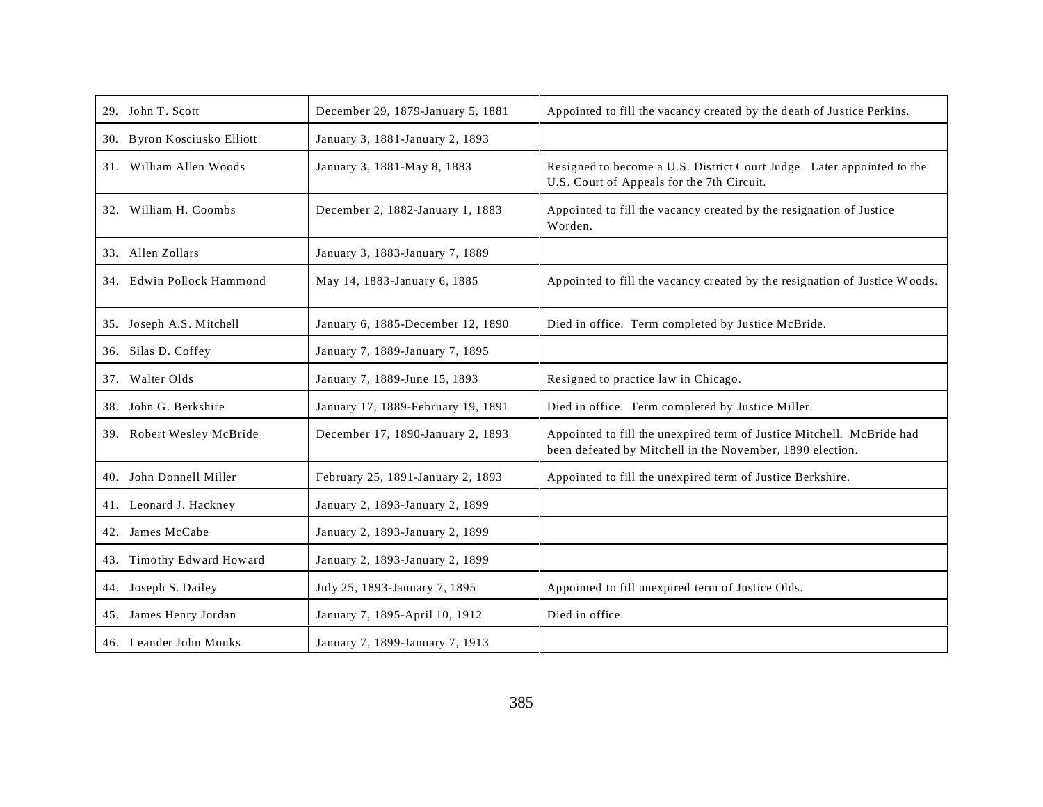| | | |
|---|---|---|
| 29. John T. Scott | December 29, 1879-January 5, 1881 | Appointed to fill the vacancy created by the death of Justice Perkins. |
| 30. Byron Kosciusko Elliott | January 3, 1881-January 2, 1893 | |
| 31. William Allen Woods | January 3, 1881-May 8, 1883 | Resigned to become a U.S. District Court Judge. Later appointed to the U.S. Court of Appeals for the 7th Circuit. |
| 32. William H. Coombs | December 2, 1882-January 1, 1883 | Appointed to fill the vacancy created by the resignation of Justice Worden. |
| 33. Allen Zollars | January 3, 1883-January 7, 1889 | |
| 34. Edwin Pollock Hammond | May 14, 1883-January 6, 1885 | Appointed to fill the vacancy created by the resignation of Justice Woods. |
| 35. Joseph A.S. Mitchell | January 6, 1885-December 12, 1890 | Died in office. Term completed by Justice McBride. |
| 36. Silas D. Coffey | January 7, 1889-January 7, 1895 | |
| 37. Walter Olds | January 7, 1889-June 15, 1893 | Resigned to practice law in Chicago. |
| 38. John G. Berkshire | January 17, 1889-February 19, 1891 | Died in office. Term completed by Justice Miller. |
| 39. Robert Wesley McBride | December 17, 1890-January 2, 1893 | Appointed to fill the unexpired term of Justice Mitchell. McBride had been defeated by Mitchell in the November, 1890 election. |
| 40. John Donnell Miller | February 25, 1891-January 2, 1893 | Appointed to fill the unexpired term of Justice Berkshire. |
| 41. Leonard J. Hackney | January 2, 1893-January 2, 1899 | |
| 42. James McCabe | January 2, 1893-January 2, 1899 | |
| 43. Timothy Edward Howard | January 2, 1893-January 2, 1899 | |
| 44. Joseph S. Dailey | July 25, 1893-January 7, 1895 | Appointed to fill unexpired term of Justice Olds. |
| 45. James Henry Jordan | January 7, 1895-April 10, 1912 | Died in office. |
| 46. Leander John Monks | January 7, 1899-January 7, 1913 | |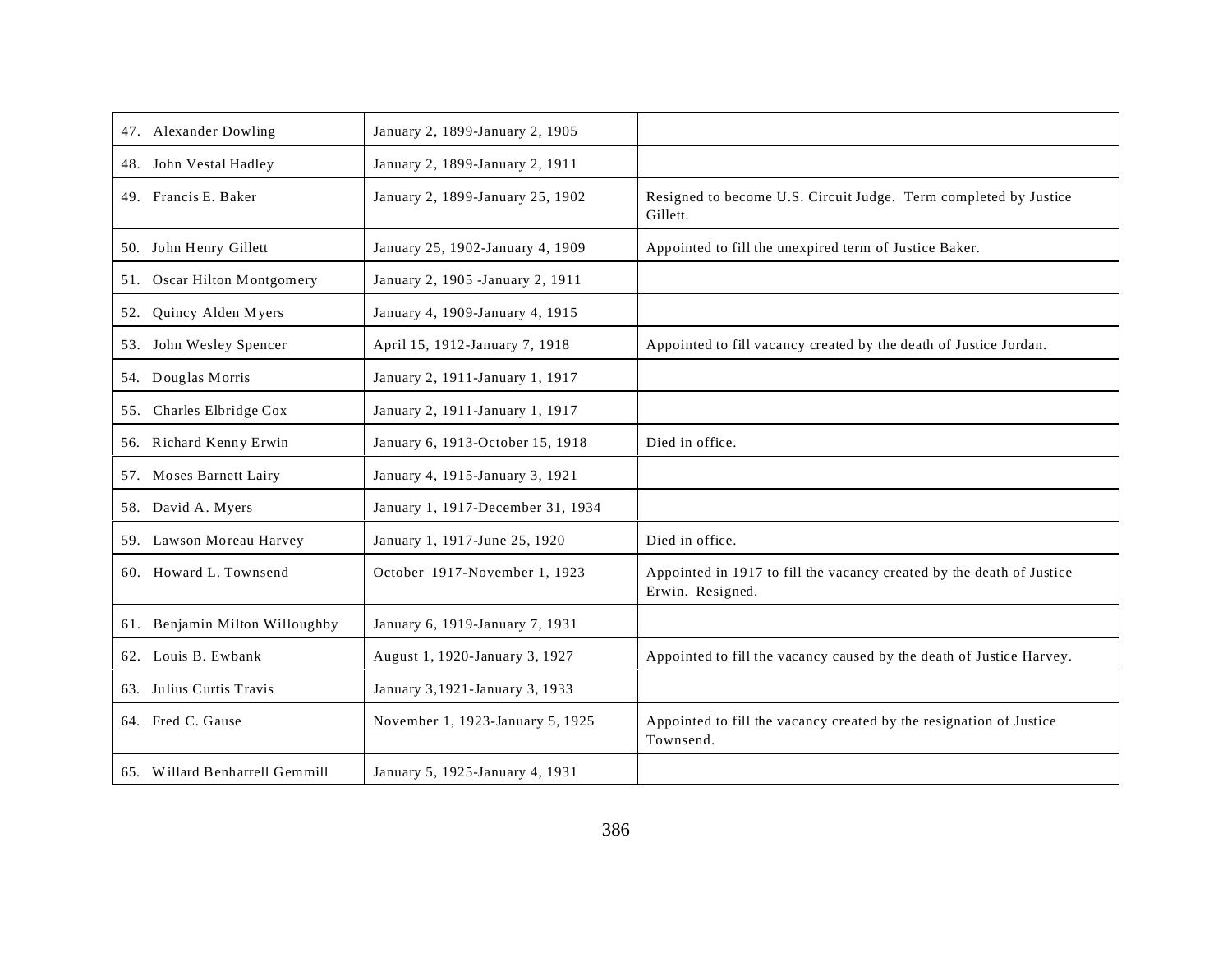| | | |
|---|---|---|
| 47. Alexander Dowling | January 2, 1899-January 2, 1905 | |
| 48. John Vestal Hadley | January 2, 1899-January 2, 1911 | |
| 49. Francis E. Baker | January 2, 1899-January 25, 1902 | Resigned to become U.S. Circuit Judge. Term completed by Justice Gillett. |
| 50. John Henry Gillett | January 25, 1902-January 4, 1909 | Appointed to fill the unexpired term of Justice Baker. |
| 51. Oscar Hilton Montgomery | January 2, 1905 -January 2, 1911 | |
| 52. Quincy Alden Myers | January 4, 1909-January 4, 1915 | |
| 53. John Wesley Spencer | April 15, 1912-January 7, 1918 | Appointed to fill vacancy created by the death of Justice Jordan. |
| 54. Douglas Morris | January 2, 1911-January 1, 1917 | |
| 55. Charles Elbridge Cox | January 2, 1911-January 1, 1917 | |
| 56. Richard Kenny Erwin | January 6, 1913-October 15, 1918 | Died in office. |
| 57. Moses Barnett Lairy | January 4, 1915-January 3, 1921 | |
| 58. David A. Myers | January 1, 1917-December 31, 1934 | |
| 59. Lawson Moreau Harvey | January 1, 1917-June 25, 1920 | Died in office. |
| 60. Howard L. Townsend | October 1917-November 1, 1923 | Appointed in 1917 to fill the vacancy created by the death of Justice Erwin. Resigned. |
| 61. Benjamin Milton Willoughby | January 6, 1919-January 7, 1931 | |
| 62. Louis B. Ewbank | August 1, 1920-January 3, 1927 | Appointed to fill the vacancy caused by the death of Justice Harvey. |
| 63. Julius Curtis Travis | January 3,1921-January 3, 1933 | |
| 64. Fred C. Gause | November 1, 1923-January 5, 1925 | Appointed to fill the vacancy created by the resignation of Justice Townsend. |
| 65. Willard Benharrell Gemmill | January 5, 1925-January 4, 1931 | |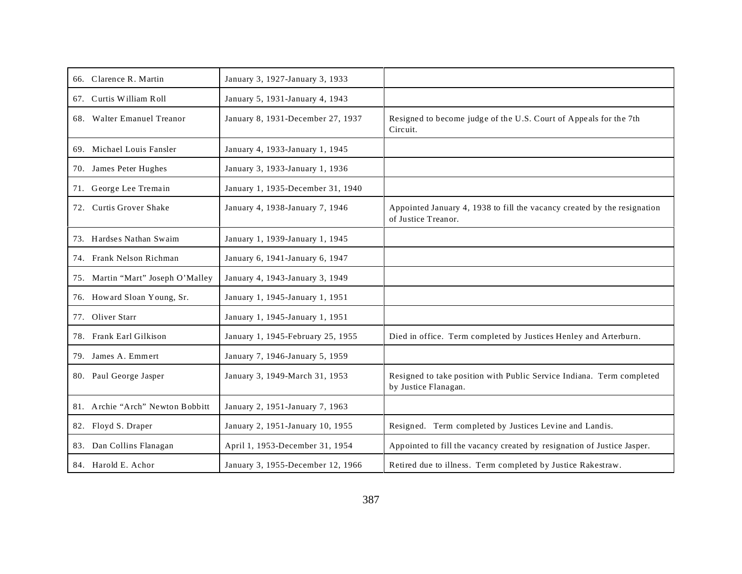| | | |
|---|---|---|
| 66. Clarence R. Martin | January 3, 1927-January 3, 1933 | |
| 67. Curtis William Roll | January 5, 1931-January 4, 1943 | |
| 68. Walter Emanuel Treanor | January 8, 1931-December 27, 1937 | Resigned to become judge of the U.S. Court of Appeals for the 7th Circuit. |
| 69. Michael Louis Fansler | January 4, 1933-January 1, 1945 | |
| 70. James Peter Hughes | January 3, 1933-January 1, 1936 | |
| 71. George Lee Tremain | January 1, 1935-December 31, 1940 | |
| 72. Curtis Grover Shake | January 4, 1938-January 7, 1946 | Appointed January 4, 1938 to fill the vacancy created by the resignation of Justice Treanor. |
| 73. Hardses Nathan Swaim | January 1, 1939-January 1, 1945 | |
| 74. Frank Nelson Richman | January 6, 1941-January 6, 1947 | |
| 75. Martin "Mart" Joseph O'Malley | January 4, 1943-January 3, 1949 | |
| 76. Howard Sloan Young, Sr. | January 1, 1945-January 1, 1951 | |
| 77. Oliver Starr | January 1, 1945-January 1, 1951 | |
| 78. Frank Earl Gilkison | January 1, 1945-February 25, 1955 | Died in office. Term completed by Justices Henley and Arterburn. |
| 79. James A. Emmert | January 7, 1946-January 5, 1959 | |
| 80. Paul George Jasper | January 3, 1949-March 31, 1953 | Resigned to take position with Public Service Indiana. Term completed by Justice Flanagan. |
| 81. Archie "Arch" Newton Bobbitt | January 2, 1951-January 7, 1963 | |
| 82. Floyd S. Draper | January 2, 1951-January 10, 1955 | Resigned. Term completed by Justices Levine and Landis. |
| 83. Dan Collins Flanagan | April 1, 1953-December 31, 1954 | Appointed to fill the vacancy created by resignation of Justice Jasper. |
| 84. Harold E. Achor | January 3, 1955-December 12, 1966 | Retired due to illness. Term completed by Justice Rakestraw. |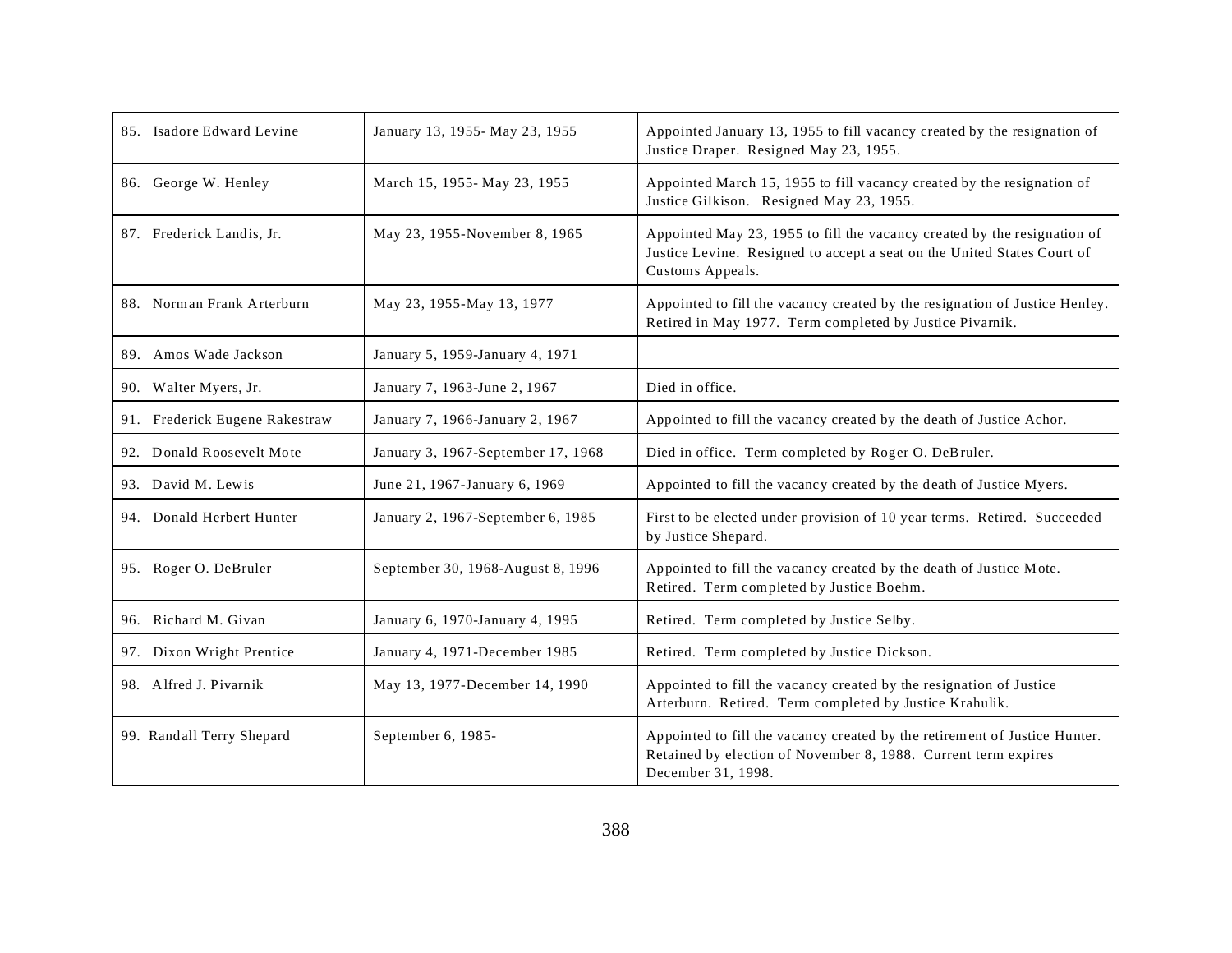| 85. Isadore Edward Levine | January 13, 1955- May 23, 1955 | Appointed January 13, 1955 to fill vacancy created by the resignation of Justice Draper. Resigned May 23, 1955. |
|---|---|---|
| 86. George W. Henley | March 15, 1955- May 23, 1955 | Appointed March 15, 1955 to fill vacancy created by the resignation of Justice Gilkison. Resigned May 23, 1955. |
| 87. Frederick Landis, Jr. | May 23, 1955-November 8, 1965 | Appointed May 23, 1955 to fill the vacancy created by the resignation of Justice Levine. Resigned to accept a seat on the United States Court of Customs Appeals. |
| 88. Norman Frank Arterburn | May 23, 1955-May 13, 1977 | Appointed to fill the vacancy created by the resignation of Justice Henley. Retired in May 1977. Term completed by Justice Pivarnik. |
| 89. Amos Wade Jackson | January 5, 1959-January 4, 1971 | |
| 90. Walter Myers, Jr. | January 7, 1963-June 2, 1967 | Died in office. |
| 91. Frederick Eugene Rakestraw | January 7, 1966-January 2, 1967 | Appointed to fill the vacancy created by the death of Justice Achor. |
| 92. Donald Roosevelt Mote | January 3, 1967-September 17, 1968 | Died in office. Term completed by Roger O. DeBruler. |
| 93. David M. Lewis | June 21, 1967-January 6, 1969 | Appointed to fill the vacancy created by the death of Justice Myers. |
| 94. Donald Herbert Hunter | January 2, 1967-September 6, 1985 | First to be elected under provision of 10 year terms. Retired. Succeeded by Justice Shepard. |
| 95. Roger O. DeBruler | September 30, 1968-August 8, 1996 | Appointed to fill the vacancy created by the death of Justice Mote. Retired. Term completed by Justice Boehm. |
| 96. Richard M. Givan | January 6, 1970-January 4, 1995 | Retired. Term completed by Justice Selby. |
| 97. Dixon Wright Prentice | January 4, 1971-December 1985 | Retired. Term completed by Justice Dickson. |
| 98. Alfred J. Pivarnik | May 13, 1977-December 14, 1990 | Appointed to fill the vacancy created by the resignation of Justice Arterburn. Retired. Term completed by Justice Krahulik. |
| 99. Randall Terry Shepard | September 6, 1985- | Appointed to fill the vacancy created by the retirement of Justice Hunter. Retained by election of November 8, 1988. Current term expires December 31, 1998. |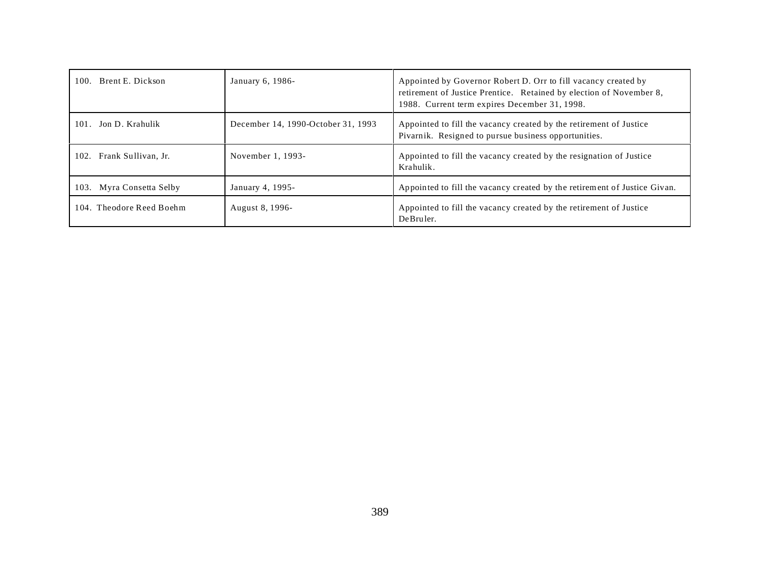| | | |
|---|---|---|
| 100. Brent E. Dickson | January 6, 1986- | Appointed by Governor Robert D. Orr to fill vacancy created by retirement of Justice Prentice. Retained by election of November 8, 1988. Current term expires December 31, 1998. |
| 101. Jon D. Krahulik | December 14, 1990-October 31, 1993 | Appointed to fill the vacancy created by the retirement of Justice Pivarnik. Resigned to pursue business opportunities. |
| 102. Frank Sullivan, Jr. | November 1, 1993- | Appointed to fill the vacancy created by the resignation of Justice Krahulik. |
| 103. Myra Consetta Selby | January 4, 1995- | Appointed to fill the vacancy created by the retirement of Justice Givan. |
| 104. Theodore Reed Boehm | August 8, 1996- | Appointed to fill the vacancy created by the retirement of Justice DeBruler. |